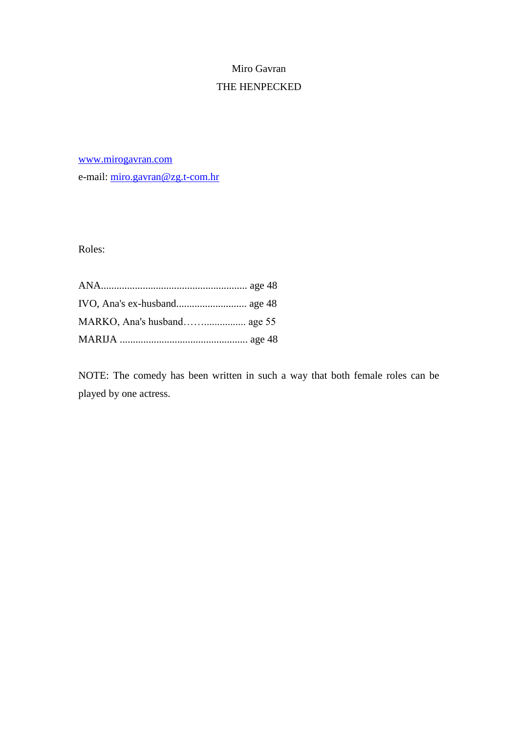Miro Gavran

# THE HENPECKED

www.mirogavran.com

e-mail: miro.gavran@zg.t-com.hr

Roles:

ANA......................................................... age 48

IVO, Ana's ex-husband........................... age 48

MARKO, Ana's husband……................. age 55

MARIJA ................................................. age 48

NOTE: The comedy has been written in such a way that both female roles can be played by one actress.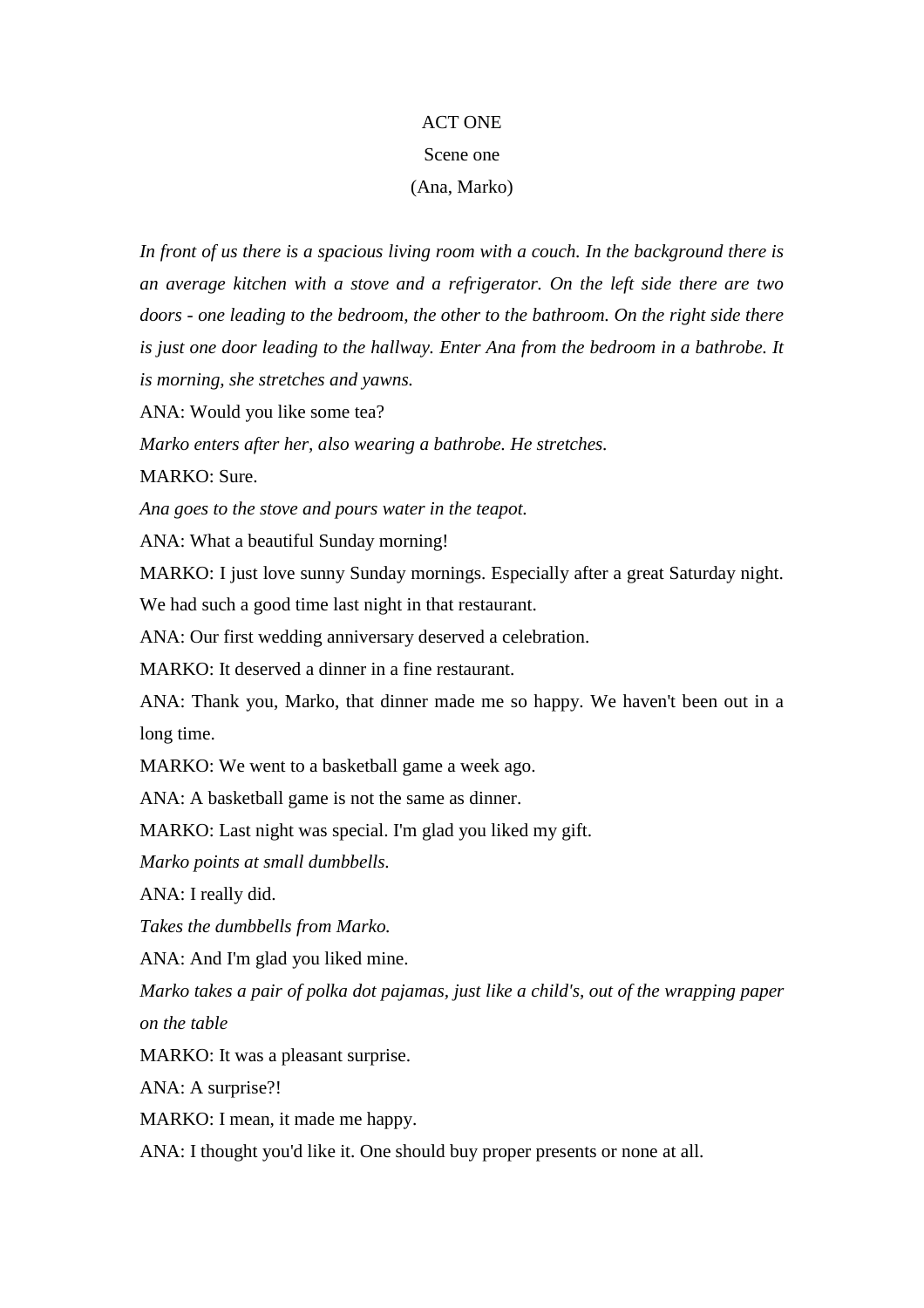ACT ONE

Scene one

(Ana, Marko)

*In front of us there is a spacious living room with a couch. In the background there is an average kitchen with a stove and a refrigerator. On the left side there are two doors - one leading to the bedroom, the other to the bathroom. On the right side there is just one door leading to the hallway. Enter Ana from the bedroom in a bathrobe. It is morning, she stretches and yawns.*

ANA: Would you like some tea?

*Marko enters after her, also wearing a bathrobe. He stretches.*

MARKO: Sure.

*Ana goes to the stove and pours water in the teapot.*

ANA: What a beautiful Sunday morning!

MARKO: I just love sunny Sunday mornings. Especially after a great Saturday night. We had such a good time last night in that restaurant.

ANA: Our first wedding anniversary deserved a celebration.

MARKO: It deserved a dinner in a fine restaurant.

ANA: Thank you, Marko, that dinner made me so happy. We haven't been out in a long time.

MARKO: We went to a basketball game a week ago.

ANA: A basketball game is not the same as dinner.

MARKO: Last night was special. I'm glad you liked my gift.

*Marko points at small dumbbells.*

ANA: I really did.

*Takes the dumbbells from Marko.*

ANA: And I'm glad you liked mine.

*Marko takes a pair of polka dot pajamas, just like a child's, out of the wrapping paper on the table*

MARKO: It was a pleasant surprise.

ANA: A surprise?!

MARKO: I mean, it made me happy.

ANA: I thought you'd like it. One should buy proper presents or none at all.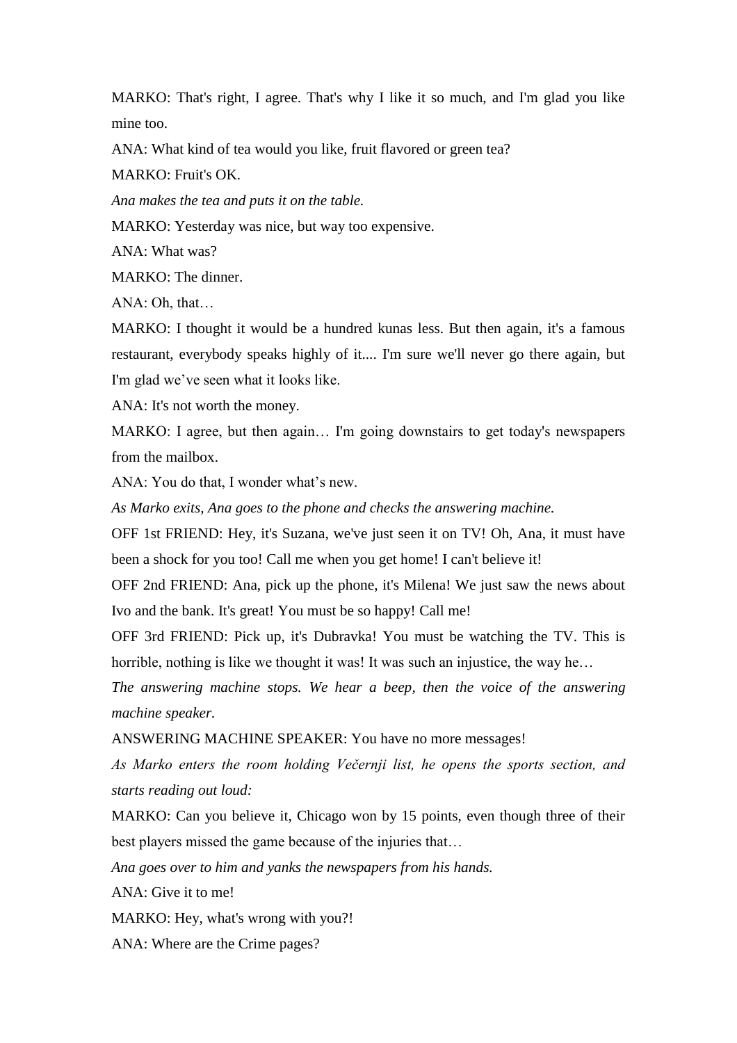MARKO: That's right, I agree. That's why I like it so much, and I'm glad you like mine too.

ANA: What kind of tea would you like, fruit flavored or green tea?

MARKO: Fruit's OK.

*Ana makes the tea and puts it on the table.*

MARKO: Yesterday was nice, but way too expensive.

ANA: What was?

MARKO: The dinner.

ANA: Oh, that…

MARKO: I thought it would be a hundred kunas less. But then again, it's a famous restaurant, everybody speaks highly of it.... I'm sure we'll never go there again, but I'm glad we've seen what it looks like.

ANA: It's not worth the money.

MARKO: I agree, but then again… I'm going downstairs to get today's newspapers from the mailbox.

ANA: You do that, I wonder what's new.

*As Marko exits, Ana goes to the phone and checks the answering machine.*

OFF 1st FRIEND: Hey, it's Suzana, we've just seen it on TV! Oh, Ana, it must have been a shock for you too! Call me when you get home! I can't believe it!

OFF 2nd FRIEND: Ana, pick up the phone, it's Milena! We just saw the news about Ivo and the bank. It's great! You must be so happy! Call me!

OFF 3rd FRIEND: Pick up, it's Dubravka! You must be watching the TV. This is horrible, nothing is like we thought it was! It was such an injustice, the way he…

*The answering machine stops. We hear a beep, then the voice of the answering machine speaker.*

ANSWERING MACHINE SPEAKER: You have no more messages!

*As Marko enters the room holding Večernji list, he opens the sports section, and starts reading out loud:*

MARKO: Can you believe it, Chicago won by 15 points, even though three of their best players missed the game because of the injuries that…

*Ana goes over to him and yanks the newspapers from his hands.*

ANA: Give it to me!

MARKO: Hey, what's wrong with you?!

ANA: Where are the Crime pages?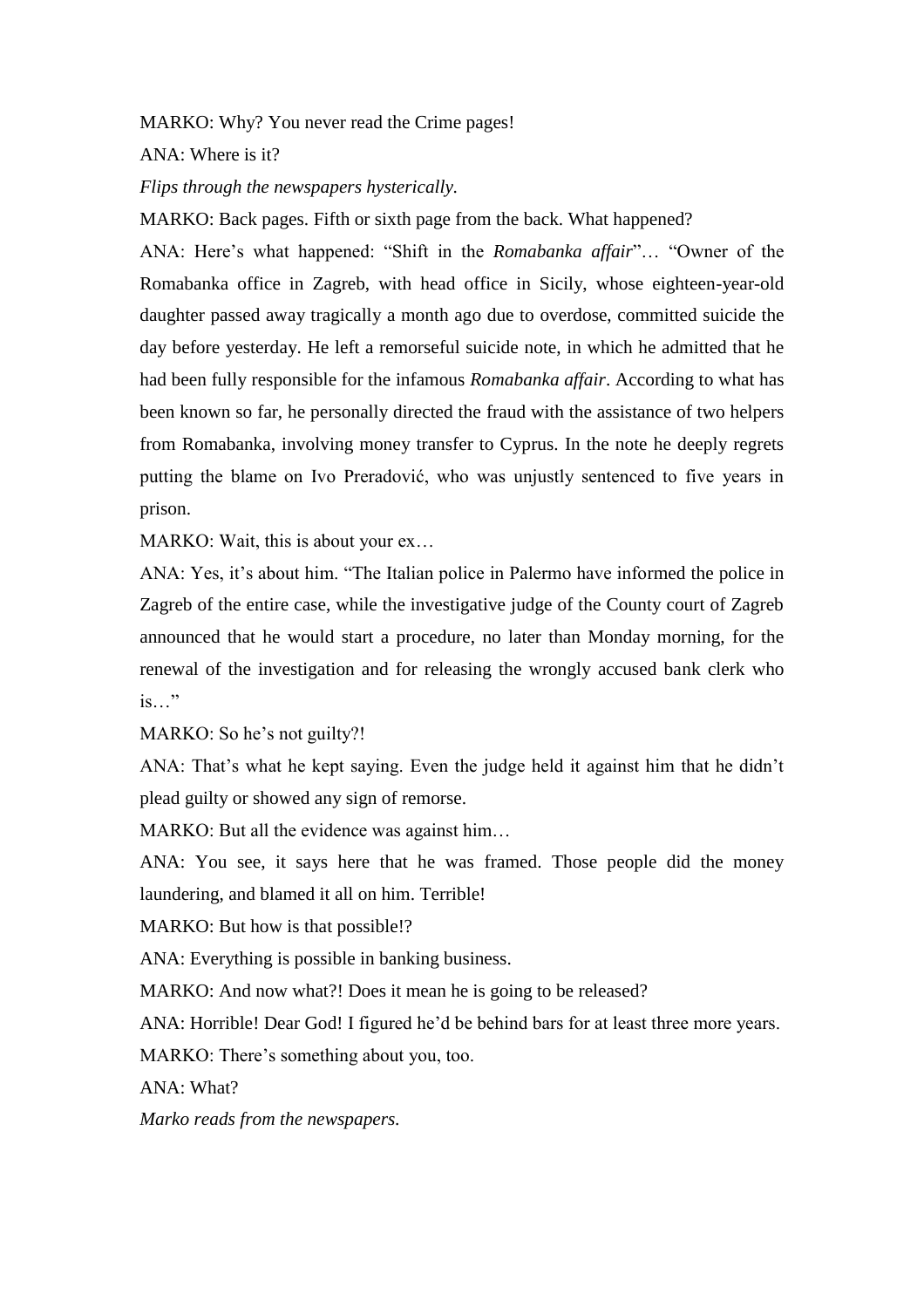MARKO: Why? You never read the Crime pages!

ANA: Where is it?

*Flips through the newspapers hysterically.*

MARKO: Back pages. Fifth or sixth page from the back. What happened?

ANA: Here's what happened: "Shift in the *Romabanka affair*"… "Owner of the Romabanka office in Zagreb, with head office in Sicily, whose eighteen-year-old daughter passed away tragically a month ago due to overdose, committed suicide the day before yesterday. He left a remorseful suicide note, in which he admitted that he had been fully responsible for the infamous *Romabanka affair*. According to what has been known so far, he personally directed the fraud with the assistance of two helpers from Romabanka, involving money transfer to Cyprus. In the note he deeply regrets putting the blame on Ivo Preradović, who was unjustly sentenced to five years in prison.

MARKO: Wait, this is about your ex…

ANA: Yes, it's about him. "The Italian police in Palermo have informed the police in Zagreb of the entire case, while the investigative judge of the County court of Zagreb announced that he would start a procedure, no later than Monday morning, for the renewal of the investigation and for releasing the wrongly accused bank clerk who is…"

MARKO: So he's not guilty?!

ANA: That's what he kept saying. Even the judge held it against him that he didn't plead guilty or showed any sign of remorse.

MARKO: But all the evidence was against him…

ANA: You see, it says here that he was framed. Those people did the money laundering, and blamed it all on him. Terrible!

MARKO: But how is that possible!?

ANA: Everything is possible in banking business.

MARKO: And now what?! Does it mean he is going to be released?

ANA: Horrible! Dear God! I figured he'd be behind bars for at least three more years.

MARKO: There's something about you, too.

ANA: What?

*Marko reads from the newspapers.*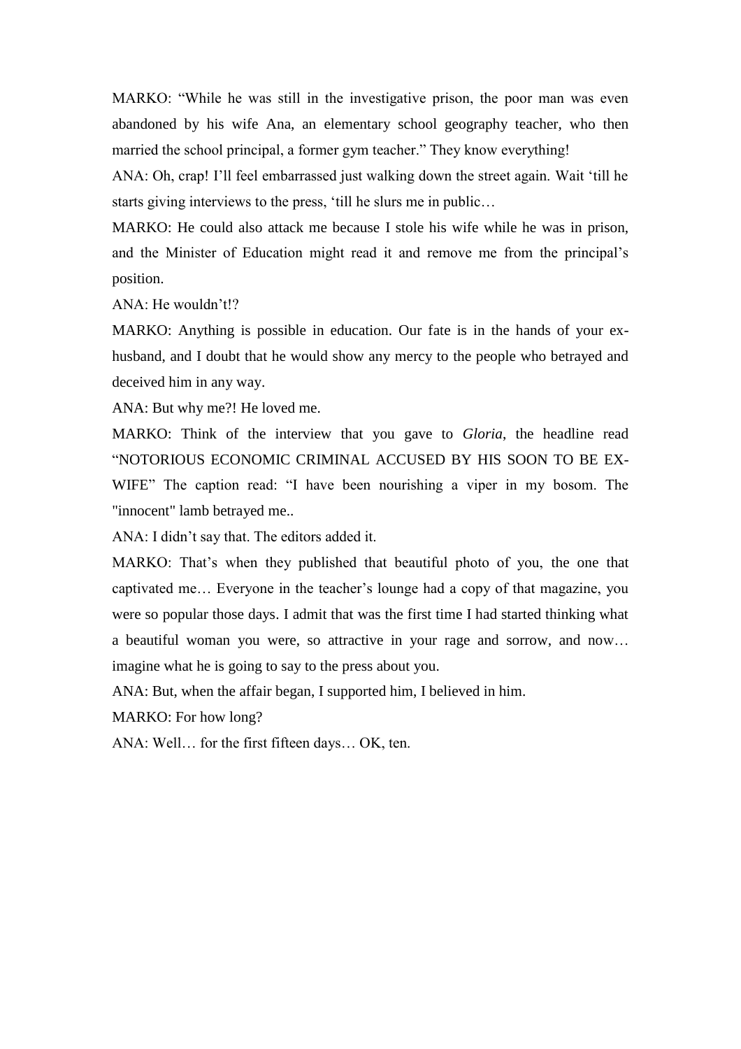MARKO: "While he was still in the investigative prison, the poor man was even abandoned by his wife Ana, an elementary school geography teacher, who then married the school principal, a former gym teacher." They know everything!

ANA: Oh, crap! I'll feel embarrassed just walking down the street again. Wait 'till he starts giving interviews to the press, 'till he slurs me in public…

MARKO: He could also attack me because I stole his wife while he was in prison, and the Minister of Education might read it and remove me from the principal's position.

ANA: He wouldn't!?

MARKO: Anything is possible in education. Our fate is in the hands of your ex-husband, and I doubt that he would show any mercy to the people who betrayed and deceived him in any way.

ANA: But why me?! He loved me.

MARKO: Think of the interview that you gave to *Gloria*, the headline read "NOTORIOUS ECONOMIC CRIMINAL ACCUSED BY HIS SOON TO BE EX-WIFE" The caption read: "I have been nourishing a viper in my bosom. The "innocent" lamb betrayed me..

ANA: I didn't say that. The editors added it.

MARKO: That's when they published that beautiful photo of you, the one that captivated me… Everyone in the teacher's lounge had a copy of that magazine, you were so popular those days. I admit that was the first time I had started thinking what a beautiful woman you were, so attractive in your rage and sorrow, and now… imagine what he is going to say to the press about you.

ANA: But, when the affair began, I supported him, I believed in him.

MARKO: For how long?

ANA: Well… for the first fifteen days… OK, ten.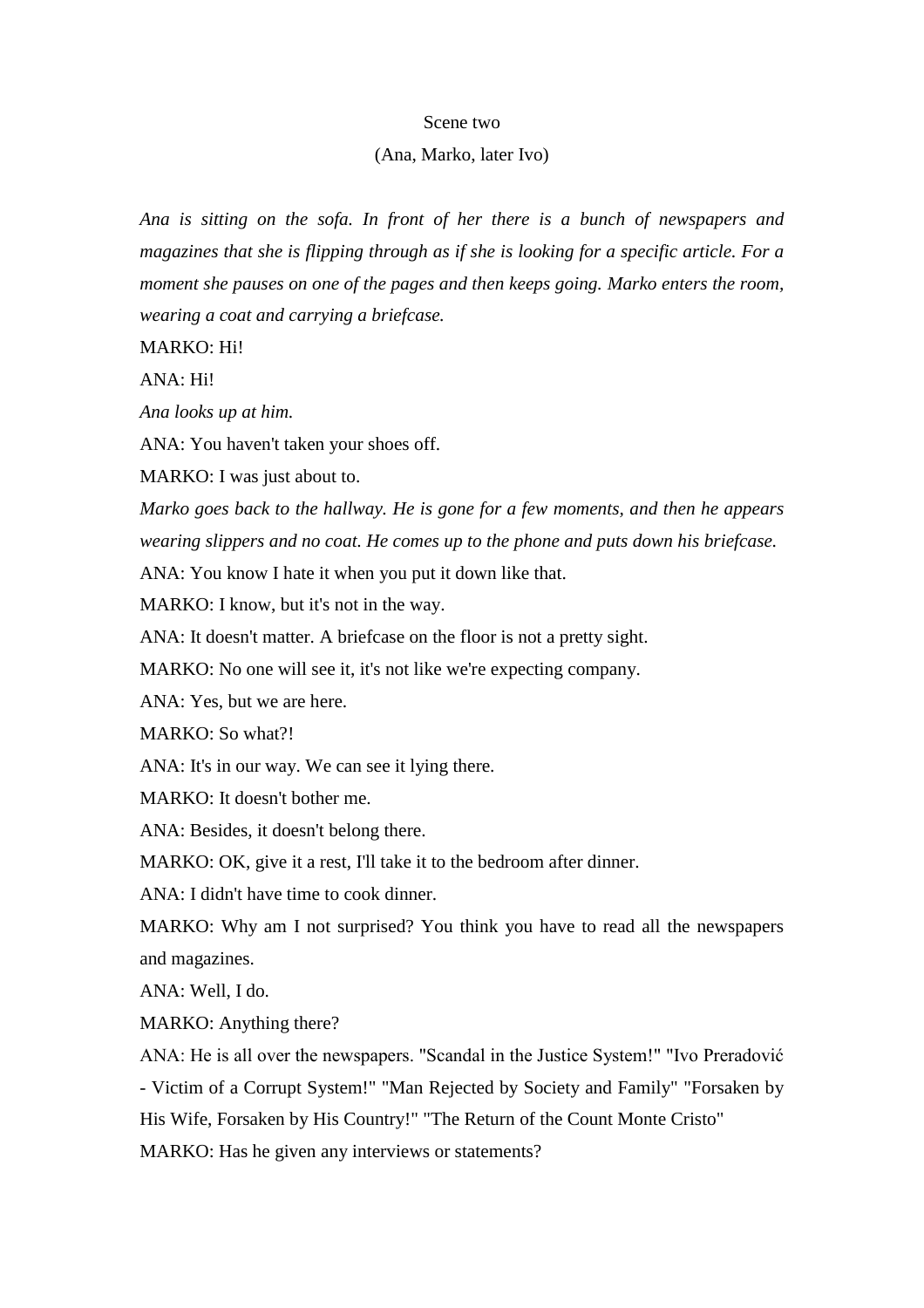Scene two

(Ana, Marko, later Ivo)

*Ana is sitting on the sofa. In front of her there is a bunch of newspapers and magazines that she is flipping through as if she is looking for a specific article. For a moment she pauses on one of the pages and then keeps going. Marko enters the room, wearing a coat and carrying a briefcase.*

MARKO: Hi!

ANA: Hi!

*Ana looks up at him.*

ANA: You haven't taken your shoes off.

MARKO: I was just about to.

*Marko goes back to the hallway. He is gone for a few moments, and then he appears wearing slippers and no coat. He comes up to the phone and puts down his briefcase.*

ANA: You know I hate it when you put it down like that.

MARKO: I know, but it's not in the way.

ANA: It doesn't matter. A briefcase on the floor is not a pretty sight.

MARKO: No one will see it, it's not like we're expecting company.

ANA: Yes, but we are here.

MARKO: So what?!

ANA: It's in our way. We can see it lying there.

MARKO: It doesn't bother me.

ANA: Besides, it doesn't belong there.

MARKO: OK, give it a rest, I'll take it to the bedroom after dinner.

ANA: I didn't have time to cook dinner.

MARKO: Why am I not surprised? You think you have to read all the newspapers and magazines.

ANA: Well, I do.

MARKO: Anything there?

ANA: He is all over the newspapers. "Scandal in the Justice System!" "Ivo Preradović - Victim of a Corrupt System!" "Man Rejected by Society and Family" "Forsaken by His Wife, Forsaken by His Country!" "The Return of the Count Monte Cristo"

MARKO: Has he given any interviews or statements?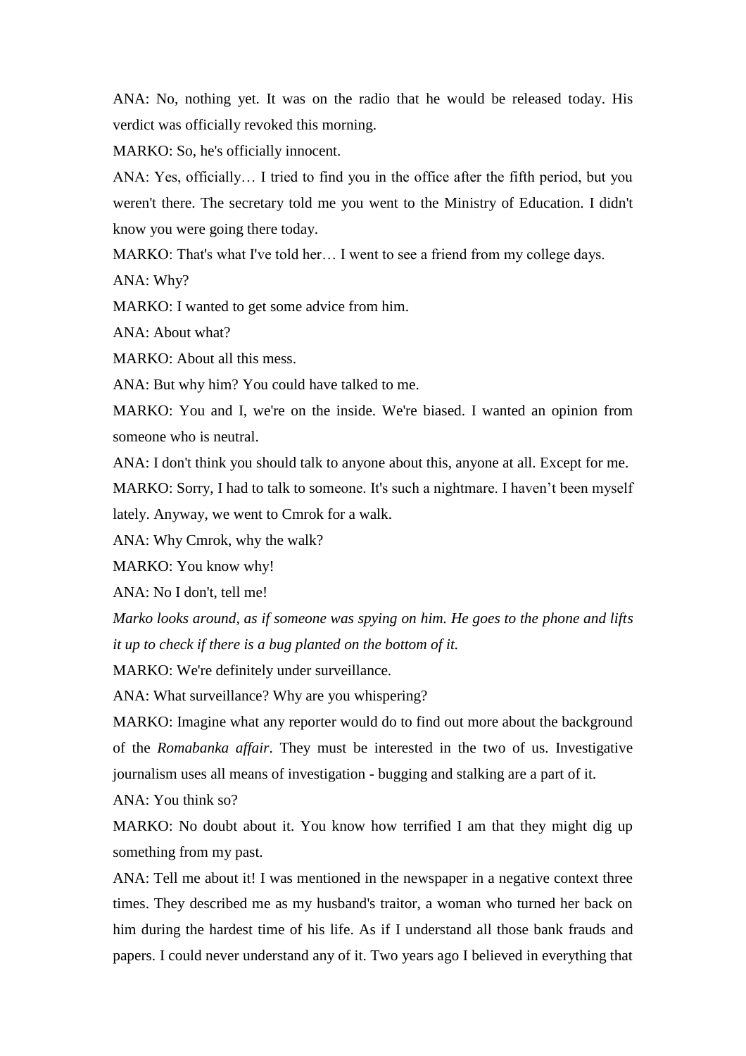ANA: No, nothing yet. It was on the radio that he would be released today. His verdict was officially revoked this morning.

MARKO: So, he's officially innocent.

ANA: Yes, officially… I tried to find you in the office after the fifth period, but you weren't there. The secretary told me you went to the Ministry of Education. I didn't know you were going there today.

MARKO: That's what I've told her… I went to see a friend from my college days.

ANA: Why?

MARKO: I wanted to get some advice from him.

ANA: About what?

MARKO: About all this mess.

ANA: But why him? You could have talked to me.

MARKO: You and I, we're on the inside. We're biased. I wanted an opinion from someone who is neutral.

ANA: I don't think you should talk to anyone about this, anyone at all. Except for me.

MARKO: Sorry, I had to talk to someone. It's such a nightmare. I haven't been myself lately. Anyway, we went to Cmrok for a walk.

ANA: Why Cmrok, why the walk?

MARKO: You know why!

ANA: No I don't, tell me!

*Marko looks around, as if someone was spying on him. He goes to the phone and lifts it up to check if there is a bug planted on the bottom of it.*

MARKO: We're definitely under surveillance.

ANA: What surveillance? Why are you whispering?

MARKO: Imagine what any reporter would do to find out more about the background of the *Romabanka affair*. They must be interested in the two of us. Investigative journalism uses all means of investigation - bugging and stalking are a part of it.

ANA: You think so?

MARKO: No doubt about it. You know how terrified I am that they might dig up something from my past.

ANA: Tell me about it! I was mentioned in the newspaper in a negative context three times. They described me as my husband's traitor, a woman who turned her back on him during the hardest time of his life. As if I understand all those bank frauds and papers. I could never understand any of it. Two years ago I believed in everything that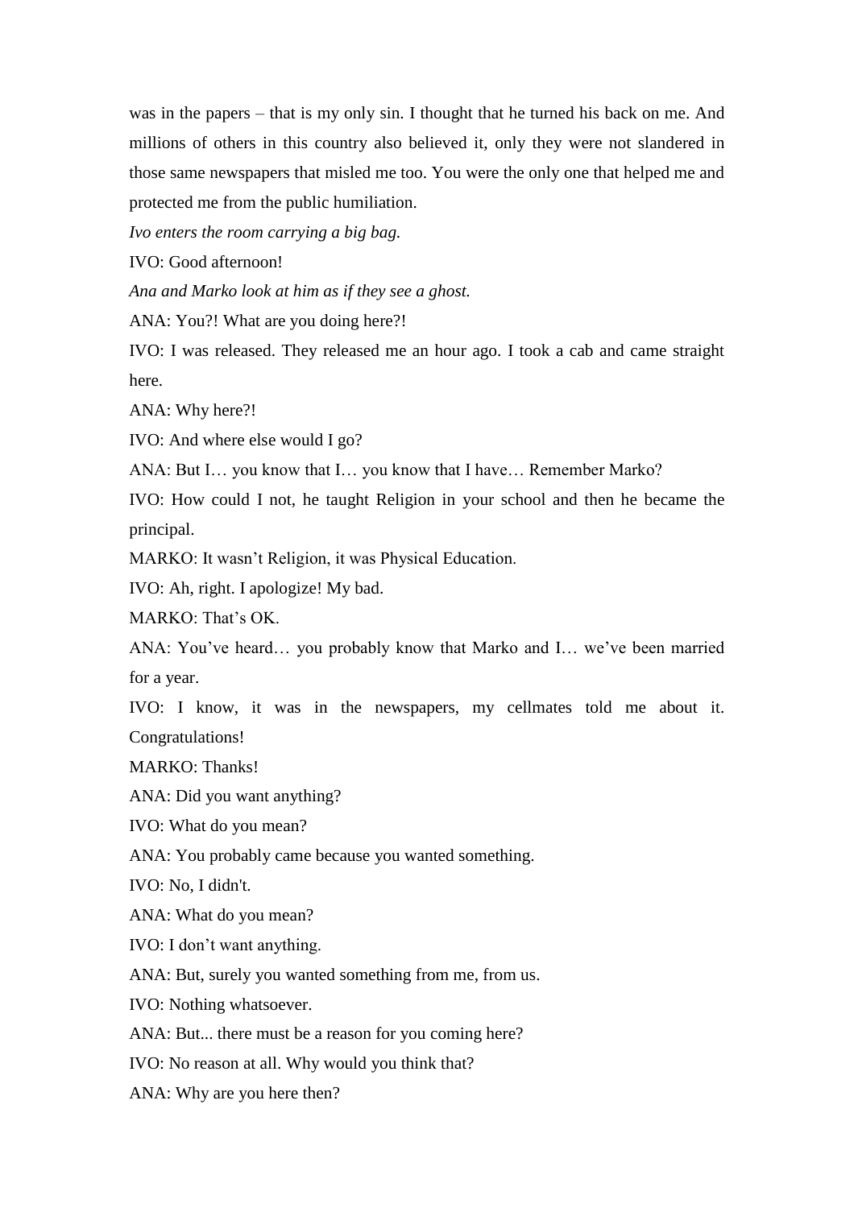was in the papers – that is my only sin. I thought that he turned his back on me. And millions of others in this country also believed it, only they were not slandered in those same newspapers that misled me too. You were the only one that helped me and protected me from the public humiliation.

*Ivo enters the room carrying a big bag.*

IVO: Good afternoon!

*Ana and Marko look at him as if they see a ghost.*

ANA: You?! What are you doing here?!

IVO: I was released. They released me an hour ago. I took a cab and came straight here.

ANA: Why here?!

IVO: And where else would I go?

ANA: But I… you know that I… you know that I have… Remember Marko?

IVO: How could I not, he taught Religion in your school and then he became the principal.

MARKO: It wasn't Religion, it was Physical Education.

IVO: Ah, right. I apologize! My bad.

MARKO: That's OK.

ANA: You've heard… you probably know that Marko and I… we've been married for a year.

IVO: I know, it was in the newspapers, my cellmates told me about it. Congratulations!

MARKO: Thanks!

ANA: Did you want anything?

IVO: What do you mean?

ANA: You probably came because you wanted something.

IVO: No, I didn't.

ANA: What do you mean?

IVO: I don't want anything.

ANA: But, surely you wanted something from me, from us.

IVO: Nothing whatsoever.

ANA: But... there must be a reason for you coming here?

IVO: No reason at all. Why would you think that?

ANA: Why are you here then?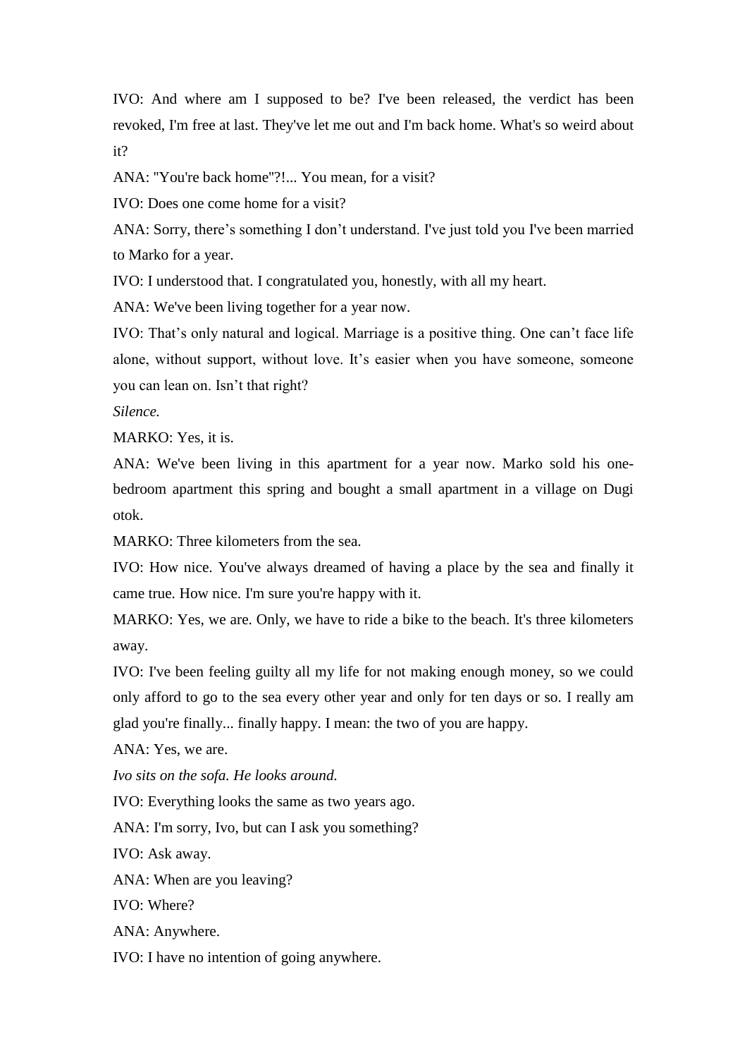IVO: And where am I supposed to be? I've been released, the verdict has been revoked, I'm free at last. They've let me out and I'm back home. What's so weird about it?

ANA: "You're back home"?!... You mean, for a visit?

IVO: Does one come home for a visit?

ANA: Sorry, there's something I don't understand. I've just told you I've been married to Marko for a year.

IVO: I understood that. I congratulated you, honestly, with all my heart.

ANA: We've been living together for a year now.

IVO: That's only natural and logical. Marriage is a positive thing. One can't face life alone, without support, without love. It's easier when you have someone, someone you can lean on. Isn't that right?

*Silence.*

MARKO: Yes, it is.

ANA: We've been living in this apartment for a year now. Marko sold his one-bedroom apartment this spring and bought a small apartment in a village on Dugi otok.

MARKO: Three kilometers from the sea.

IVO: How nice. You've always dreamed of having a place by the sea and finally it came true. How nice. I'm sure you're happy with it.

MARKO: Yes, we are. Only, we have to ride a bike to the beach. It's three kilometers away.

IVO: I've been feeling guilty all my life for not making enough money, so we could only afford to go to the sea every other year and only for ten days or so. I really am glad you're finally... finally happy. I mean: the two of you are happy.

ANA: Yes, we are.

*Ivo sits on the sofa. He looks around.*

IVO: Everything looks the same as two years ago.

ANA: I'm sorry, Ivo, but can I ask you something?

IVO: Ask away.

ANA: When are you leaving?

IVO: Where?

ANA: Anywhere.

IVO: I have no intention of going anywhere.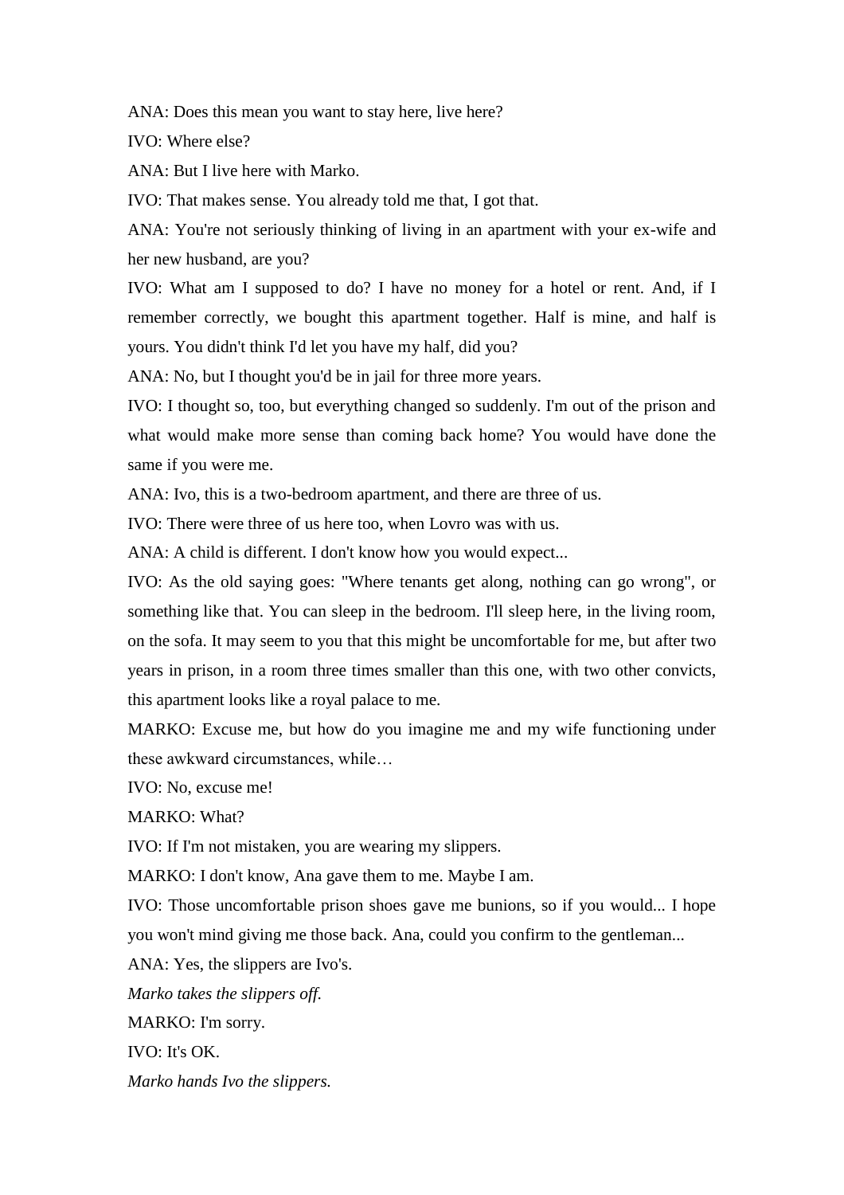ANA: Does this mean you want to stay here, live here?

IVO: Where else?

ANA: But I live here with Marko.

IVO: That makes sense. You already told me that, I got that.

ANA: You're not seriously thinking of living in an apartment with your ex-wife and her new husband, are you?

IVO: What am I supposed to do? I have no money for a hotel or rent. And, if I remember correctly, we bought this apartment together. Half is mine, and half is yours. You didn't think I'd let you have my half, did you?

ANA: No, but I thought you'd be in jail for three more years.

IVO: I thought so, too, but everything changed so suddenly. I'm out of the prison and what would make more sense than coming back home? You would have done the same if you were me.

ANA: Ivo, this is a two-bedroom apartment, and there are three of us.

IVO: There were three of us here too, when Lovro was with us.

ANA: A child is different. I don't know how you would expect...

IVO: As the old saying goes: "Where tenants get along, nothing can go wrong", or something like that. You can sleep in the bedroom. I'll sleep here, in the living room, on the sofa. It may seem to you that this might be uncomfortable for me, but after two years in prison, in a room three times smaller than this one, with two other convicts, this apartment looks like a royal palace to me.

MARKO: Excuse me, but how do you imagine me and my wife functioning under these awkward circumstances, while…

IVO: No, excuse me!

MARKO: What?

IVO: If I'm not mistaken, you are wearing my slippers.

MARKO: I don't know, Ana gave them to me. Maybe I am.

IVO: Those uncomfortable prison shoes gave me bunions, so if you would... I hope you won't mind giving me those back. Ana, could you confirm to the gentleman...

ANA: Yes, the slippers are Ivo's.

*Marko takes the slippers off.*

MARKO: I'm sorry.

IVO: It's OK.

*Marko hands Ivo the slippers.*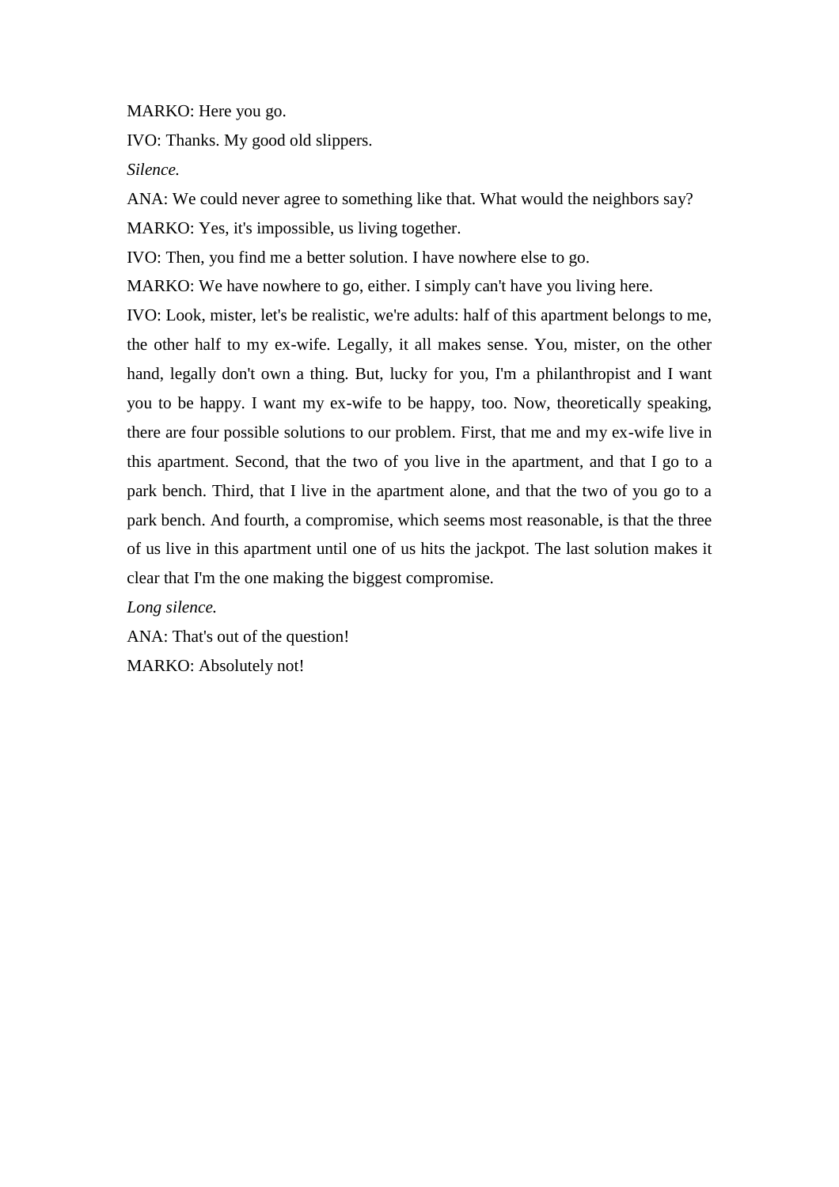MARKO: Here you go.

IVO: Thanks. My good old slippers.

*Silence.*

ANA: We could never agree to something like that. What would the neighbors say?

MARKO: Yes, it's impossible, us living together.

IVO: Then, you find me a better solution. I have nowhere else to go.

MARKO: We have nowhere to go, either. I simply can't have you living here.

IVO: Look, mister, let's be realistic, we're adults: half of this apartment belongs to me, the other half to my ex-wife. Legally, it all makes sense. You, mister, on the other hand, legally don't own a thing. But, lucky for you, I'm a philanthropist and I want you to be happy. I want my ex-wife to be happy, too. Now, theoretically speaking, there are four possible solutions to our problem. First, that me and my ex-wife live in this apartment. Second, that the two of you live in the apartment, and that I go to a park bench. Third, that I live in the apartment alone, and that the two of you go to a park bench. And fourth, a compromise, which seems most reasonable, is that the three of us live in this apartment until one of us hits the jackpot. The last solution makes it clear that I'm the one making the biggest compromise.

*Long silence.*

ANA: That's out of the question!

MARKO: Absolutely not!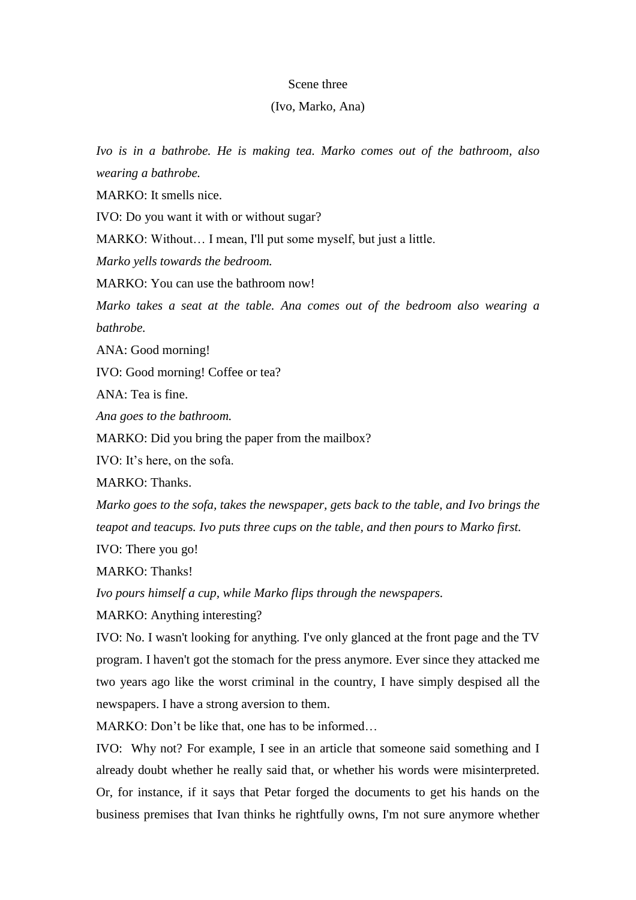Scene three

(Ivo, Marko, Ana)

*Ivo is in a bathrobe. He is making tea. Marko comes out of the bathroom, also wearing a bathrobe.*

MARKO: It smells nice.

IVO: Do you want it with or without sugar?

MARKO: Without… I mean, I'll put some myself, but just a little.

*Marko yells towards the bedroom.*

MARKO: You can use the bathroom now!

*Marko takes a seat at the table. Ana comes out of the bedroom also wearing a bathrobe.*

ANA: Good morning!

IVO: Good morning! Coffee or tea?

ANA: Tea is fine.

*Ana goes to the bathroom.*

MARKO: Did you bring the paper from the mailbox?

IVO: It's here, on the sofa.

MARKO: Thanks.

*Marko goes to the sofa, takes the newspaper, gets back to the table, and Ivo brings the teapot and teacups. Ivo puts three cups on the table, and then pours to Marko first.*

IVO: There you go!

MARKO: Thanks!

*Ivo pours himself a cup, while Marko flips through the newspapers.*

MARKO: Anything interesting?

IVO: No. I wasn't looking for anything. I've only glanced at the front page and the TV program. I haven't got the stomach for the press anymore. Ever since they attacked me two years ago like the worst criminal in the country, I have simply despised all the newspapers. I have a strong aversion to them.

MARKO: Don't be like that, one has to be informed…

IVO: Why not? For example, I see in an article that someone said something and I already doubt whether he really said that, or whether his words were misinterpreted. Or, for instance, if it says that Petar forged the documents to get his hands on the business premises that Ivan thinks he rightfully owns, I'm not sure anymore whether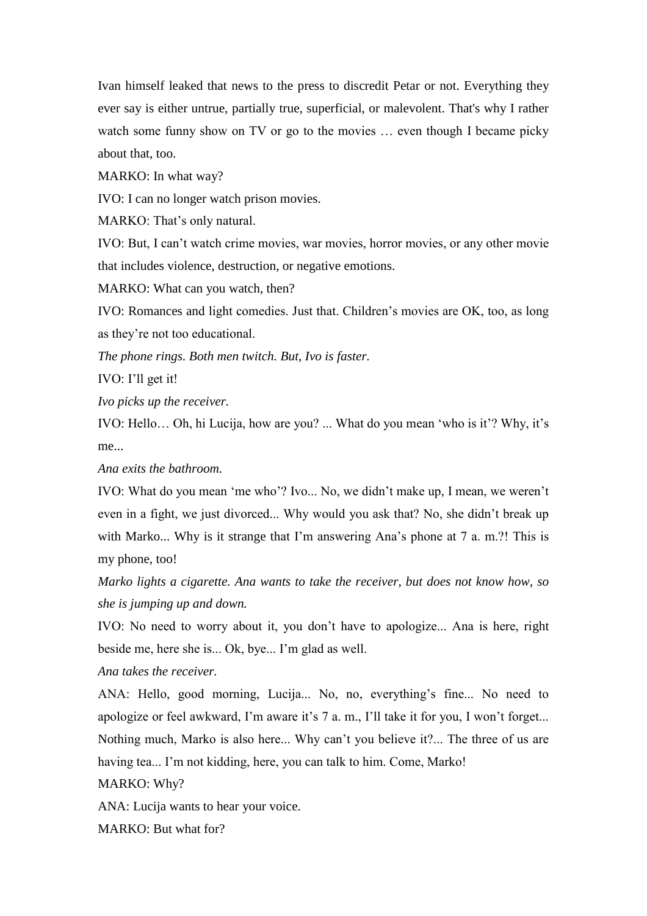Ivan himself leaked that news to the press to discredit Petar or not. Everything they ever say is either untrue, partially true, superficial, or malevolent. That's why I rather watch some funny show on TV or go to the movies … even though I became picky about that, too.

MARKO: In what way?

IVO: I can no longer watch prison movies.

MARKO: That’s only natural.

IVO: But, I can’t watch crime movies, war movies, horror movies, or any other movie that includes violence, destruction, or negative emotions.

MARKO: What can you watch, then?

IVO: Romances and light comedies. Just that. Children’s movies are OK, too, as long as they’re not too educational.

*The phone rings. Both men twitch. But, Ivo is faster.*

IVO: I’ll get it!

*Ivo picks up the receiver.*

IVO: Hello… Oh, hi Lucija, how are you? ... What do you mean ‘who is it’? Why, it’s me...

*Ana exits the bathroom.*

IVO: What do you mean ‘me who’? Ivo... No, we didn’t make up, I mean, we weren’t even in a fight, we just divorced... Why would you ask that? No, she didn’t break up with Marko... Why is it strange that I’m answering Ana’s phone at 7 a. m.?! This is my phone, too!

*Marko lights a cigarette. Ana wants to take the receiver, but does not know how, so she is jumping up and down.*

IVO: No need to worry about it, you don’t have to apologize... Ana is here, right beside me, here she is... Ok, bye... I’m glad as well.

*Ana takes the receiver.*

ANA: Hello, good morning, Lucija... No, no, everything’s fine... No need to apologize or feel awkward, I’m aware it’s 7 a. m., I’ll take it for you, I won’t forget... Nothing much, Marko is also here... Why can’t you believe it?... The three of us are having tea... I’m not kidding, here, you can talk to him. Come, Marko!

MARKO: Why?

ANA: Lucija wants to hear your voice.

MARKO: But what for?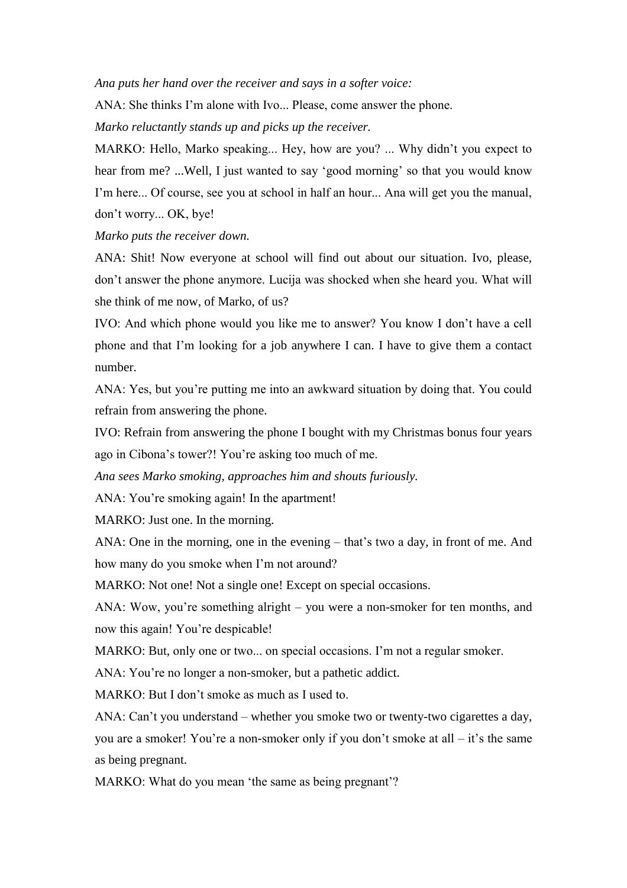*Ana puts her hand over the receiver and says in a softer voice:*

ANA: She thinks I'm alone with Ivo... Please, come answer the phone.

*Marko reluctantly stands up and picks up the receiver.*

MARKO: Hello, Marko speaking... Hey, how are you? ... Why didn't you expect to hear from me? ...Well, I just wanted to say 'good morning' so that you would know I'm here... Of course, see you at school in half an hour... Ana will get you the manual, don't worry... OK, bye!

*Marko puts the receiver down.*

ANA: Shit! Now everyone at school will find out about our situation. Ivo, please, don't answer the phone anymore. Lucija was shocked when she heard you. What will she think of me now, of Marko, of us?

IVO: And which phone would you like me to answer? You know I don't have a cell phone and that I'm looking for a job anywhere I can. I have to give them a contact number.

ANA: Yes, but you're putting me into an awkward situation by doing that. You could refrain from answering the phone.

IVO: Refrain from answering the phone I bought with my Christmas bonus four years ago in Cibona's tower?! You're asking too much of me.

*Ana sees Marko smoking, approaches him and shouts furiously.*

ANA: You're smoking again! In the apartment!

MARKO: Just one. In the morning.

ANA: One in the morning, one in the evening – that's two a day, in front of me. And how many do you smoke when I'm not around?

MARKO: Not one! Not a single one! Except on special occasions.

ANA: Wow, you're something alright – you were a non-smoker for ten months, and now this again! You're despicable!

MARKO: But, only one or two... on special occasions. I'm not a regular smoker.

ANA: You're no longer a non-smoker, but a pathetic addict.

MARKO: But I don't smoke as much as I used to.

ANA: Can't you understand – whether you smoke two or twenty-two cigarettes a day, you are a smoker! You're a non-smoker only if you don't smoke at all – it's the same as being pregnant.

MARKO: What do you mean 'the same as being pregnant'?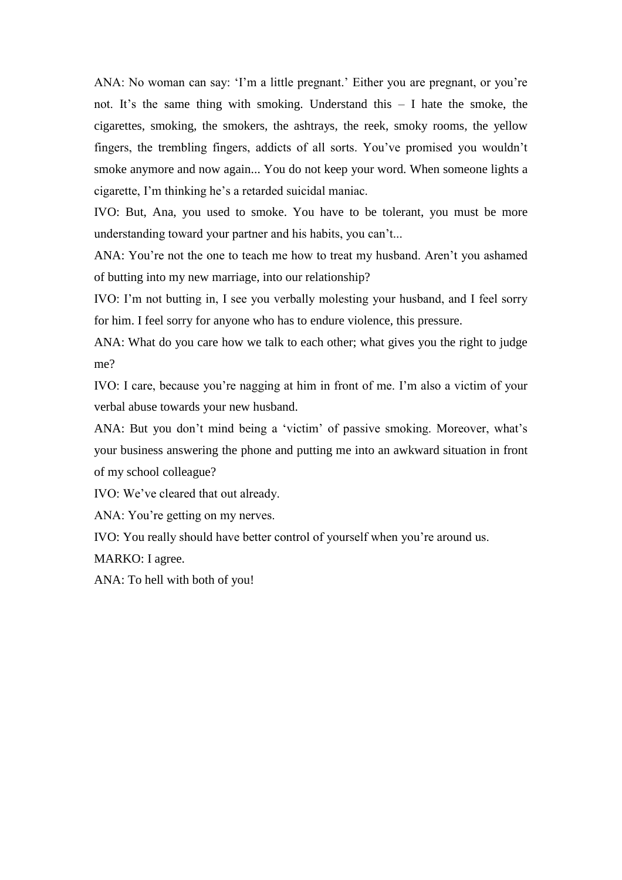ANA: No woman can say: 'I'm a little pregnant.' Either you are pregnant, or you're not. It's the same thing with smoking. Understand this – I hate the smoke, the cigarettes, smoking, the smokers, the ashtrays, the reek, smoky rooms, the yellow fingers, the trembling fingers, addicts of all sorts. You've promised you wouldn't smoke anymore and now again... You do not keep your word. When someone lights a cigarette, I'm thinking he's a retarded suicidal maniac.

IVO: But, Ana, you used to smoke. You have to be tolerant, you must be more understanding toward your partner and his habits, you can't...

ANA: You're not the one to teach me how to treat my husband. Aren't you ashamed of butting into my new marriage, into our relationship?

IVO: I'm not butting in, I see you verbally molesting your husband, and I feel sorry for him. I feel sorry for anyone who has to endure violence, this pressure.

ANA: What do you care how we talk to each other; what gives you the right to judge me?

IVO: I care, because you're nagging at him in front of me. I'm also a victim of your verbal abuse towards your new husband.

ANA: But you don't mind being a 'victim' of passive smoking. Moreover, what's your business answering the phone and putting me into an awkward situation in front of my school colleague?

IVO: We've cleared that out already.

ANA: You're getting on my nerves.

IVO: You really should have better control of yourself when you're around us.

MARKO: I agree.

ANA: To hell with both of you!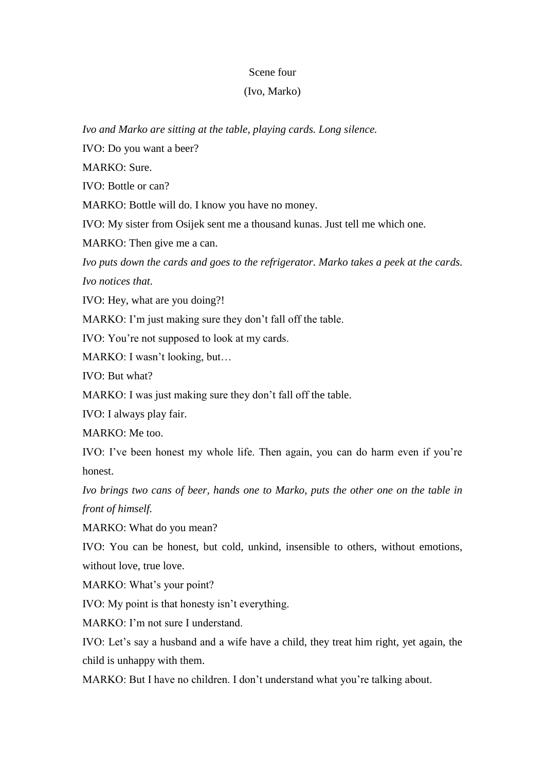Scene four

(Ivo, Marko)

*Ivo and Marko are sitting at the table, playing cards. Long silence.*

IVO: Do you want a beer?

MARKO: Sure.

IVO: Bottle or can?

MARKO: Bottle will do. I know you have no money.

IVO: My sister from Osijek sent me a thousand kunas. Just tell me which one.

MARKO: Then give me a can.

*Ivo puts down the cards and goes to the refrigerator. Marko takes a peek at the cards. Ivo notices that.*

IVO: Hey, what are you doing?!

MARKO: I'm just making sure they don't fall off the table.

IVO: You're not supposed to look at my cards.

MARKO: I wasn't looking, but…

IVO: But what?

MARKO: I was just making sure they don't fall off the table.

IVO: I always play fair.

MARKO: Me too.

IVO: I've been honest my whole life. Then again, you can do harm even if you're honest.

*Ivo brings two cans of beer, hands one to Marko, puts the other one on the table in front of himself.*

MARKO: What do you mean?

IVO: You can be honest, but cold, unkind, insensible to others, without emotions, without love, true love.

MARKO: What's your point?

IVO: My point is that honesty isn't everything.

MARKO: I'm not sure I understand.

IVO: Let's say a husband and a wife have a child, they treat him right, yet again, the child is unhappy with them.

MARKO: But I have no children. I don't understand what you're talking about.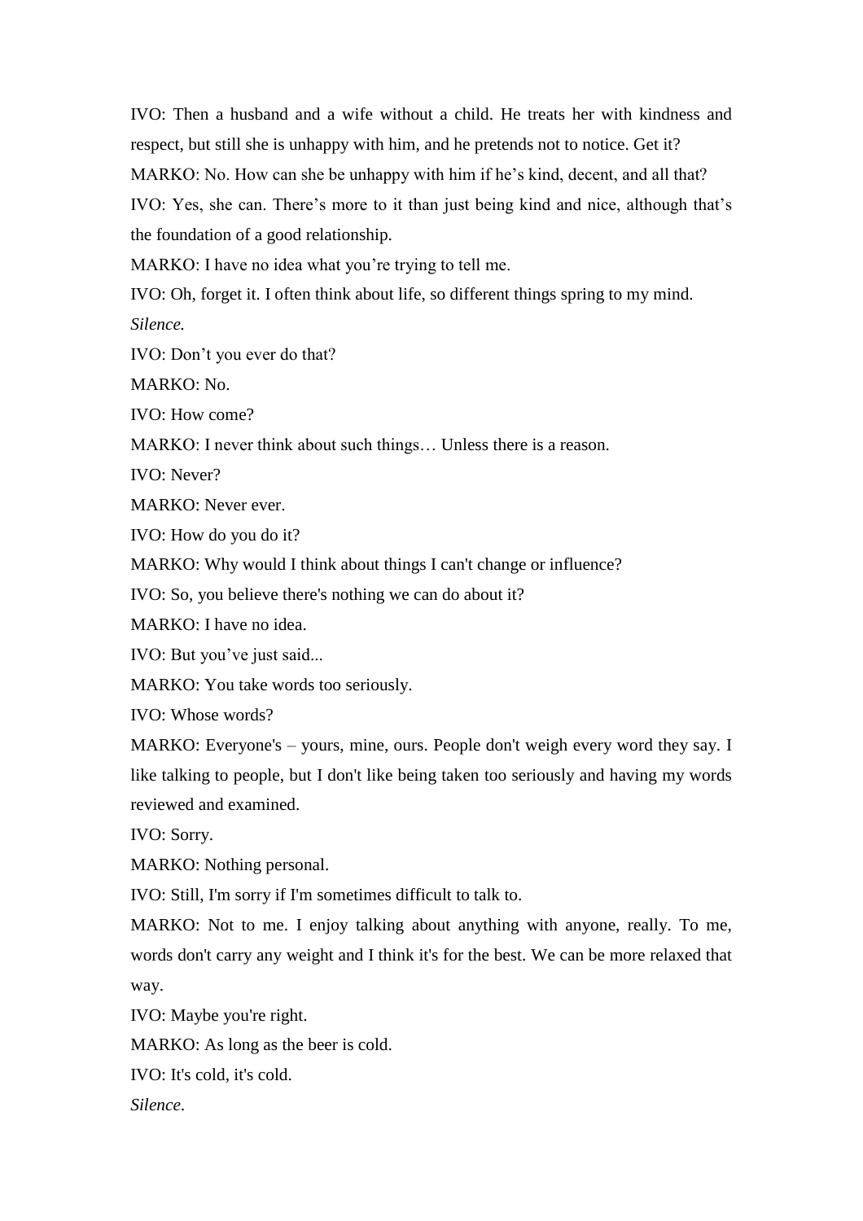IVO: Then a husband and a wife without a child. He treats her with kindness and respect, but still she is unhappy with him, and he pretends not to notice. Get it?

MARKO: No. How can she be unhappy with him if he's kind, decent, and all that?

IVO: Yes, she can. There's more to it than just being kind and nice, although that's the foundation of a good relationship.

MARKO: I have no idea what you're trying to tell me.

IVO: Oh, forget it. I often think about life, so different things spring to my mind.

*Silence.*

IVO: Don't you ever do that?

MARKO: No.

IVO: How come?

MARKO: I never think about such things… Unless there is a reason.

IVO: Never?

MARKO: Never ever.

IVO: How do you do it?

MARKO: Why would I think about things I can't change or influence?

IVO: So, you believe there's nothing we can do about it?

MARKO: I have no idea.

IVO: But you've just said...

MARKO: You take words too seriously.

IVO: Whose words?

MARKO: Everyone's – yours, mine, ours. People don't weigh every word they say. I like talking to people, but I don't like being taken too seriously and having my words reviewed and examined.

IVO: Sorry.

MARKO: Nothing personal.

IVO: Still, I'm sorry if I'm sometimes difficult to talk to.

MARKO: Not to me. I enjoy talking about anything with anyone, really. To me, words don't carry any weight and I think it's for the best. We can be more relaxed that way.

IVO: Maybe you're right.

MARKO: As long as the beer is cold.

IVO: It's cold, it's cold.

*Silence.*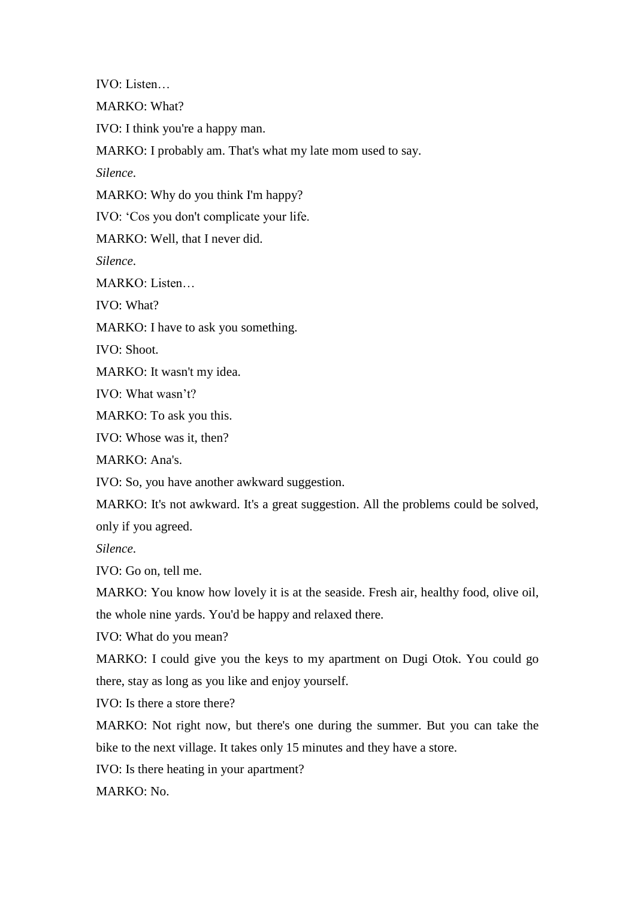IVO: Listen…

MARKO: What?

IVO: I think you're a happy man.

MARKO: I probably am. That's what my late mom used to say.

*Silence*.

MARKO: Why do you think I'm happy?

IVO: 'Cos you don't complicate your life.

MARKO: Well, that I never did.

*Silence*.

MARKO: Listen…

IVO: What?

MARKO: I have to ask you something.

IVO: Shoot.

MARKO: It wasn't my idea.

IVO: What wasn't?

MARKO: To ask you this.

IVO: Whose was it, then?

MARKO: Ana's.

IVO: So, you have another awkward suggestion.

MARKO: It's not awkward. It's a great suggestion. All the problems could be solved, only if you agreed.

*Silence*.

IVO: Go on, tell me.

MARKO: You know how lovely it is at the seaside. Fresh air, healthy food, olive oil, the whole nine yards. You'd be happy and relaxed there.

IVO: What do you mean?

MARKO: I could give you the keys to my apartment on Dugi Otok. You could go there, stay as long as you like and enjoy yourself.

IVO: Is there a store there?

MARKO: Not right now, but there's one during the summer. But you can take the bike to the next village. It takes only 15 minutes and they have a store.

IVO: Is there heating in your apartment?

MARKO: No.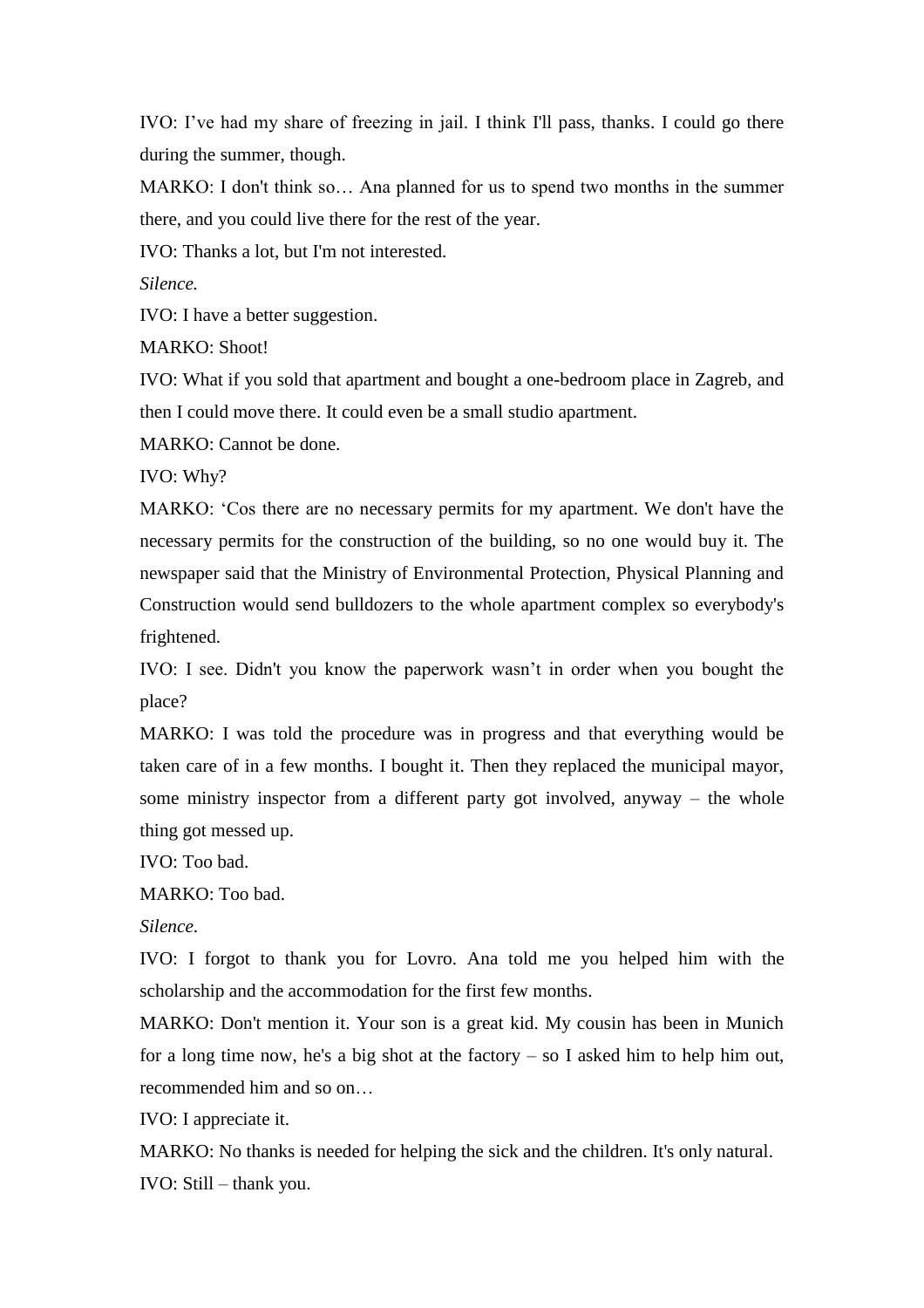IVO: I’ve had my share of freezing in jail. I think I'll pass, thanks. I could go there during the summer, though.

MARKO: I don't think so… Ana planned for us to spend two months in the summer there, and you could live there for the rest of the year.

IVO: Thanks a lot, but I'm not interested.

*Silence.*

IVO: I have a better suggestion.

MARKO: Shoot!

IVO: What if you sold that apartment and bought a one-bedroom place in Zagreb, and then I could move there. It could even be a small studio apartment.

MARKO: Cannot be done.

IVO: Why?

MARKO: ‘Cos there are no necessary permits for my apartment. We don't have the necessary permits for the construction of the building, so no one would buy it. The newspaper said that the Ministry of Environmental Protection, Physical Planning and Construction would send bulldozers to the whole apartment complex so everybody's frightened.

IVO: I see. Didn't you know the paperwork wasn’t in order when you bought the place?

MARKO: I was told the procedure was in progress and that everything would be taken care of in a few months. I bought it. Then they replaced the municipal mayor, some ministry inspector from a different party got involved, anyway – the whole thing got messed up.

IVO: Too bad.

MARKO: Too bad.

*Silence*.

IVO: I forgot to thank you for Lovro. Ana told me you helped him with the scholarship and the accommodation for the first few months.

MARKO: Don't mention it. Your son is a great kid. My cousin has been in Munich for a long time now, he's a big shot at the factory – so I asked him to help him out, recommended him and so on…

IVO: I appreciate it.

MARKO: No thanks is needed for helping the sick and the children. It's only natural.

IVO: Still – thank you.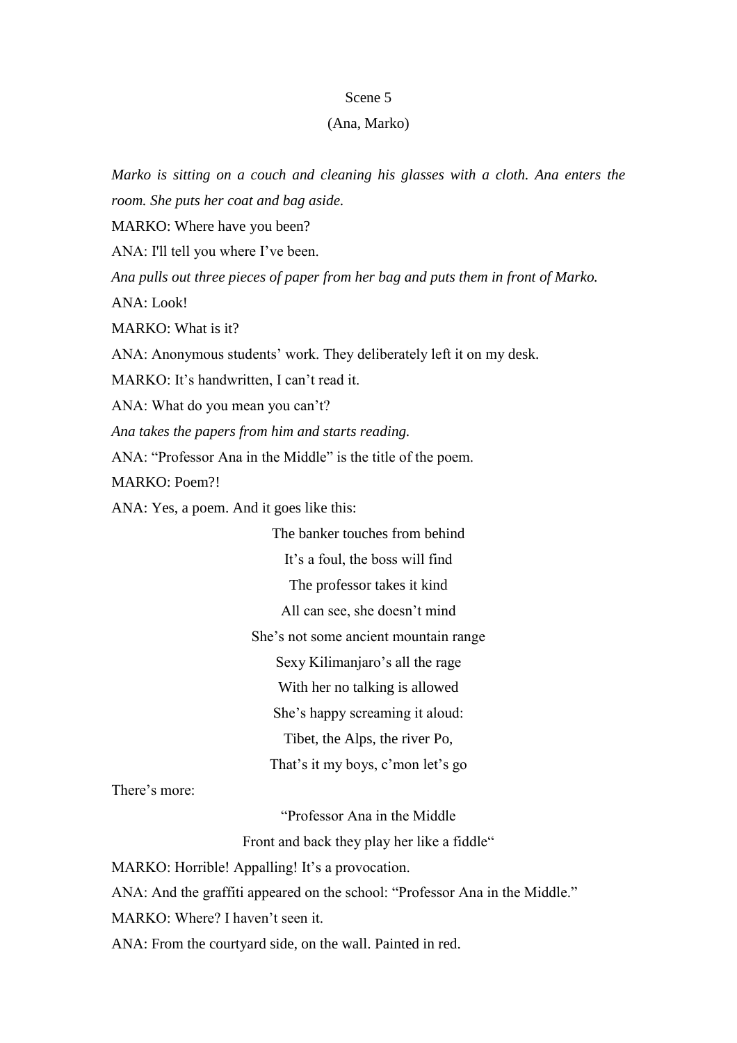Scene 5

(Ana, Marko)

*Marko is sitting on a couch and cleaning his glasses with a cloth. Ana enters the room. She puts her coat and bag aside.*

MARKO: Where have you been?

ANA: I'll tell you where I've been.

*Ana pulls out three pieces of paper from her bag and puts them in front of Marko.*

ANA: Look!

MARKO: What is it?

ANA: Anonymous students' work. They deliberately left it on my desk.

MARKO: It's handwritten, I can't read it.

ANA: What do you mean you can't?

*Ana takes the papers from him and starts reading.*

ANA: "Professor Ana in the Middle" is the title of the poem.

MARKO: Poem?!

ANA: Yes, a poem. And it goes like this:

The banker touches from behind
It's a foul, the boss will find
The professor takes it kind
All can see, she doesn't mind
She's not some ancient mountain range
Sexy Kilimanjaro's all the rage
With her no talking is allowed
She's happy screaming it aloud:
Tibet, the Alps, the river Po,
That's it my boys, c'mon let's go

There's more:

"Professor Ana in the Middle
Front and back they play her like a fiddle"

MARKO: Horrible! Appalling! It's a provocation.

ANA: And the graffiti appeared on the school: "Professor Ana in the Middle."

MARKO: Where? I haven't seen it.

ANA: From the courtyard side, on the wall. Painted in red.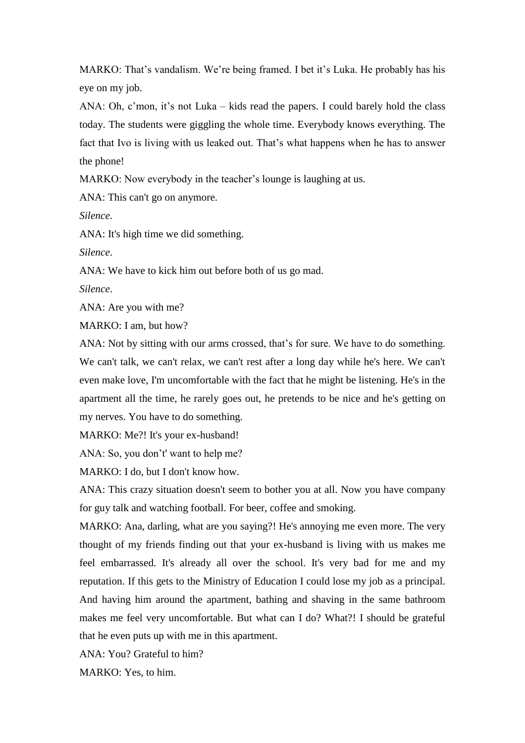MARKO: That’s vandalism. We’re being framed. I bet it’s Luka. He probably has his eye on my job.

ANA: Oh, c’mon, it’s not Luka – kids read the papers. I could barely hold the class today. The students were giggling the whole time. Everybody knows everything. The fact that Ivo is living with us leaked out. That’s what happens when he has to answer the phone!

MARKO: Now everybody in the teacher’s lounge is laughing at us.

ANA: This can't go on anymore.

*Silence*.

ANA: It's high time we did something.

*Silence*.

ANA: We have to kick him out before both of us go mad.

*Silence*.

ANA: Are you with me?

MARKO: I am, but how?

ANA: Not by sitting with our arms crossed, that’s for sure. We have to do something. We can't talk, we can't relax, we can't rest after a long day while he's here. We can't even make love, I'm uncomfortable with the fact that he might be listening. He's in the apartment all the time, he rarely goes out, he pretends to be nice and he's getting on my nerves. You have to do something.

MARKO: Me?! It's your ex-husband!

ANA: So, you don’t' want to help me?

MARKO: I do, but I don't know how.

ANA: This crazy situation doesn't seem to bother you at all. Now you have company for guy talk and watching football. For beer, coffee and smoking.

MARKO: Ana, darling, what are you saying?! He's annoying me even more. The very thought of my friends finding out that your ex-husband is living with us makes me feel embarrassed. It's already all over the school. It's very bad for me and my reputation. If this gets to the Ministry of Education I could lose my job as a principal. And having him around the apartment, bathing and shaving in the same bathroom makes me feel very uncomfortable. But what can I do? What?! I should be grateful that he even puts up with me in this apartment.

ANA: You? Grateful to him?

MARKO: Yes, to him.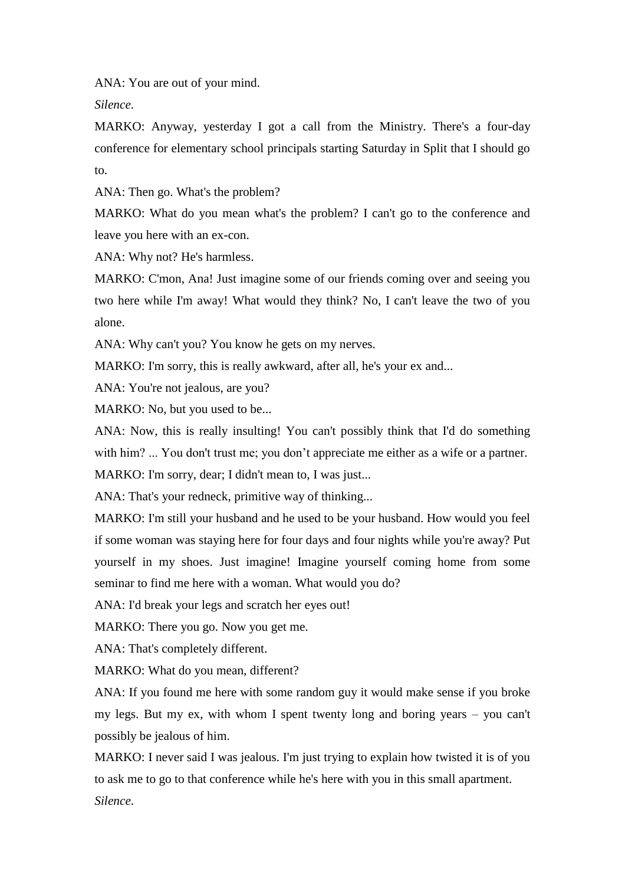ANA: You are out of your mind.

*Silence*.

MARKO: Anyway, yesterday I got a call from the Ministry. There's a four-day conference for elementary school principals starting Saturday in Split that I should go to.

ANA: Then go. What's the problem?

MARKO: What do you mean what's the problem? I can't go to the conference and leave you here with an ex-con.

ANA: Why not? He's harmless.

MARKO: C'mon, Ana! Just imagine some of our friends coming over and seeing you two here while I'm away! What would they think? No, I can't leave the two of you alone.

ANA: Why can't you? You know he gets on my nerves.

MARKO: I'm sorry, this is really awkward, after all, he's your ex and...

ANA: You're not jealous, are you?

MARKO: No, but you used to be...

ANA: Now, this is really insulting! You can't possibly think that I'd do something with him? ... You don't trust me; you don't appreciate me either as a wife or a partner.

MARKO: I'm sorry, dear; I didn't mean to, I was just...

ANA: That's your redneck, primitive way of thinking...

MARKO: I'm still your husband and he used to be your husband. How would you feel if some woman was staying here for four days and four nights while you're away? Put yourself in my shoes. Just imagine! Imagine yourself coming home from some seminar to find me here with a woman. What would you do?

ANA: I'd break your legs and scratch her eyes out!

MARKO: There you go. Now you get me.

ANA: That's completely different.

MARKO: What do you mean, different?

ANA: If you found me here with some random guy it would make sense if you broke my legs. But my ex, with whom I spent twenty long and boring years – you can't possibly be jealous of him.

MARKO: I never said I was jealous. I'm just trying to explain how twisted it is of you to ask me to go to that conference while he's here with you in this small apartment.

*Silence*.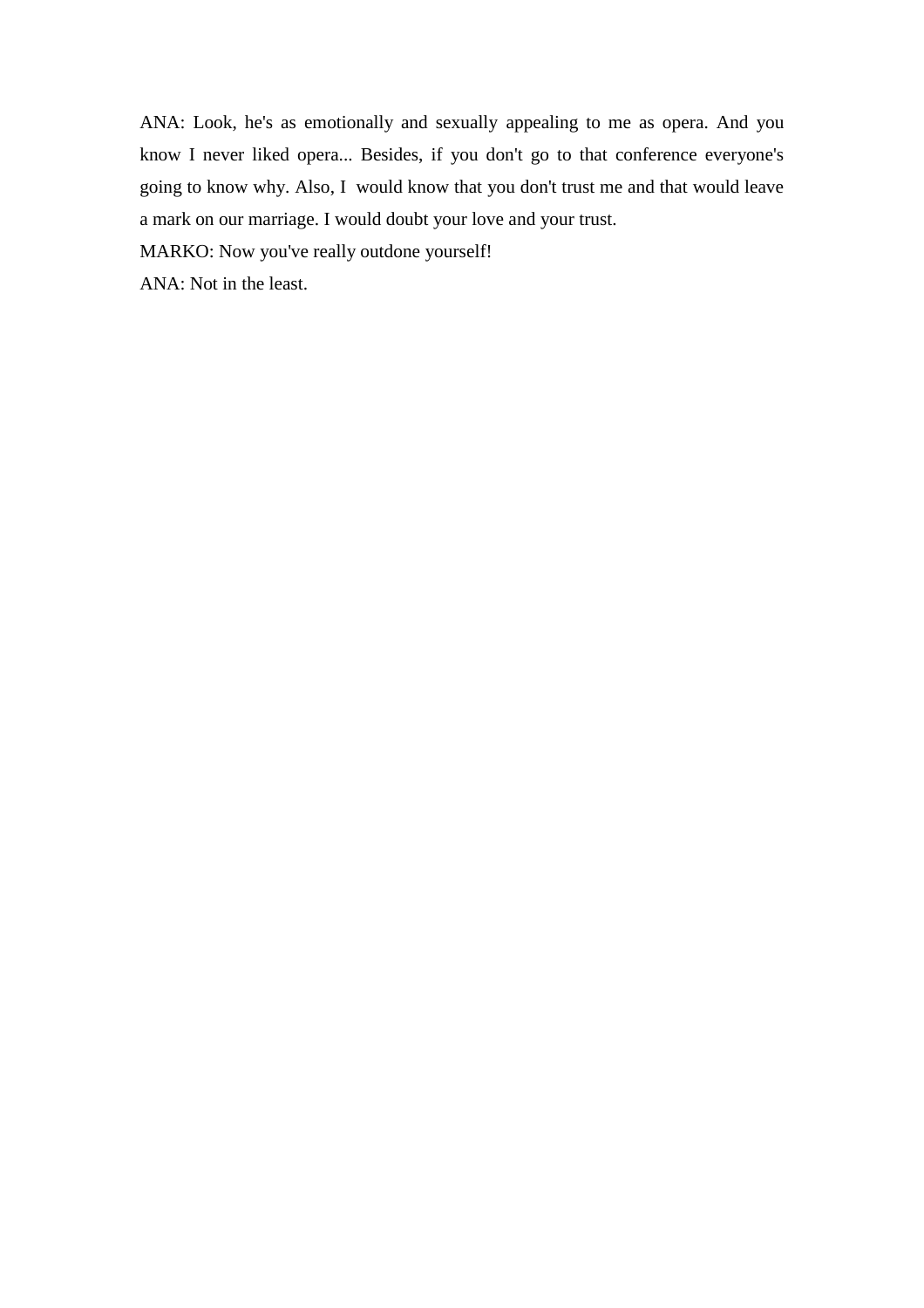ANA: Look, he's as emotionally and sexually appealing to me as opera. And you know I never liked opera... Besides, if you don't go to that conference everyone's going to know why. Also, I would know that you don't trust me and that would leave a mark on our marriage. I would doubt your love and your trust.

MARKO: Now you've really outdone yourself!

ANA: Not in the least.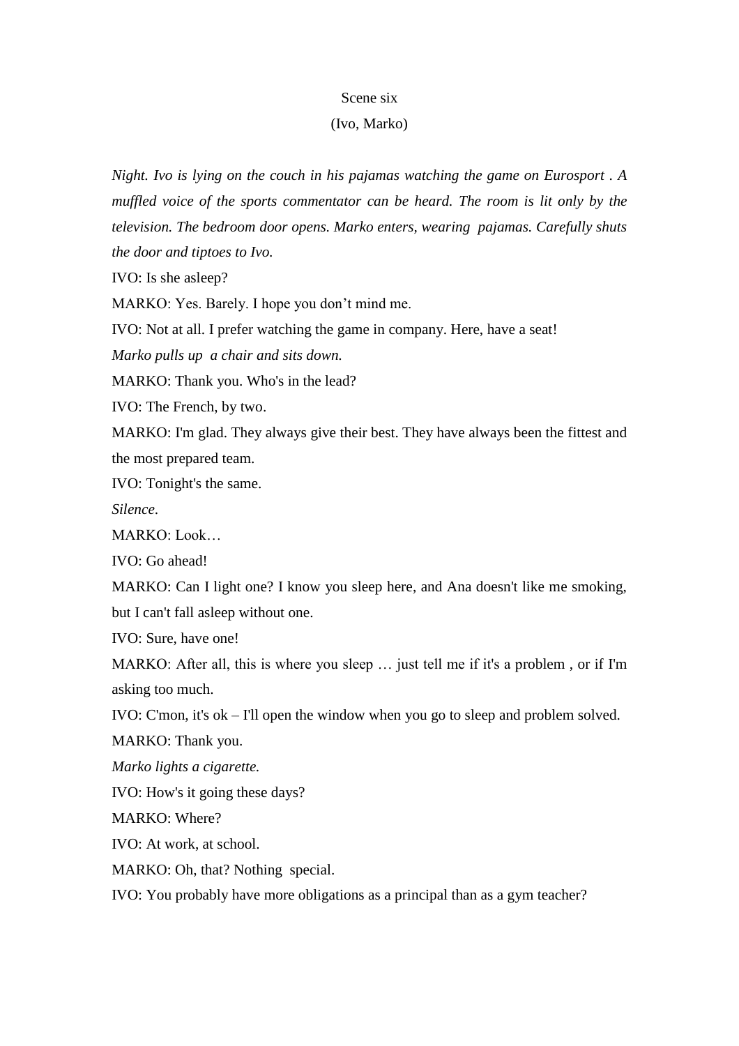Scene six

(Ivo, Marko)

*Night. Ivo is lying on the couch in his pajamas watching the game on Eurosport . A muffled voice of the sports commentator can be heard. The room is lit only by the television. The bedroom door opens. Marko enters, wearing pajamas. Carefully shuts the door and tiptoes to Ivo.*

IVO: Is she asleep?

MARKO: Yes. Barely. I hope you don't mind me.

IVO: Not at all. I prefer watching the game in company. Here, have a seat!

*Marko pulls up a chair and sits down.*

MARKO: Thank you. Who's in the lead?

IVO: The French, by two.

MARKO: I'm glad. They always give their best. They have always been the fittest and the most prepared team.

IVO: Tonight's the same.

*Silence*.

MARKO: Look…

IVO: Go ahead!

MARKO: Can I light one? I know you sleep here, and Ana doesn't like me smoking, but I can't fall asleep without one.

IVO: Sure, have one!

MARKO: After all, this is where you sleep … just tell me if it's a problem , or if I'm asking too much.

IVO: C'mon, it's ok – I'll open the window when you go to sleep and problem solved.

MARKO: Thank you.

*Marko lights a cigarette.*

IVO: How's it going these days?

MARKO: Where?

IVO: At work, at school.

MARKO: Oh, that? Nothing special.

IVO: You probably have more obligations as a principal than as a gym teacher?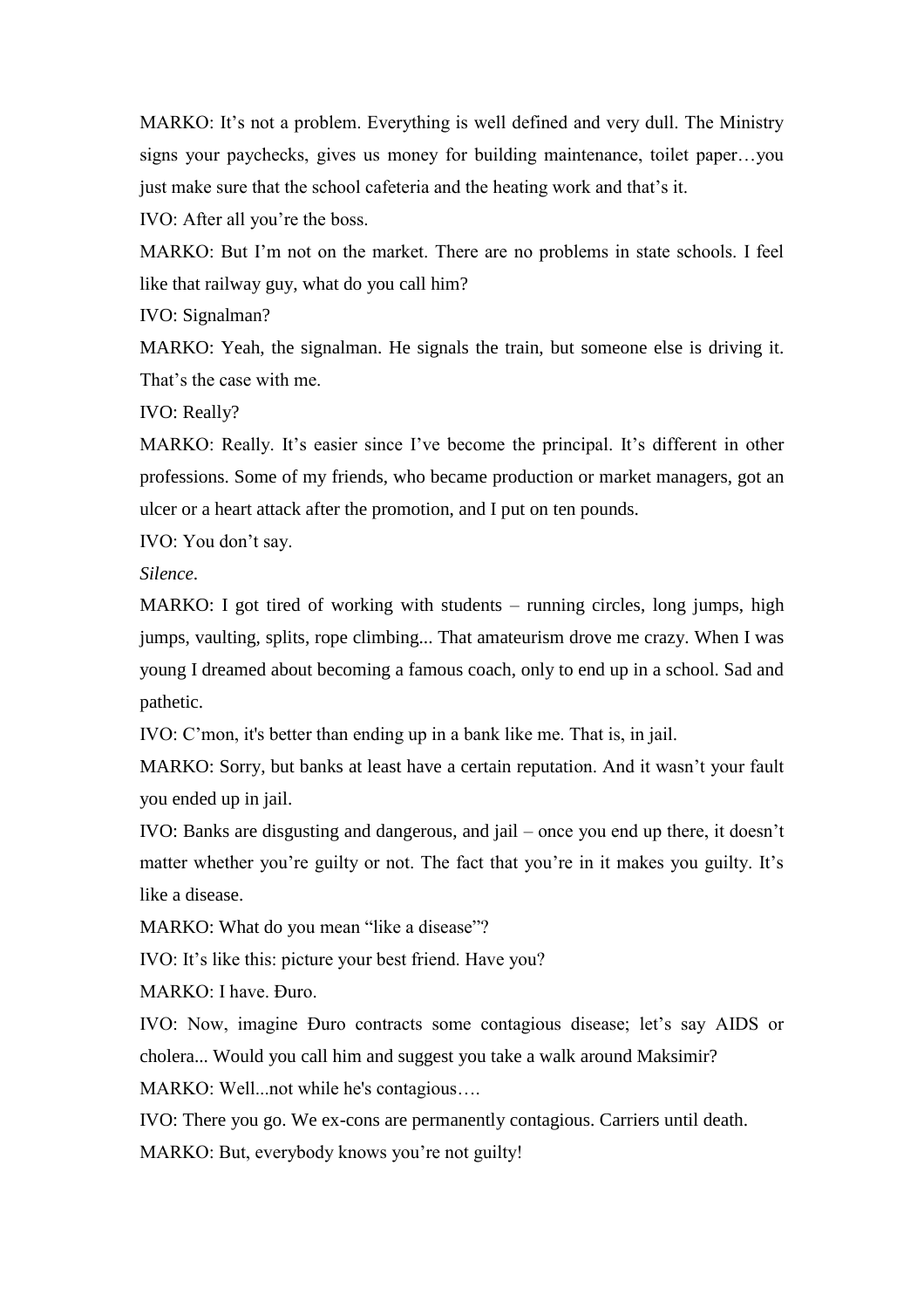MARKO: It's not a problem. Everything is well defined and very dull. The Ministry signs your paychecks, gives us money for building maintenance, toilet paper…you just make sure that the school cafeteria and the heating work and that's it.

IVO: After all you're the boss.

MARKO: But I'm not on the market. There are no problems in state schools. I feel like that railway guy, what do you call him?

IVO: Signalman?

MARKO: Yeah, the signalman. He signals the train, but someone else is driving it. That's the case with me.

IVO: Really?

MARKO: Really. It's easier since I've become the principal. It's different in other professions. Some of my friends, who became production or market managers, got an ulcer or a heart attack after the promotion, and I put on ten pounds.

IVO: You don't say.

*Silence.*

MARKO: I got tired of working with students – running circles, long jumps, high jumps, vaulting, splits, rope climbing... That amateurism drove me crazy. When I was young I dreamed about becoming a famous coach, only to end up in a school. Sad and pathetic.

IVO: C'mon, it's better than ending up in a bank like me. That is, in jail.

MARKO: Sorry, but banks at least have a certain reputation. And it wasn't your fault you ended up in jail.

IVO: Banks are disgusting and dangerous, and jail – once you end up there, it doesn't matter whether you're guilty or not. The fact that you're in it makes you guilty. It's like a disease.

MARKO: What do you mean "like a disease"?

IVO: It's like this: picture your best friend. Have you?

MARKO: I have. Đuro.

IVO: Now, imagine Đuro contracts some contagious disease; let's say AIDS or cholera... Would you call him and suggest you take a walk around Maksimir?

MARKO: Well...not while he's contagious….

IVO: There you go. We ex-cons are permanently contagious. Carriers until death.

MARKO: But, everybody knows you're not guilty!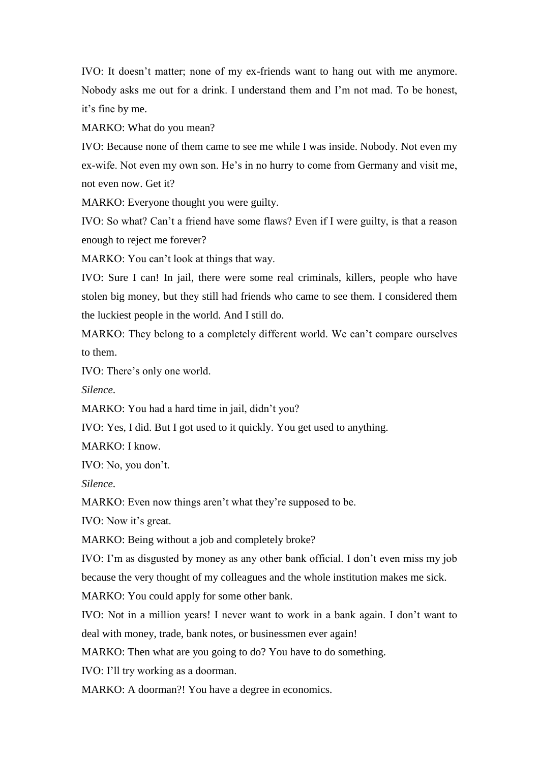IVO: It doesn't matter; none of my ex-friends want to hang out with me anymore. Nobody asks me out for a drink. I understand them and I'm not mad. To be honest, it's fine by me.

MARKO: What do you mean?

IVO: Because none of them came to see me while I was inside. Nobody. Not even my ex-wife. Not even my own son. He's in no hurry to come from Germany and visit me, not even now. Get it?

MARKO: Everyone thought you were guilty.

IVO: So what? Can't a friend have some flaws? Even if I were guilty, is that a reason enough to reject me forever?

MARKO: You can't look at things that way.

IVO: Sure I can! In jail, there were some real criminals, killers, people who have stolen big money, but they still had friends who came to see them. I considered them the luckiest people in the world. And I still do.

MARKO: They belong to a completely different world. We can't compare ourselves to them.

IVO: There's only one world.

*Silence.*

MARKO: You had a hard time in jail, didn't you?

IVO: Yes, I did. But I got used to it quickly. You get used to anything.

MARKO: I know.

IVO: No, you don't.

*Silence.*

MARKO: Even now things aren't what they're supposed to be.

IVO: Now it's great.

MARKO: Being without a job and completely broke?

IVO: I'm as disgusted by money as any other bank official. I don't even miss my job because the very thought of my colleagues and the whole institution makes me sick.

MARKO: You could apply for some other bank.

IVO: Not in a million years! I never want to work in a bank again. I don't want to deal with money, trade, bank notes, or businessmen ever again!

MARKO: Then what are you going to do? You have to do something.

IVO: I'll try working as a doorman.

MARKO: A doorman?! You have a degree in economics.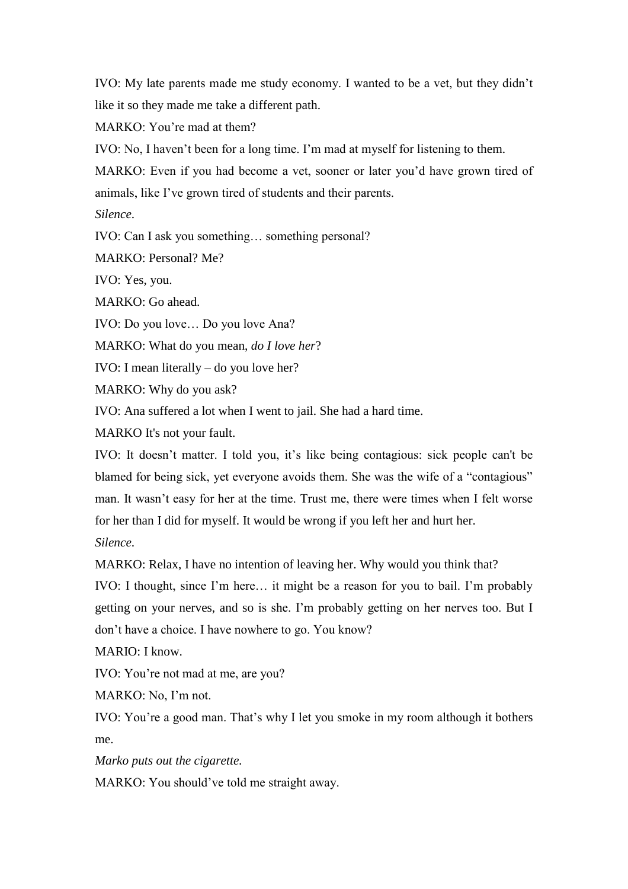IVO: My late parents made me study economy. I wanted to be a vet, but they didn't like it so they made me take a different path.

MARKO: You're mad at them?

IVO: No, I haven't been for a long time. I'm mad at myself for listening to them.

MARKO: Even if you had become a vet, sooner or later you'd have grown tired of animals, like I've grown tired of students and their parents.

*Silence.*

IVO: Can I ask you something… something personal?

MARKO: Personal? Me?

IVO: Yes, you.

MARKO: Go ahead.

IVO: Do you love… Do you love Ana?

MARKO: What do you mean, *do I love her*?

IVO: I mean literally – do you love her?

MARKO: Why do you ask?

IVO: Ana suffered a lot when I went to jail. She had a hard time.

MARKO It's not your fault.

IVO: It doesn't matter. I told you, it's like being contagious: sick people can't be blamed for being sick, yet everyone avoids them. She was the wife of a "contagious" man. It wasn't easy for her at the time. Trust me, there were times when I felt worse for her than I did for myself. It would be wrong if you left her and hurt her.

*Silence.*

MARKO: Relax, I have no intention of leaving her. Why would you think that?

IVO: I thought, since I'm here… it might be a reason for you to bail. I'm probably getting on your nerves, and so is she. I'm probably getting on her nerves too. But I don't have a choice. I have nowhere to go. You know?

MARIO: I know.

IVO: You're not mad at me, are you?

MARKO: No, I'm not.

IVO: You're a good man. That's why I let you smoke in my room although it bothers me.

*Marko puts out the cigarette.*

MARKO: You should've told me straight away.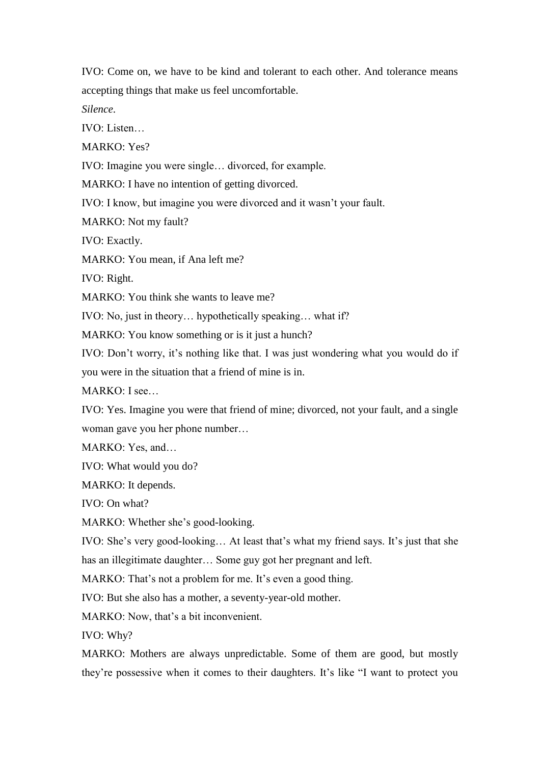IVO: Come on, we have to be kind and tolerant to each other. And tolerance means accepting things that make us feel uncomfortable.

*Silence*.

IVO: Listen…

MARKO: Yes?

IVO: Imagine you were single… divorced, for example.

MARKO: I have no intention of getting divorced.

IVO: I know, but imagine you were divorced and it wasn't your fault.

MARKO: Not my fault?

IVO: Exactly.

MARKO: You mean, if Ana left me?

IVO: Right.

MARKO: You think she wants to leave me?

IVO: No, just in theory… hypothetically speaking… what if?

MARKO: You know something or is it just a hunch?

IVO: Don't worry, it's nothing like that. I was just wondering what you would do if you were in the situation that a friend of mine is in.

MARKO: I see…

IVO: Yes. Imagine you were that friend of mine; divorced, not your fault, and a single woman gave you her phone number…

MARKO: Yes, and…

IVO: What would you do?

MARKO: It depends.

IVO: On what?

MARKO: Whether she's good-looking.

IVO: She's very good-looking… At least that's what my friend says. It's just that she has an illegitimate daughter… Some guy got her pregnant and left.

MARKO: That's not a problem for me. It's even a good thing.

IVO: But she also has a mother, a seventy-year-old mother.

MARKO: Now, that's a bit inconvenient.

IVO: Why?

MARKO: Mothers are always unpredictable. Some of them are good, but mostly they're possessive when it comes to their daughters. It's like "I want to protect you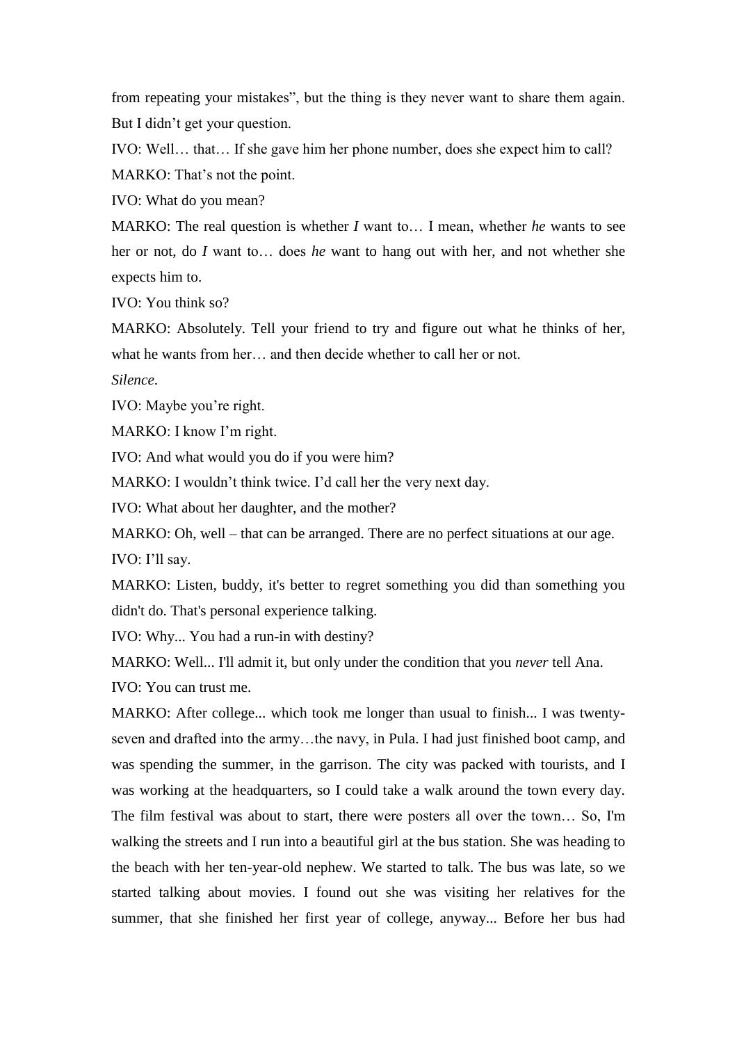from repeating your mistakes", but the thing is they never want to share them again. But I didn't get your question.

IVO: Well… that… If she gave him her phone number, does she expect him to call?

MARKO: That's not the point.

IVO: What do you mean?

MARKO: The real question is whether *I* want to… I mean, whether *he* wants to see her or not, do *I* want to… does *he* want to hang out with her, and not whether she expects him to.

IVO: You think so?

MARKO: Absolutely. Tell your friend to try and figure out what he thinks of her, what he wants from her… and then decide whether to call her or not.

*Silence*.

IVO: Maybe you're right.

MARKO: I know I'm right.

IVO: And what would you do if you were him?

MARKO: I wouldn't think twice. I'd call her the very next day.

IVO: What about her daughter, and the mother?

MARKO: Oh, well – that can be arranged. There are no perfect situations at our age.

IVO: I'll say.

MARKO: Listen, buddy, it's better to regret something you did than something you didn't do. That's personal experience talking.

IVO: Why... You had a run-in with destiny?

MARKO: Well... I'll admit it, but only under the condition that you *never* tell Ana.

IVO: You can trust me.

MARKO: After college... which took me longer than usual to finish... I was twenty-seven and drafted into the army…the navy, in Pula. I had just finished boot camp, and was spending the summer, in the garrison. The city was packed with tourists, and I was working at the headquarters, so I could take a walk around the town every day. The film festival was about to start, there were posters all over the town… So, I'm walking the streets and I run into a beautiful girl at the bus station. She was heading to the beach with her ten-year-old nephew. We started to talk. The bus was late, so we started talking about movies. I found out she was visiting her relatives for the summer, that she finished her first year of college, anyway... Before her bus had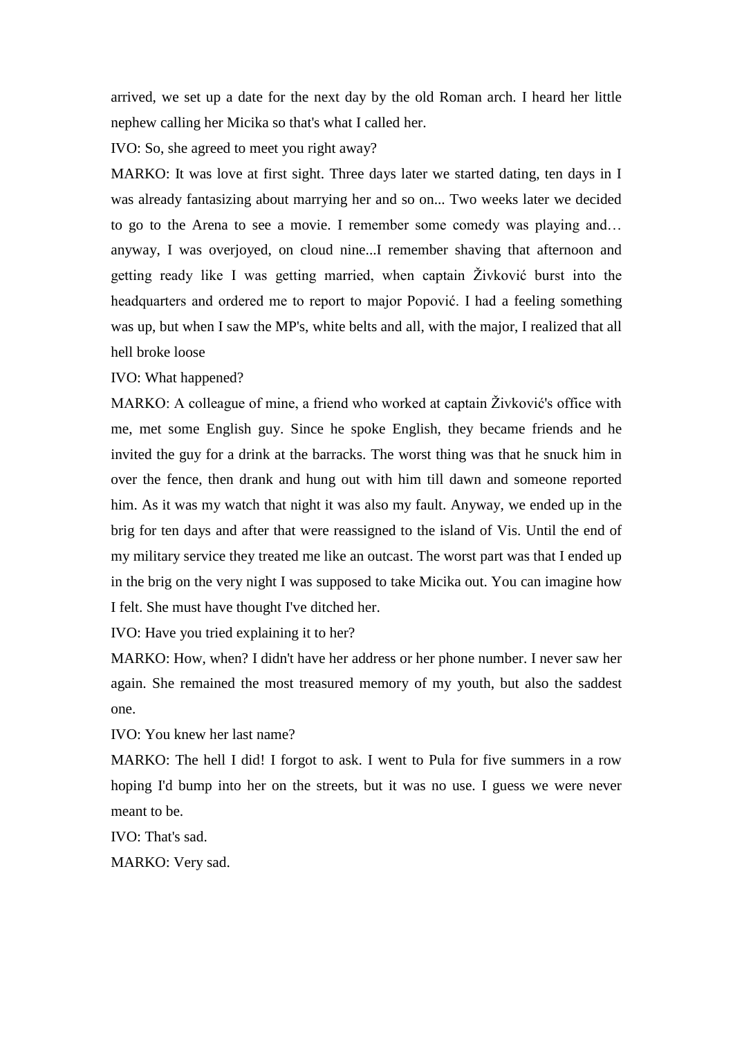arrived, we set up a date for the next day by the old Roman arch. I heard her little nephew calling her Micika so that's what I called her.

IVO: So, she agreed to meet you right away?

MARKO: It was love at first sight. Three days later we started dating, ten days in I was already fantasizing about marrying her and so on... Two weeks later we decided to go to the Arena to see a movie. I remember some comedy was playing and… anyway, I was overjoyed, on cloud nine...I remember shaving that afternoon and getting ready like I was getting married, when captain Živković burst into the headquarters and ordered me to report to major Popović. I had a feeling something was up, but when I saw the MP's, white belts and all, with the major, I realized that all hell broke loose

IVO: What happened?

MARKO: A colleague of mine, a friend who worked at captain Živković's office with me, met some English guy. Since he spoke English, they became friends and he invited the guy for a drink at the barracks. The worst thing was that he snuck him in over the fence, then drank and hung out with him till dawn and someone reported him. As it was my watch that night it was also my fault. Anyway, we ended up in the brig for ten days and after that were reassigned to the island of Vis. Until the end of my military service they treated me like an outcast. The worst part was that I ended up in the brig on the very night I was supposed to take Micika out. You can imagine how I felt. She must have thought I've ditched her.

IVO: Have you tried explaining it to her?

MARKO: How, when? I didn't have her address or her phone number. I never saw her again. She remained the most treasured memory of my youth, but also the saddest one.

IVO: You knew her last name?

MARKO: The hell I did! I forgot to ask. I went to Pula for five summers in a row hoping I'd bump into her on the streets, but it was no use. I guess we were never meant to be.

IVO: That's sad.

MARKO: Very sad.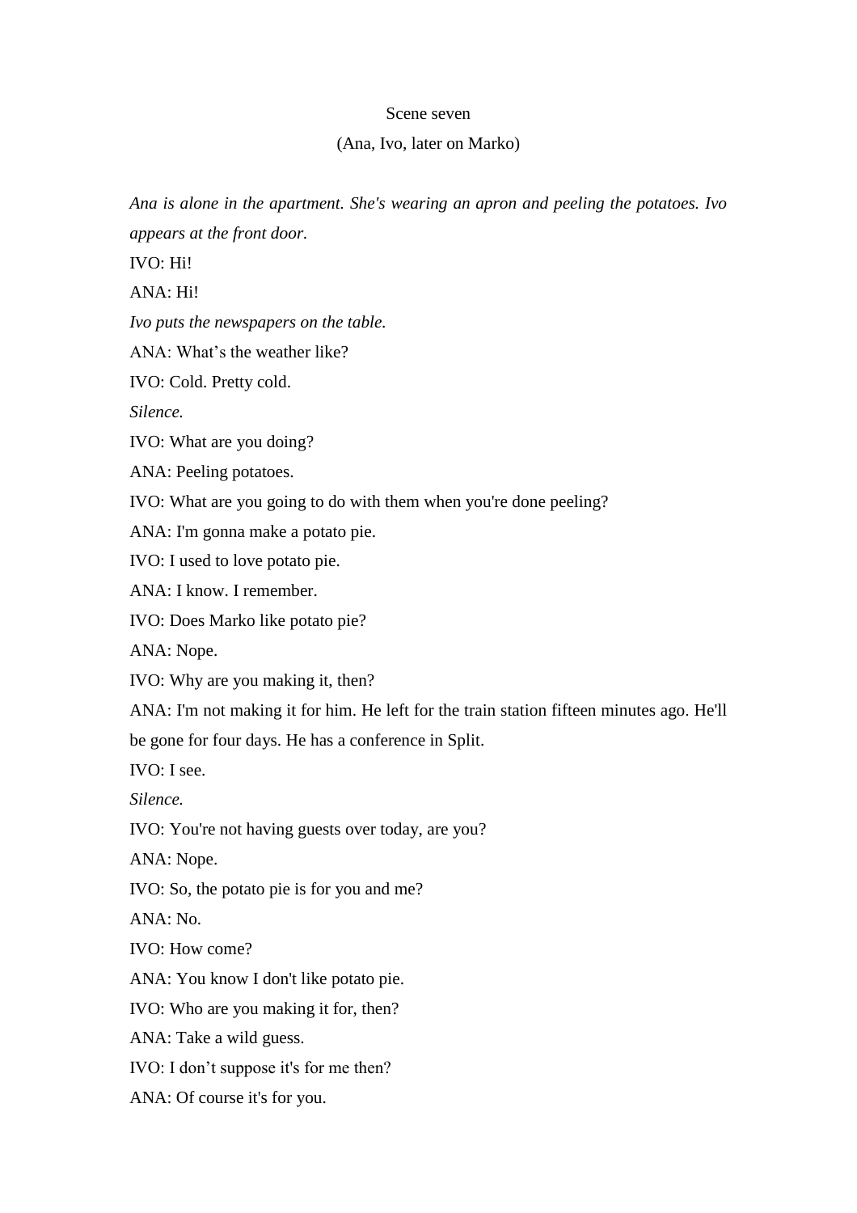Scene seven

(Ana, Ivo, later on Marko)

*Ana is alone in the apartment. She's wearing an apron and peeling the potatoes. Ivo appears at the front door.*

IVO: Hi!

ANA: Hi!

*Ivo puts the newspapers on the table.*

ANA: What's the weather like?

IVO: Cold. Pretty cold.

*Silence.*

IVO: What are you doing?

ANA: Peeling potatoes.

IVO: What are you going to do with them when you're done peeling?

ANA: I'm gonna make a potato pie.

IVO: I used to love potato pie.

ANA: I know. I remember.

IVO: Does Marko like potato pie?

ANA: Nope.

IVO: Why are you making it, then?

ANA: I'm not making it for him. He left for the train station fifteen minutes ago. He'll be gone for four days. He has a conference in Split.

IVO: I see.

*Silence.*

IVO: You're not having guests over today, are you?

ANA: Nope.

IVO: So, the potato pie is for you and me?

ANA: No.

IVO: How come?

ANA: You know I don't like potato pie.

IVO: Who are you making it for, then?

ANA: Take a wild guess.

IVO: I don't suppose it's for me then?

ANA: Of course it's for you.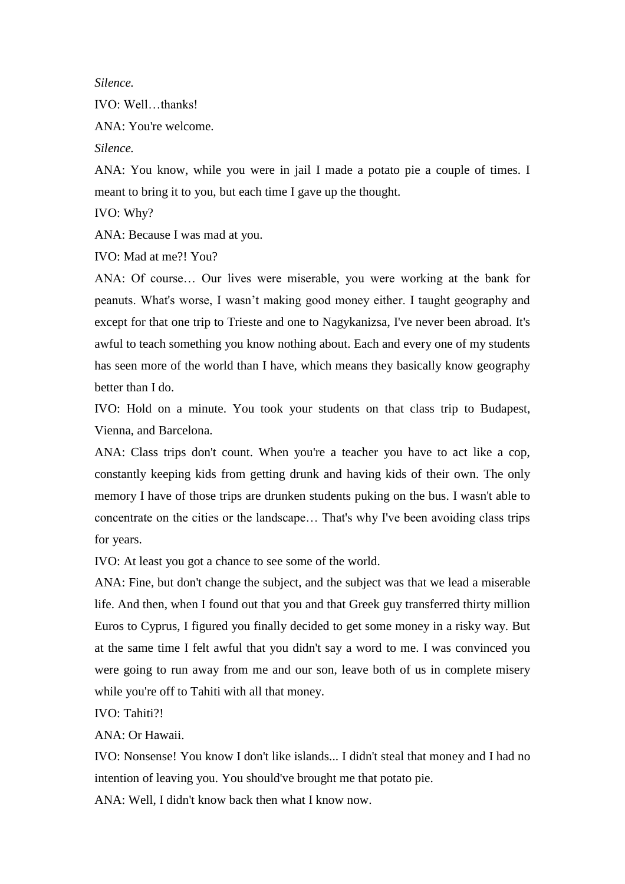*Silence.*

IVO: Well…thanks!

ANA: You're welcome.

*Silence.*

ANA: You know, while you were in jail I made a potato pie a couple of times. I meant to bring it to you, but each time I gave up the thought.

IVO: Why?

ANA: Because I was mad at you.

IVO: Mad at me?! You?

ANA: Of course… Our lives were miserable, you were working at the bank for peanuts. What's worse, I wasn't making good money either. I taught geography and except for that one trip to Trieste and one to Nagykanizsa, I've never been abroad. It's awful to teach something you know nothing about. Each and every one of my students has seen more of the world than I have, which means they basically know geography better than I do.

IVO: Hold on a minute. You took your students on that class trip to Budapest, Vienna, and Barcelona.

ANA: Class trips don't count. When you're a teacher you have to act like a cop, constantly keeping kids from getting drunk and having kids of their own. The only memory I have of those trips are drunken students puking on the bus. I wasn't able to concentrate on the cities or the landscape… That's why I've been avoiding class trips for years.

IVO: At least you got a chance to see some of the world.

ANA: Fine, but don't change the subject, and the subject was that we lead a miserable life. And then, when I found out that you and that Greek guy transferred thirty million Euros to Cyprus, I figured you finally decided to get some money in a risky way. But at the same time I felt awful that you didn't say a word to me. I was convinced you were going to run away from me and our son, leave both of us in complete misery while you're off to Tahiti with all that money.

IVO: Tahiti?!

ANA: Or Hawaii.

IVO: Nonsense! You know I don't like islands... I didn't steal that money and I had no intention of leaving you. You should've brought me that potato pie.

ANA: Well, I didn't know back then what I know now.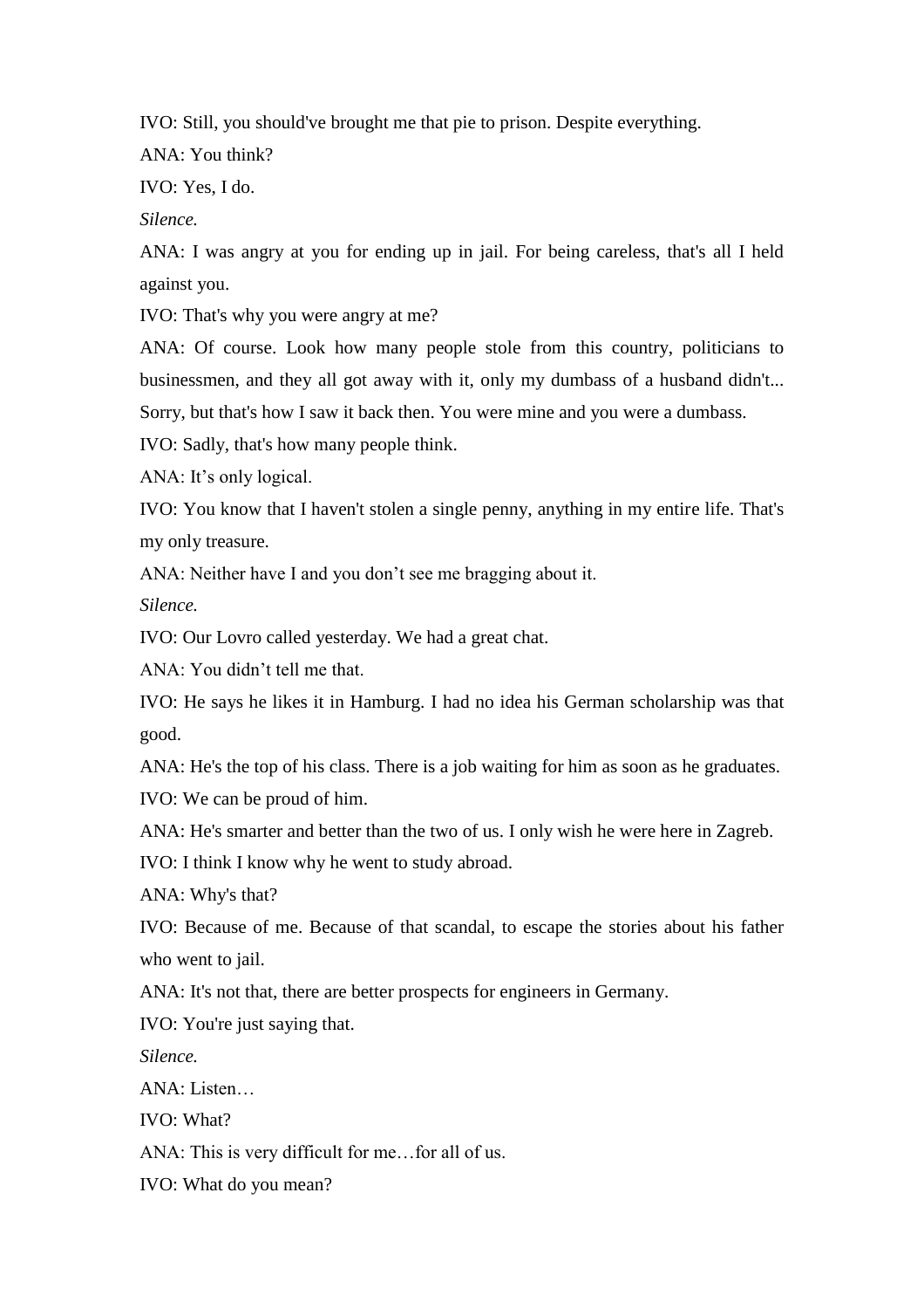IVO: Still, you should've brought me that pie to prison. Despite everything.

ANA: You think?

IVO: Yes, I do.

*Silence.*

ANA: I was angry at you for ending up in jail. For being careless, that's all I held against you.

IVO: That's why you were angry at me?

ANA: Of course. Look how many people stole from this country, politicians to businessmen, and they all got away with it, only my dumbass of a husband didn't... Sorry, but that's how I saw it back then. You were mine and you were a dumbass.

IVO: Sadly, that's how many people think.

ANA: It's only logical.

IVO: You know that I haven't stolen a single penny, anything in my entire life. That's my only treasure.

ANA: Neither have I and you don't see me bragging about it.

*Silence.*

IVO: Our Lovro called yesterday. We had a great chat.

ANA: You didn't tell me that.

IVO: He says he likes it in Hamburg. I had no idea his German scholarship was that good.

ANA: He's the top of his class. There is a job waiting for him as soon as he graduates.

IVO: We can be proud of him.

ANA: He's smarter and better than the two of us. I only wish he were here in Zagreb.

IVO: I think I know why he went to study abroad.

ANA: Why's that?

IVO: Because of me. Because of that scandal, to escape the stories about his father who went to jail.

ANA: It's not that, there are better prospects for engineers in Germany.

IVO: You're just saying that.

*Silence.*

ANA: Listen…

IVO: What?

ANA: This is very difficult for me…for all of us.

IVO: What do you mean?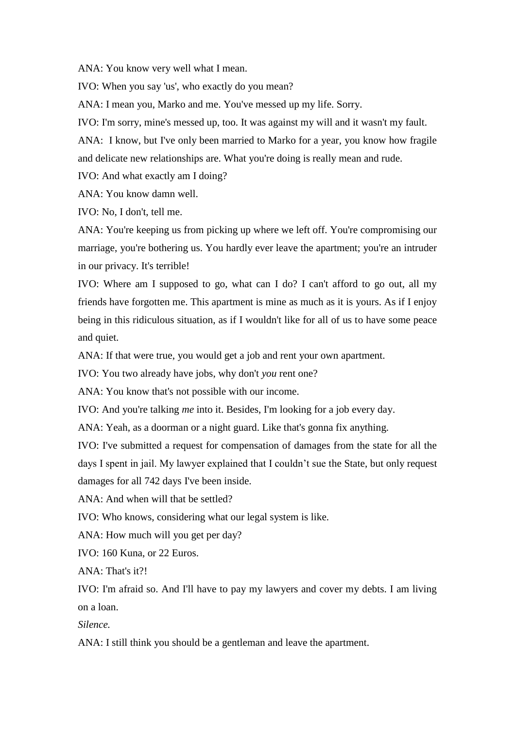ANA: You know very well what I mean.

IVO: When you say 'us', who exactly do you mean?

ANA: I mean you, Marko and me. You've messed up my life. Sorry.

IVO: I'm sorry, mine's messed up, too. It was against my will and it wasn't my fault.

ANA: I know, but I've only been married to Marko for a year, you know how fragile and delicate new relationships are. What you're doing is really mean and rude.

IVO: And what exactly am I doing?

ANA: You know damn well.

IVO: No, I don't, tell me.

ANA: You're keeping us from picking up where we left off. You're compromising our marriage, you're bothering us. You hardly ever leave the apartment; you're an intruder in our privacy. It's terrible!

IVO: Where am I supposed to go, what can I do? I can't afford to go out, all my friends have forgotten me. This apartment is mine as much as it is yours. As if I enjoy being in this ridiculous situation, as if I wouldn't like for all of us to have some peace and quiet.

ANA: If that were true, you would get a job and rent your own apartment.

IVO: You two already have jobs, why don't *you* rent one?

ANA: You know that's not possible with our income.

IVO: And you're talking *me* into it. Besides, I'm looking for a job every day.

ANA: Yeah, as a doorman or a night guard. Like that's gonna fix anything.

IVO: I've submitted a request for compensation of damages from the state for all the days I spent in jail. My lawyer explained that I couldn't sue the State, but only request damages for all 742 days I've been inside.

ANA: And when will that be settled?

IVO: Who knows, considering what our legal system is like.

ANA: How much will you get per day?

IVO: 160 Kuna, or 22 Euros.

ANA: That's it?!

IVO: I'm afraid so. And I'll have to pay my lawyers and cover my debts. I am living on a loan.

*Silence.*

ANA: I still think you should be a gentleman and leave the apartment.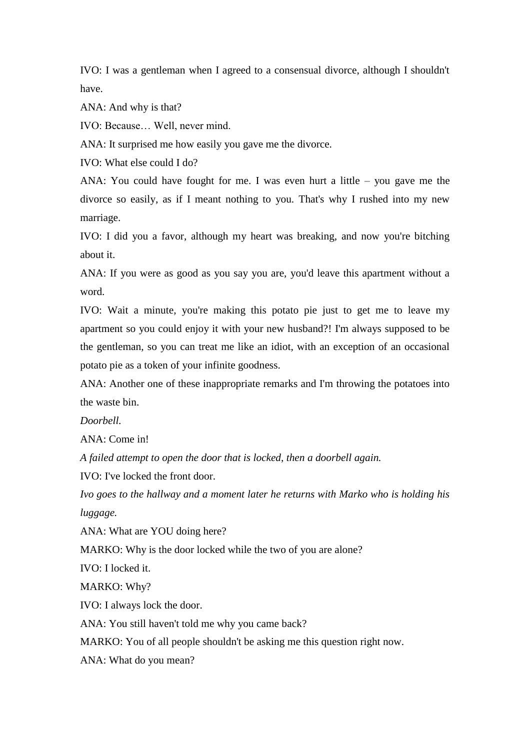IVO: I was a gentleman when I agreed to a consensual divorce, although I shouldn't have.

ANA: And why is that?

IVO: Because… Well, never mind.

ANA: It surprised me how easily you gave me the divorce.

IVO: What else could I do?

ANA: You could have fought for me. I was even hurt a little – you gave me the divorce so easily, as if I meant nothing to you. That's why I rushed into my new marriage.

IVO: I did you a favor, although my heart was breaking, and now you're bitching about it.

ANA: If you were as good as you say you are, you'd leave this apartment without a word.

IVO: Wait a minute, you're making this potato pie just to get me to leave my apartment so you could enjoy it with your new husband?! I'm always supposed to be the gentleman, so you can treat me like an idiot, with an exception of an occasional potato pie as a token of your infinite goodness.

ANA: Another one of these inappropriate remarks and I'm throwing the potatoes into the waste bin.

*Doorbell.*

ANA: Come in!

*A failed attempt to open the door that is locked, then a doorbell again.*

IVO: I've locked the front door.

*Ivo goes to the hallway and a moment later he returns with Marko who is holding his luggage.*

ANA: What are YOU doing here?

MARKO: Why is the door locked while the two of you are alone?

IVO: I locked it.

MARKO: Why?

IVO: I always lock the door.

ANA: You still haven't told me why you came back?

MARKO: You of all people shouldn't be asking me this question right now.

ANA: What do you mean?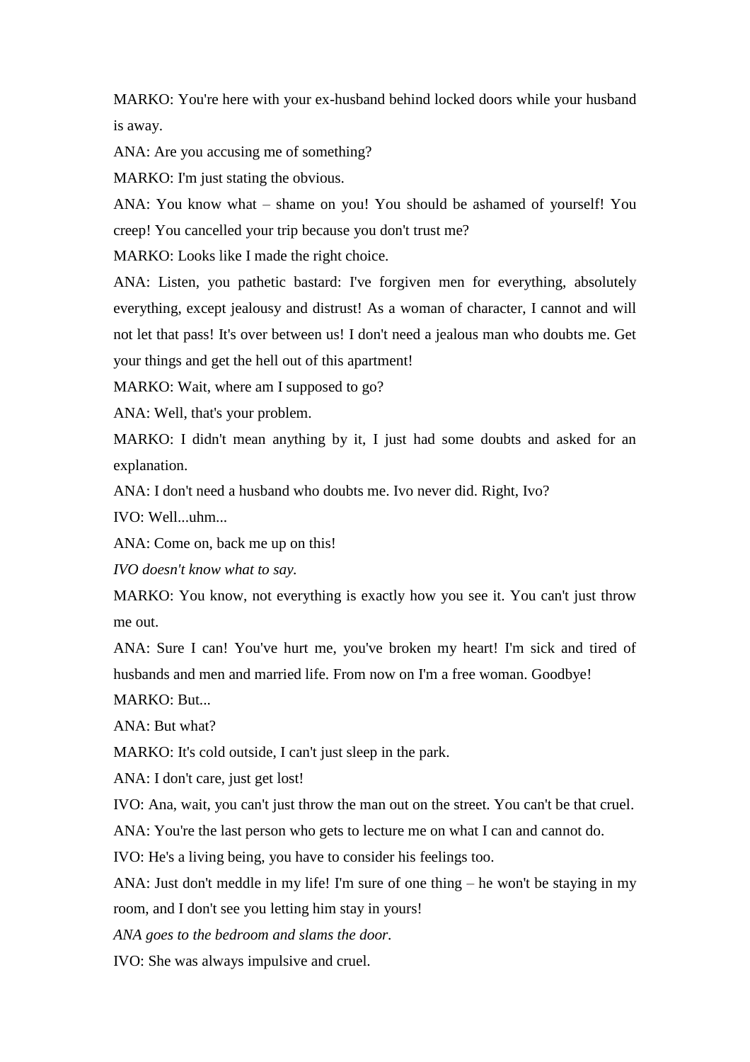MARKO: You're here with your ex-husband behind locked doors while your husband is away.

ANA: Are you accusing me of something?

MARKO: I'm just stating the obvious.

ANA: You know what – shame on you! You should be ashamed of yourself! You creep! You cancelled your trip because you don't trust me?

MARKO: Looks like I made the right choice.

ANA: Listen, you pathetic bastard: I've forgiven men for everything, absolutely everything, except jealousy and distrust! As a woman of character, I cannot and will not let that pass! It's over between us! I don't need a jealous man who doubts me. Get your things and get the hell out of this apartment!

MARKO: Wait, where am I supposed to go?

ANA: Well, that's your problem.

MARKO: I didn't mean anything by it, I just had some doubts and asked for an explanation.

ANA: I don't need a husband who doubts me. Ivo never did. Right, Ivo?

IVO: Well...uhm...

ANA: Come on, back me up on this!

*IVO doesn't know what to say.*

MARKO: You know, not everything is exactly how you see it. You can't just throw me out.

ANA: Sure I can! You've hurt me, you've broken my heart! I'm sick and tired of husbands and men and married life. From now on I'm a free woman. Goodbye!

MARKO: But...

ANA: But what?

MARKO: It's cold outside, I can't just sleep in the park.

ANA: I don't care, just get lost!

IVO: Ana, wait, you can't just throw the man out on the street. You can't be that cruel.

ANA: You're the last person who gets to lecture me on what I can and cannot do.

IVO: He's a living being, you have to consider his feelings too.

ANA: Just don't meddle in my life! I'm sure of one thing – he won't be staying in my room, and I don't see you letting him stay in yours!

*ANA goes to the bedroom and slams the door.*

IVO: She was always impulsive and cruel.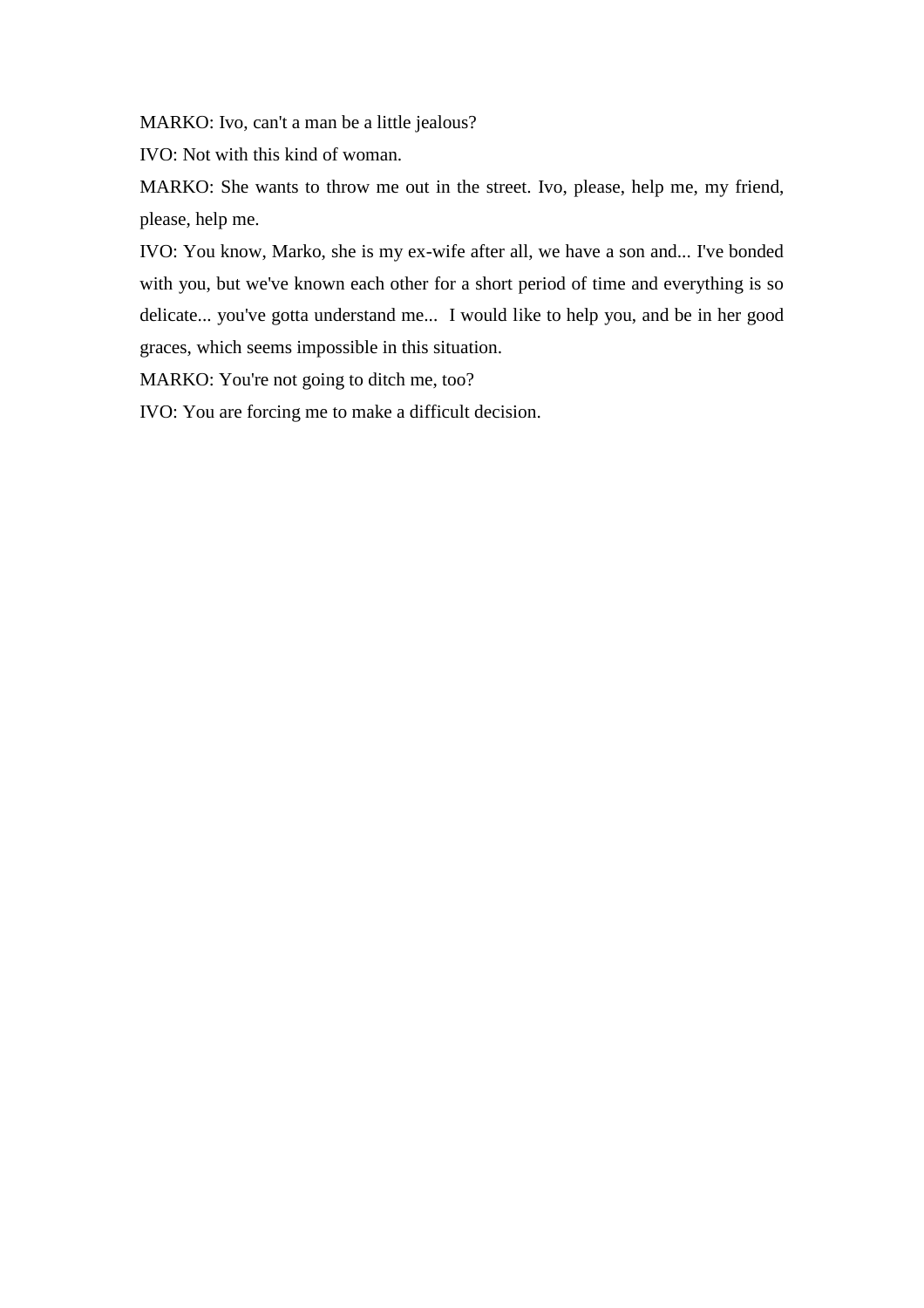MARKO: Ivo, can't a man be a little jealous?

IVO: Not with this kind of woman.

MARKO: She wants to throw me out in the street. Ivo, please, help me, my friend, please, help me.

IVO: You know, Marko, she is my ex-wife after all, we have a son and... I've bonded with you, but we've known each other for a short period of time and everything is so delicate... you've gotta understand me...  I would like to help you, and be in her good graces, which seems impossible in this situation.

MARKO: You're not going to ditch me, too?

IVO: You are forcing me to make a difficult decision.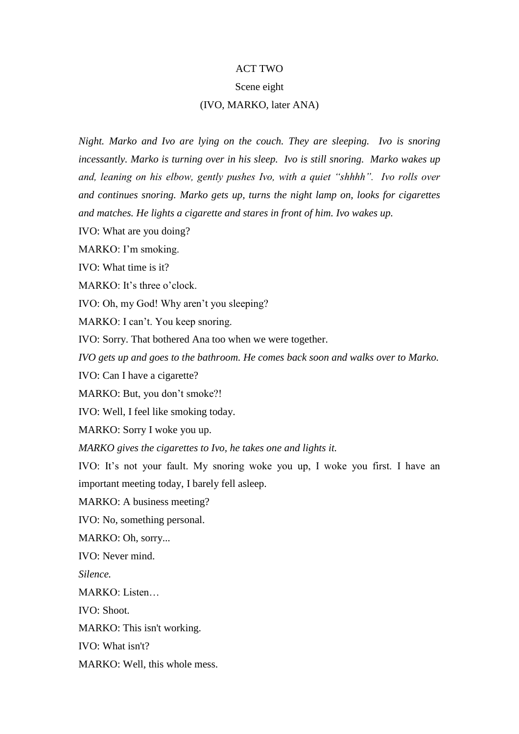ACT TWO

Scene eight

(IVO, MARKO, later ANA)

*Night. Marko and Ivo are lying on the couch. They are sleeping. Ivo is snoring incessantly. Marko is turning over in his sleep. Ivo is still snoring. Marko wakes up and, leaning on his elbow, gently pushes Ivo, with a quiet “shhhh”. Ivo rolls over and continues snoring. Marko gets up, turns the night lamp on, looks for cigarettes and matches. He lights a cigarette and stares in front of him. Ivo wakes up.*

IVO: What are you doing?

MARKO: I’m smoking.

IVO: What time is it?

MARKO: It’s three o’clock.

IVO: Oh, my God! Why aren’t you sleeping?

MARKO: I can’t. You keep snoring.

IVO: Sorry. That bothered Ana too when we were together.

*IVO gets up and goes to the bathroom. He comes back soon and walks over to Marko.*

IVO: Can I have a cigarette?

MARKO: But, you don’t smoke?!

IVO: Well, I feel like smoking today.

MARKO: Sorry I woke you up.

*MARKO gives the cigarettes to Ivo, he takes one and lights it.*

IVO: It’s not your fault. My snoring woke you up, I woke you first. I have an important meeting today, I barely fell asleep.

MARKO: A business meeting?

IVO: No, something personal.

MARKO: Oh, sorry...

IVO: Never mind.

*Silence.*

MARKO: Listen…

IVO: Shoot.

MARKO: This isn't working.

IVO: What isn't?

MARKO: Well, this whole mess.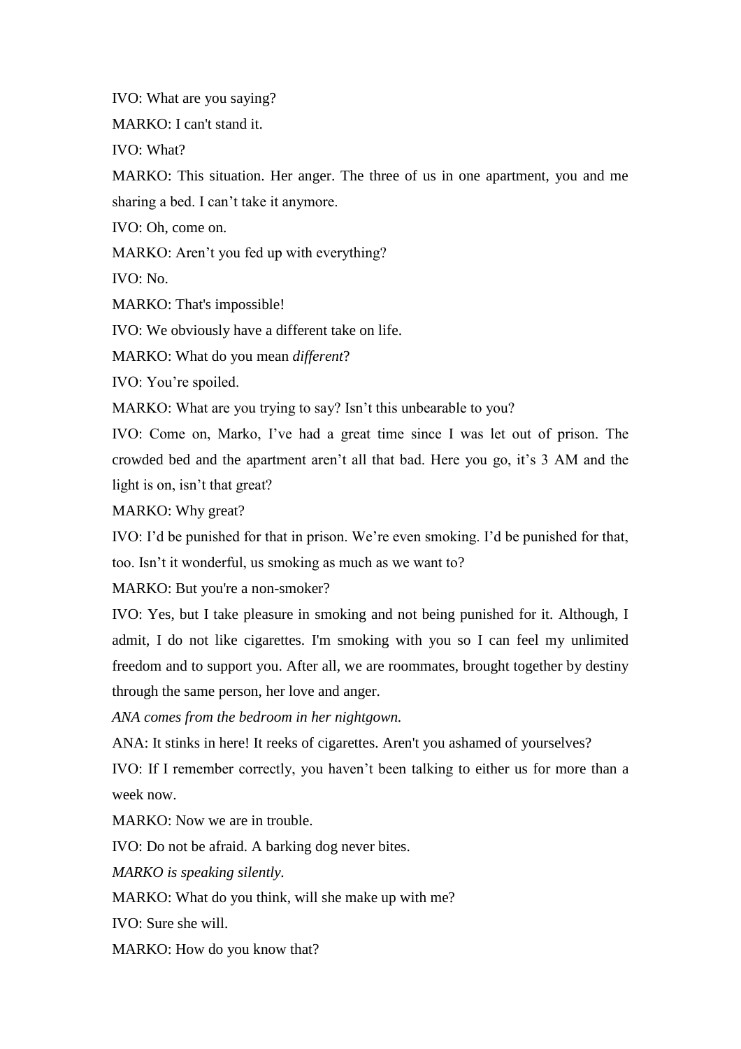IVO: What are you saying?

MARKO: I can't stand it.

IVO: What?

MARKO: This situation. Her anger. The three of us in one apartment, you and me sharing a bed. I can't take it anymore.

IVO: Oh, come on.

MARKO: Aren't you fed up with everything?

IVO: No.

MARKO: That's impossible!

IVO: We obviously have a different take on life.

MARKO: What do you mean *different*?

IVO: You're spoiled.

MARKO: What are you trying to say? Isn't this unbearable to you?

IVO: Come on, Marko, I've had a great time since I was let out of prison. The crowded bed and the apartment aren't all that bad. Here you go, it's 3 AM and the light is on, isn't that great?

MARKO: Why great?

IVO: I'd be punished for that in prison. We're even smoking. I'd be punished for that, too. Isn't it wonderful, us smoking as much as we want to?

MARKO: But you're a non-smoker?

IVO: Yes, but I take pleasure in smoking and not being punished for it. Although, I admit, I do not like cigarettes. I'm smoking with you so I can feel my unlimited freedom and to support you. After all, we are roommates, brought together by destiny through the same person, her love and anger.

*ANA comes from the bedroom in her nightgown.*

ANA: It stinks in here! It reeks of cigarettes. Aren't you ashamed of yourselves?

IVO: If I remember correctly, you haven't been talking to either us for more than a week now.

MARKO: Now we are in trouble.

IVO: Do not be afraid. A barking dog never bites.

*MARKO is speaking silently.*

MARKO: What do you think, will she make up with me?

IVO: Sure she will.

MARKO: How do you know that?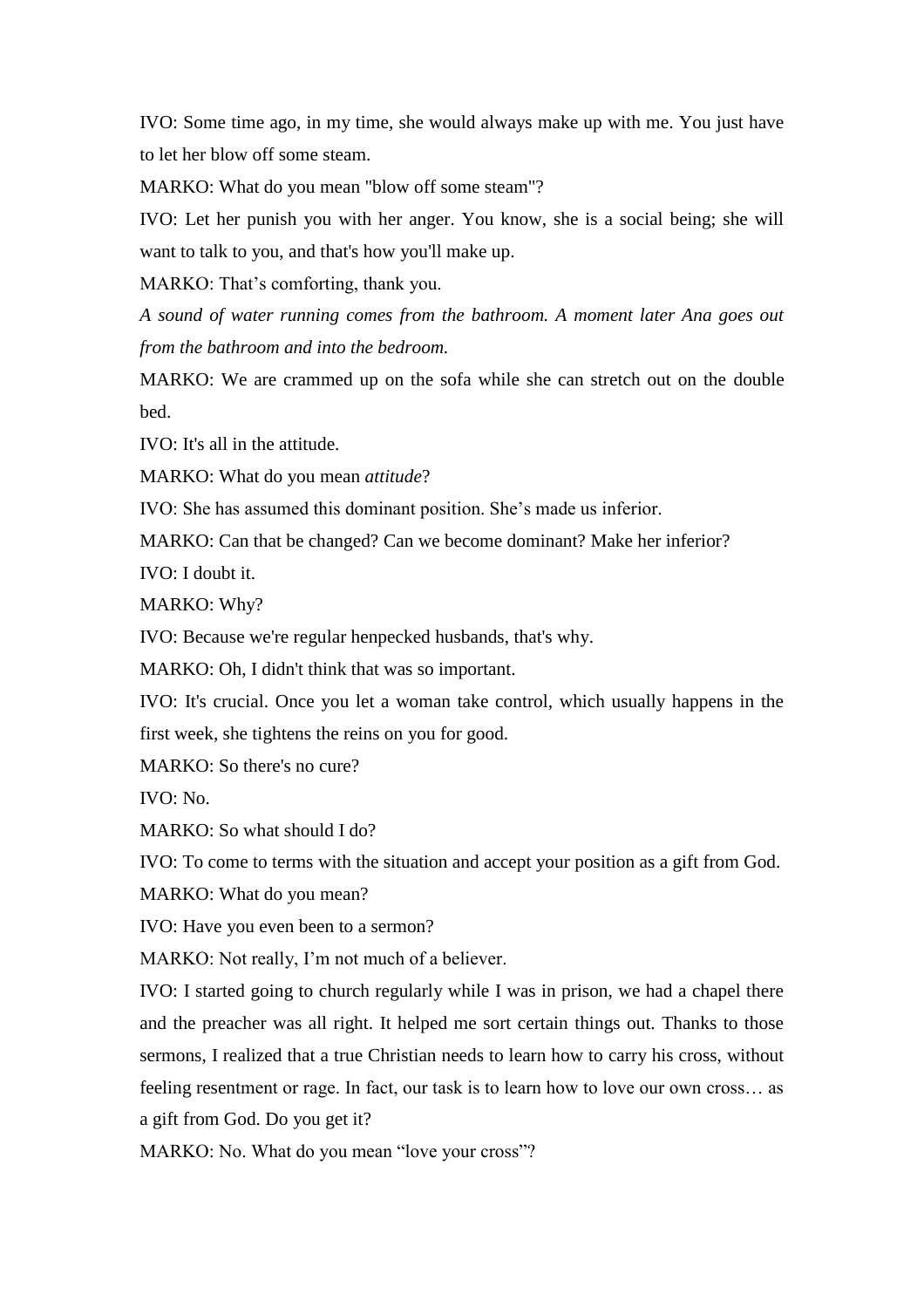IVO: Some time ago, in my time, she would always make up with me. You just have to let her blow off some steam.

MARKO: What do you mean "blow off some steam"?

IVO: Let her punish you with her anger. You know, she is a social being; she will want to talk to you, and that's how you'll make up.

MARKO: That's comforting, thank you.

*A sound of water running comes from the bathroom. A moment later Ana goes out from the bathroom and into the bedroom.*

MARKO: We are crammed up on the sofa while she can stretch out on the double bed.

IVO: It's all in the attitude.

MARKO: What do you mean *attitude*?

IVO: She has assumed this dominant position. She's made us inferior.

MARKO: Can that be changed? Can we become dominant? Make her inferior?

IVO: I doubt it.

MARKO: Why?

IVO: Because we're regular henpecked husbands, that's why.

MARKO: Oh, I didn't think that was so important.

IVO: It's crucial. Once you let a woman take control, which usually happens in the first week, she tightens the reins on you for good.

MARKO: So there's no cure?

IVO: No.

MARKO: So what should I do?

IVO: To come to terms with the situation and accept your position as a gift from God.

MARKO: What do you mean?

IVO: Have you even been to a sermon?

MARKO: Not really, I'm not much of a believer.

IVO: I started going to church regularly while I was in prison, we had a chapel there and the preacher was all right. It helped me sort certain things out. Thanks to those sermons, I realized that a true Christian needs to learn how to carry his cross, without feeling resentment or rage. In fact, our task is to learn how to love our own cross… as a gift from God. Do you get it?

MARKO: No. What do you mean "love your cross"?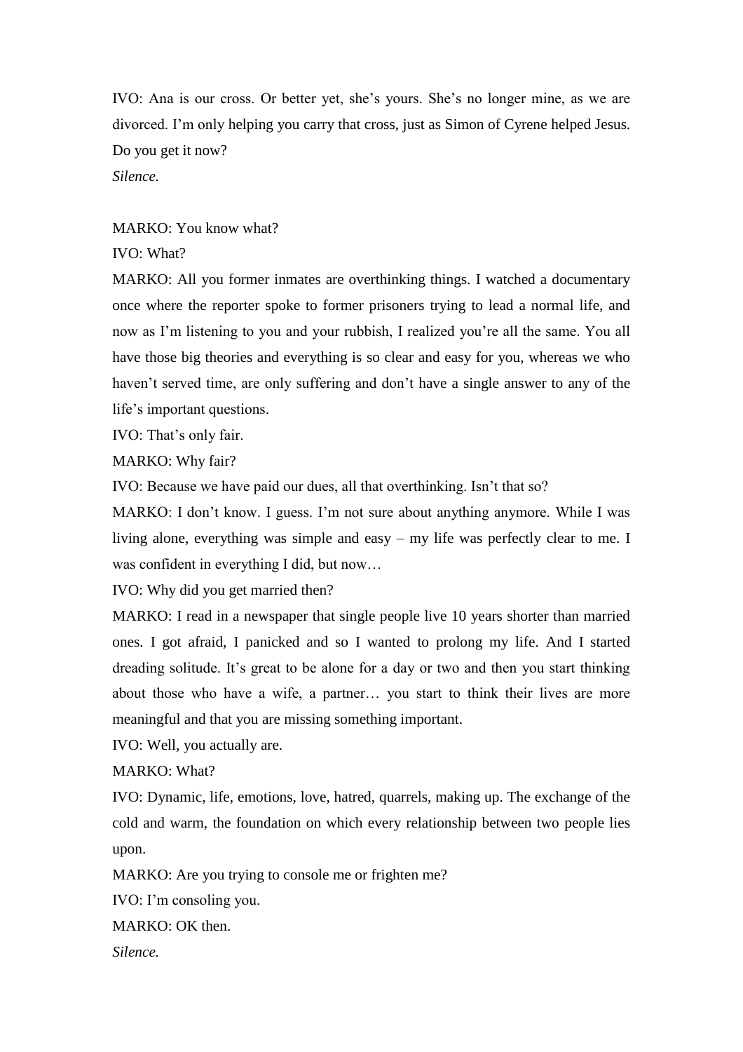IVO: Ana is our cross. Or better yet, she's yours. She's no longer mine, as we are divorced. I'm only helping you carry that cross, just as Simon of Cyrene helped Jesus. Do you get it now?

*Silence.*

MARKO: You know what?

IVO: What?

MARKO: All you former inmates are overthinking things. I watched a documentary once where the reporter spoke to former prisoners trying to lead a normal life, and now as I'm listening to you and your rubbish, I realized you're all the same. You all have those big theories and everything is so clear and easy for you, whereas we who haven't served time, are only suffering and don't have a single answer to any of the life's important questions.

IVO: That's only fair.

MARKO: Why fair?

IVO: Because we have paid our dues, all that overthinking. Isn't that so?

MARKO: I don't know. I guess. I'm not sure about anything anymore. While I was living alone, everything was simple and easy – my life was perfectly clear to me. I was confident in everything I did, but now…

IVO: Why did you get married then?

MARKO: I read in a newspaper that single people live 10 years shorter than married ones. I got afraid, I panicked and so I wanted to prolong my life. And I started dreading solitude. It's great to be alone for a day or two and then you start thinking about those who have a wife, a partner… you start to think their lives are more meaningful and that you are missing something important.

IVO: Well, you actually are.

MARKO: What?

IVO: Dynamic, life, emotions, love, hatred, quarrels, making up. The exchange of the cold and warm, the foundation on which every relationship between two people lies upon.

MARKO: Are you trying to console me or frighten me?

IVO: I'm consoling you.

MARKO: OK then.

*Silence.*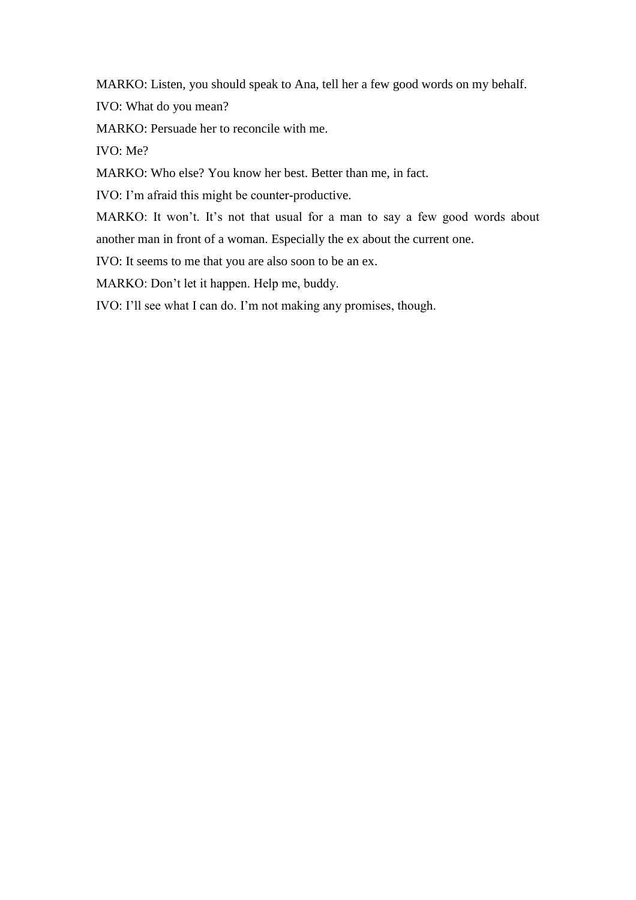MARKO: Listen, you should speak to Ana, tell her a few good words on my behalf.

IVO: What do you mean?

MARKO: Persuade her to reconcile with me.

IVO: Me?

MARKO: Who else? You know her best. Better than me, in fact.

IVO: I'm afraid this might be counter-productive.

MARKO: It won't. It's not that usual for a man to say a few good words about another man in front of a woman. Especially the ex about the current one.

IVO: It seems to me that you are also soon to be an ex.

MARKO: Don't let it happen. Help me, buddy.

IVO: I'll see what I can do. I'm not making any promises, though.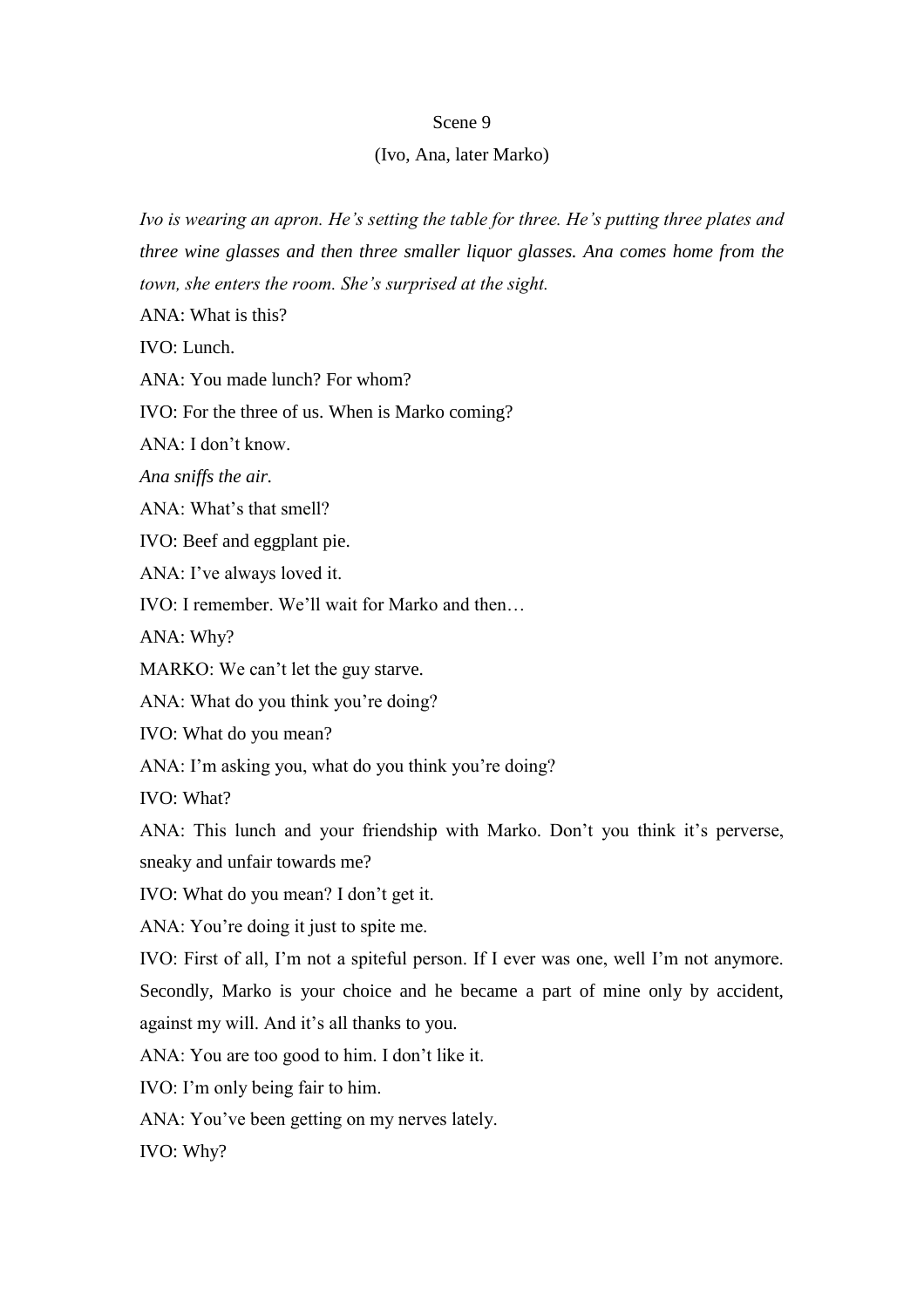Scene 9

(Ivo, Ana, later Marko)

*Ivo is wearing an apron. He's setting the table for three. He's putting three plates and three wine glasses and then three smaller liquor glasses. Ana comes home from the town, she enters the room. She's surprised at the sight.*

ANA: What is this?

IVO: Lunch.

ANA: You made lunch? For whom?

IVO: For the three of us. When is Marko coming?

ANA: I don't know.

*Ana sniffs the air.*

ANA: What's that smell?

IVO: Beef and eggplant pie.

ANA: I've always loved it.

IVO: I remember. We'll wait for Marko and then…

ANA: Why?

MARKO: We can't let the guy starve.

ANA: What do you think you're doing?

IVO: What do you mean?

ANA: I'm asking you, what do you think you're doing?

IVO: What?

ANA: This lunch and your friendship with Marko. Don't you think it's perverse, sneaky and unfair towards me?

IVO: What do you mean? I don't get it.

ANA: You're doing it just to spite me.

IVO: First of all, I'm not a spiteful person. If I ever was one, well I'm not anymore. Secondly, Marko is your choice and he became a part of mine only by accident, against my will. And it's all thanks to you.

ANA: You are too good to him. I don't like it.

IVO: I'm only being fair to him.

ANA: You've been getting on my nerves lately.

IVO: Why?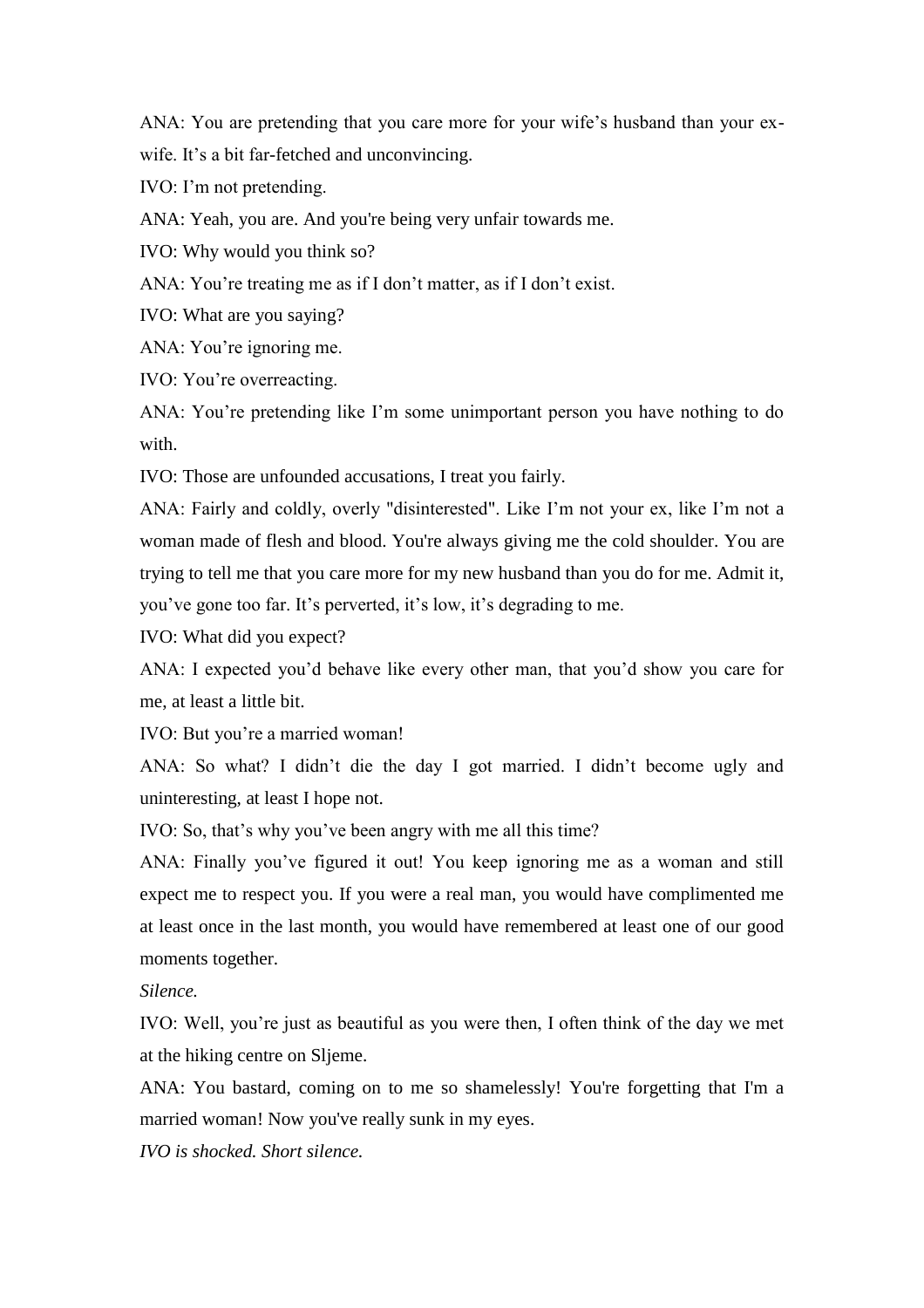ANA: You are pretending that you care more for your wife's husband than your ex-wife. It's a bit far-fetched and unconvincing.

IVO: I'm not pretending.

ANA: Yeah, you are. And you're being very unfair towards me.

IVO: Why would you think so?

ANA: You're treating me as if I don't matter, as if I don't exist.

IVO: What are you saying?

ANA: You're ignoring me.

IVO: You're overreacting.

ANA: You're pretending like I'm some unimportant person you have nothing to do with.

IVO: Those are unfounded accusations, I treat you fairly.

ANA: Fairly and coldly, overly "disinterested". Like I'm not your ex, like I'm not a woman made of flesh and blood. You're always giving me the cold shoulder. You are trying to tell me that you care more for my new husband than you do for me. Admit it, you've gone too far. It's perverted, it's low, it's degrading to me.

IVO: What did you expect?

ANA: I expected you'd behave like every other man, that you'd show you care for me, at least a little bit.

IVO: But you're a married woman!

ANA: So what? I didn't die the day I got married. I didn't become ugly and uninteresting, at least I hope not.

IVO: So, that's why you've been angry with me all this time?

ANA: Finally you've figured it out! You keep ignoring me as a woman and still expect me to respect you. If you were a real man, you would have complimented me at least once in the last month, you would have remembered at least one of our good moments together.

*Silence.*

IVO: Well, you're just as beautiful as you were then, I often think of the day we met at the hiking centre on Sljeme.

ANA: You bastard, coming on to me so shamelessly! You're forgetting that I'm a married woman! Now you've really sunk in my eyes.

*IVO is shocked. Short silence.*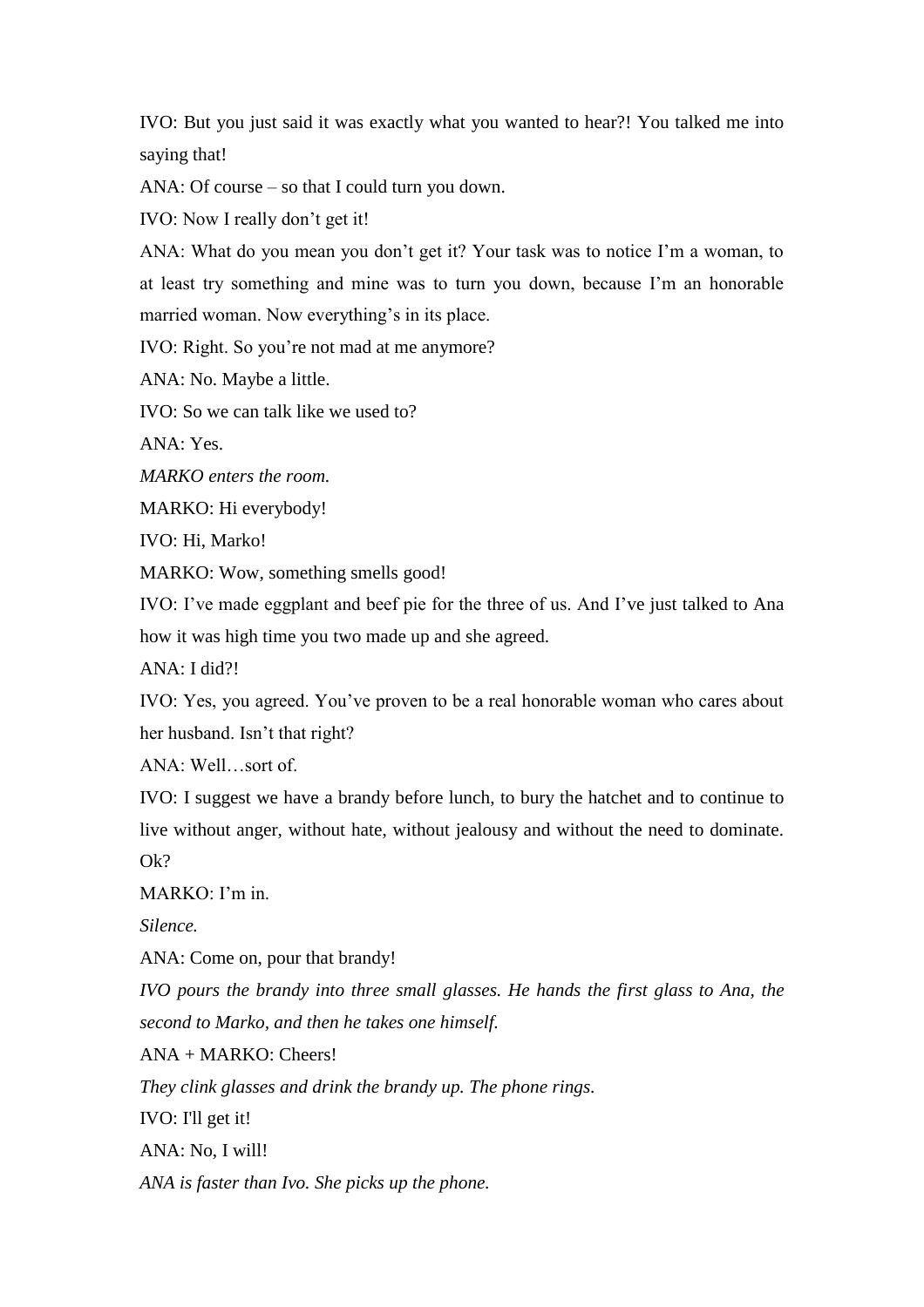IVO: But you just said it was exactly what you wanted to hear?! You talked me into saying that!

ANA: Of course – so that I could turn you down.

IVO: Now I really don't get it!

ANA: What do you mean you don't get it? Your task was to notice I'm a woman, to at least try something and mine was to turn you down, because I'm an honorable married woman. Now everything's in its place.

IVO: Right. So you're not mad at me anymore?

ANA: No. Maybe a little.

IVO: So we can talk like we used to?

ANA: Yes.

*MARKO enters the room.*

MARKO: Hi everybody!

IVO: Hi, Marko!

MARKO: Wow, something smells good!

IVO: I've made eggplant and beef pie for the three of us. And I've just talked to Ana how it was high time you two made up and she agreed.

ANA: I did?!

IVO: Yes, you agreed. You've proven to be a real honorable woman who cares about her husband. Isn't that right?

ANA: Well…sort of.

IVO: I suggest we have a brandy before lunch, to bury the hatchet and to continue to live without anger, without hate, without jealousy and without the need to dominate. Ok?

MARKO: I'm in.

*Silence.*

ANA: Come on, pour that brandy!

*IVO pours the brandy into three small glasses. He hands the first glass to Ana, the second to Marko, and then he takes one himself.*

ANA + MARKO: Cheers!

*They clink glasses and drink the brandy up. The phone rings.*

IVO: I'll get it!

ANA: No, I will!

*ANA is faster than Ivo. She picks up the phone.*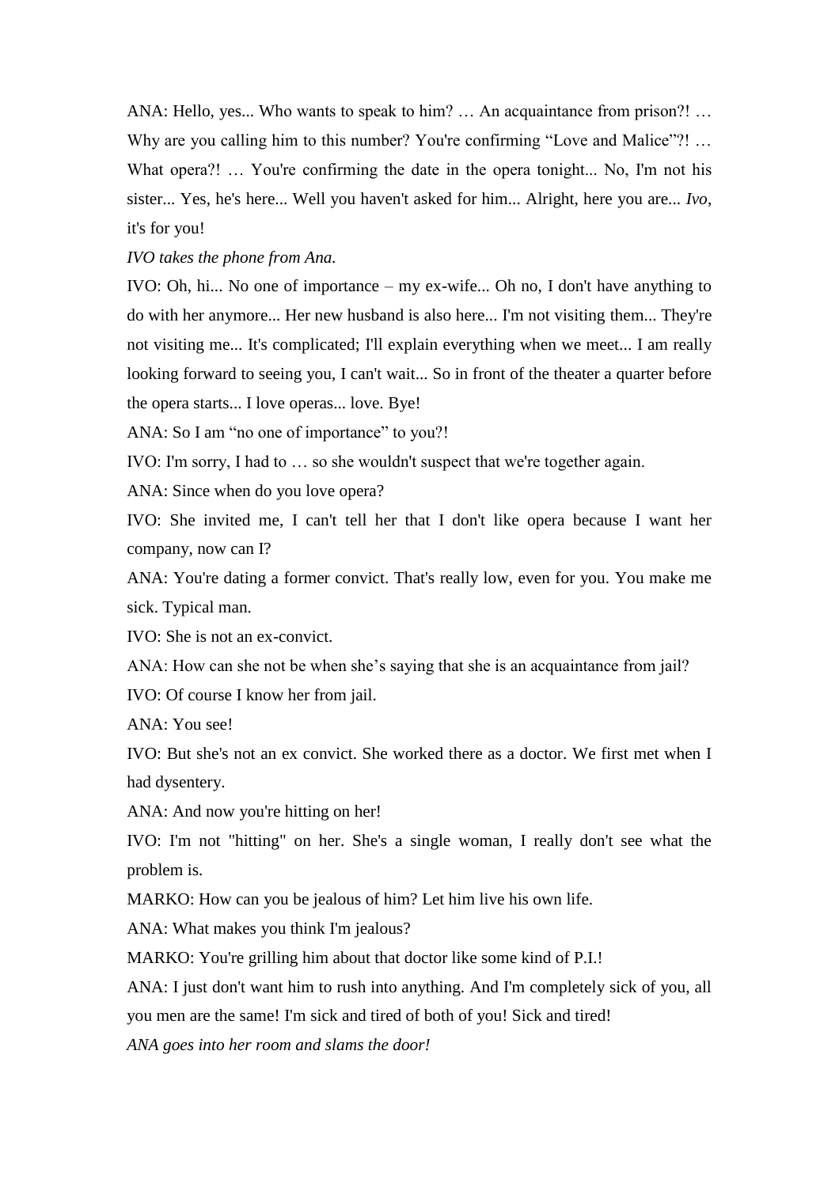ANA: Hello, yes... Who wants to speak to him? … An acquaintance from prison?! … Why are you calling him to this number? You're confirming “Love and Malice”?! … What opera?! … You're confirming the date in the opera tonight... No, I'm not his sister... Yes, he's here... Well you haven't asked for him... Alright, here you are... *Ivo*, it's for you!

*IVO takes the phone from Ana.*

IVO: Oh, hi... No one of importance – my ex-wife... Oh no, I don't have anything to do with her anymore... Her new husband is also here... I'm not visiting them... They're not visiting me... It's complicated; I'll explain everything when we meet... I am really looking forward to seeing you, I can't wait... So in front of the theater a quarter before the opera starts... I love operas... love. Bye!

ANA: So I am “no one of importance” to you?!

IVO: I'm sorry, I had to … so she wouldn't suspect that we're together again.

ANA: Since when do you love opera?

IVO: She invited me, I can't tell her that I don't like opera because I want her company, now can I?

ANA: You're dating a former convict. That's really low, even for you. You make me sick. Typical man.

IVO: She is not an ex-convict.

ANA: How can she not be when she’s saying that she is an acquaintance from jail?

IVO: Of course I know her from jail.

ANA: You see!

IVO: But she's not an ex convict. She worked there as a doctor. We first met when I had dysentery.

ANA: And now you're hitting on her!

IVO: I'm not "hitting" on her. She's a single woman, I really don't see what the problem is.

MARKO: How can you be jealous of him? Let him live his own life.

ANA: What makes you think I'm jealous?

MARKO: You're grilling him about that doctor like some kind of P.I.!

ANA: I just don't want him to rush into anything. And I'm completely sick of you, all you men are the same! I'm sick and tired of both of you! Sick and tired!

*ANA goes into her room and slams the door!*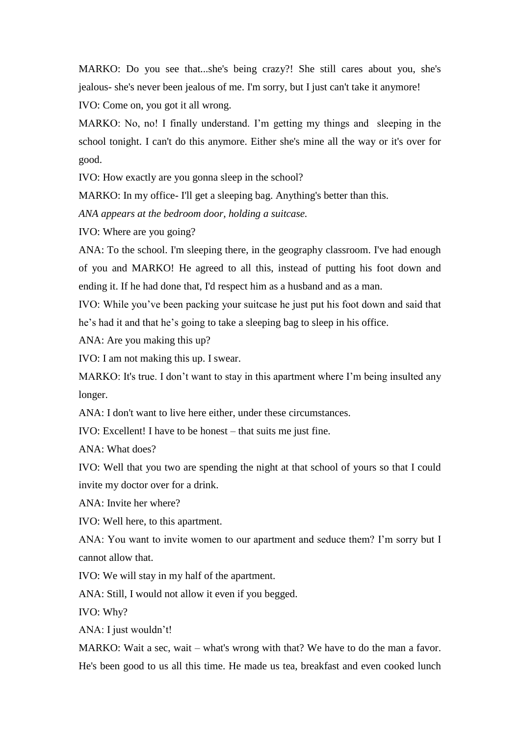MARKO: Do you see that...she's being crazy?! She still cares about you, she's jealous- she's never been jealous of me. I'm sorry, but I just can't take it anymore!

IVO: Come on, you got it all wrong.

MARKO: No, no! I finally understand. I'm getting my things and sleeping in the school tonight. I can't do this anymore. Either she's mine all the way or it's over for good.

IVO: How exactly are you gonna sleep in the school?

MARKO: In my office- I'll get a sleeping bag. Anything's better than this.

*ANA appears at the bedroom door, holding a suitcase.*

IVO: Where are you going?

ANA: To the school. I'm sleeping there, in the geography classroom. I've had enough of you and MARKO! He agreed to all this, instead of putting his foot down and ending it. If he had done that, I'd respect him as a husband and as a man.

IVO: While you've been packing your suitcase he just put his foot down and said that he's had it and that he's going to take a sleeping bag to sleep in his office.

ANA: Are you making this up?

IVO: I am not making this up. I swear.

MARKO: It's true. I don't want to stay in this apartment where I'm being insulted any longer.

ANA: I don't want to live here either, under these circumstances.

IVO: Excellent! I have to be honest – that suits me just fine.

ANA: What does?

IVO: Well that you two are spending the night at that school of yours so that I could invite my doctor over for a drink.

ANA: Invite her where?

IVO: Well here, to this apartment.

ANA: You want to invite women to our apartment and seduce them? I'm sorry but I cannot allow that.

IVO: We will stay in my half of the apartment.

ANA: Still, I would not allow it even if you begged.

IVO: Why?

ANA: I just wouldn't!

MARKO: Wait a sec, wait – what's wrong with that? We have to do the man a favor. He's been good to us all this time. He made us tea, breakfast and even cooked lunch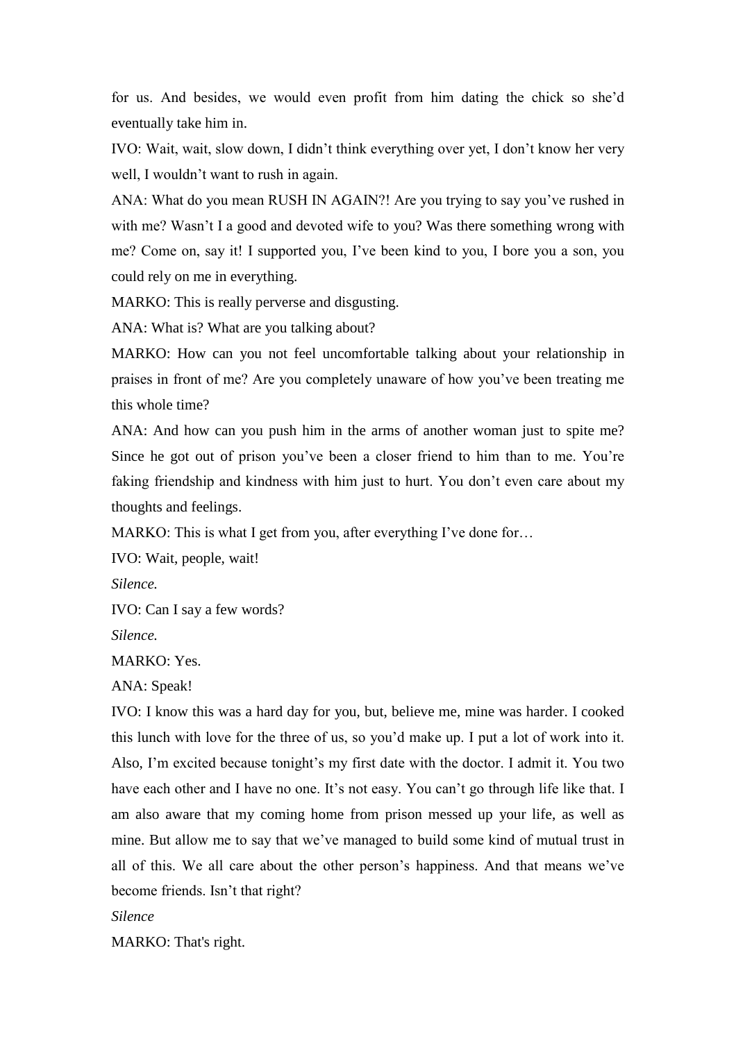for us. And besides, we would even profit from him dating the chick so she'd eventually take him in.

IVO: Wait, wait, slow down, I didn't think everything over yet, I don't know her very well, I wouldn't want to rush in again.

ANA: What do you mean RUSH IN AGAIN?! Are you trying to say you've rushed in with me? Wasn't I a good and devoted wife to you? Was there something wrong with me? Come on, say it! I supported you, I've been kind to you, I bore you a son, you could rely on me in everything.

MARKO: This is really perverse and disgusting.

ANA: What is? What are you talking about?

MARKO: How can you not feel uncomfortable talking about your relationship in praises in front of me? Are you completely unaware of how you've been treating me this whole time?

ANA: And how can you push him in the arms of another woman just to spite me? Since he got out of prison you've been a closer friend to him than to me. You're faking friendship and kindness with him just to hurt. You don't even care about my thoughts and feelings.

MARKO: This is what I get from you, after everything I've done for…

IVO: Wait, people, wait!

*Silence.*

IVO: Can I say a few words?

*Silence.*

MARKO: Yes.

ANA: Speak!

IVO: I know this was a hard day for you, but, believe me, mine was harder. I cooked this lunch with love for the three of us, so you'd make up. I put a lot of work into it. Also, I'm excited because tonight's my first date with the doctor. I admit it. You two have each other and I have no one. It's not easy. You can't go through life like that. I am also aware that my coming home from prison messed up your life, as well as mine. But allow me to say that we've managed to build some kind of mutual trust in all of this. We all care about the other person's happiness. And that means we've become friends. Isn't that right?

*Silence*

MARKO: That's right.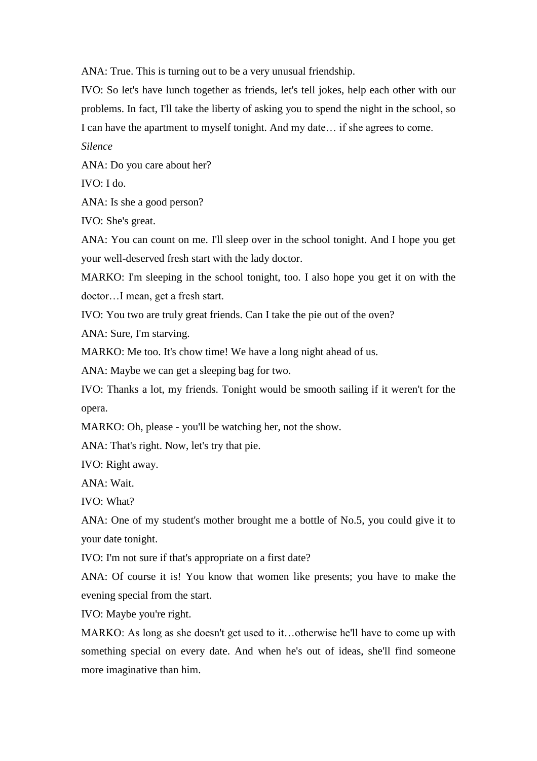ANA: True. This is turning out to be a very unusual friendship.

IVO: So let's have lunch together as friends, let's tell jokes, help each other with our problems. In fact, I'll take the liberty of asking you to spend the night in the school, so I can have the apartment to myself tonight. And my date… if she agrees to come.

*Silence*

ANA: Do you care about her?

IVO: I do.

ANA: Is she a good person?

IVO: She's great.

ANA: You can count on me. I'll sleep over in the school tonight. And I hope you get your well-deserved fresh start with the lady doctor.

MARKO: I'm sleeping in the school tonight, too. I also hope you get it on with the doctor…I mean, get a fresh start.

IVO: You two are truly great friends. Can I take the pie out of the oven?

ANA: Sure, I'm starving.

MARKO: Me too. It's chow time! We have a long night ahead of us.

ANA: Maybe we can get a sleeping bag for two.

IVO: Thanks a lot, my friends. Tonight would be smooth sailing if it weren't for the opera.

MARKO: Oh, please - you'll be watching her, not the show.

ANA: That's right. Now, let's try that pie.

IVO: Right away.

ANA: Wait.

IVO: What?

ANA: One of my student's mother brought me a bottle of No.5, you could give it to your date tonight.

IVO: I'm not sure if that's appropriate on a first date?

ANA: Of course it is! You know that women like presents; you have to make the evening special from the start.

IVO: Maybe you're right.

MARKO: As long as she doesn't get used to it…otherwise he'll have to come up with something special on every date. And when he's out of ideas, she'll find someone more imaginative than him.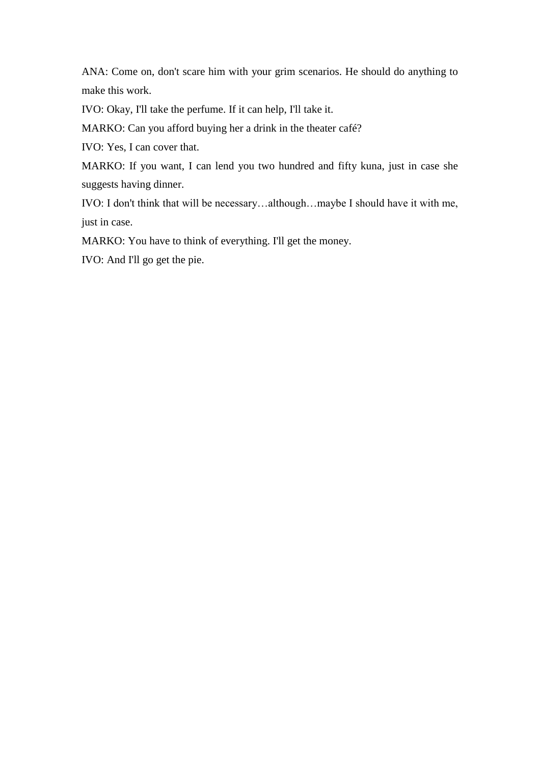ANA: Come on, don't scare him with your grim scenarios. He should do anything to make this work.

IVO: Okay, I'll take the perfume. If it can help, I'll take it.

MARKO: Can you afford buying her a drink in the theater café?

IVO: Yes, I can cover that.

MARKO: If you want, I can lend you two hundred and fifty kuna, just in case she suggests having dinner.

IVO: I don't think that will be necessary…although…maybe I should have it with me, just in case.

MARKO: You have to think of everything. I'll get the money.

IVO: And I'll go get the pie.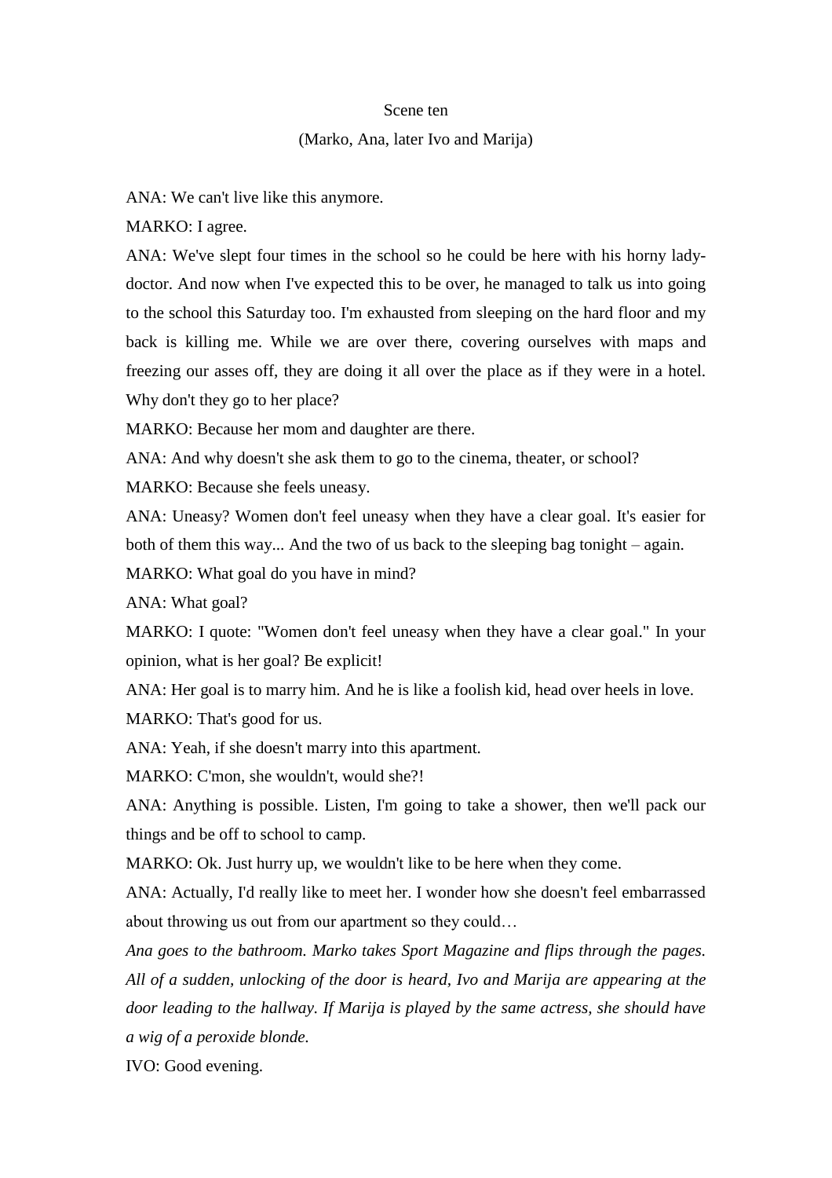Scene ten

(Marko, Ana, later Ivo and Marija)

ANA: We can't live like this anymore.

MARKO: I agree.

ANA: We've slept four times in the school so he could be here with his horny lady-doctor. And now when I've expected this to be over, he managed to talk us into going to the school this Saturday too. I'm exhausted from sleeping on the hard floor and my back is killing me. While we are over there, covering ourselves with maps and freezing our asses off, they are doing it all over the place as if they were in a hotel. Why don't they go to her place?

MARKO: Because her mom and daughter are there.

ANA: And why doesn't she ask them to go to the cinema, theater, or school?

MARKO: Because she feels uneasy.

ANA: Uneasy? Women don't feel uneasy when they have a clear goal. It's easier for both of them this way... And the two of us back to the sleeping bag tonight – again.

MARKO: What goal do you have in mind?

ANA: What goal?

MARKO: I quote: "Women don't feel uneasy when they have a clear goal." In your opinion, what is her goal? Be explicit!

ANA: Her goal is to marry him. And he is like a foolish kid, head over heels in love.

MARKO: That's good for us.

ANA: Yeah, if she doesn't marry into this apartment.

MARKO: C'mon, she wouldn't, would she?!

ANA: Anything is possible. Listen, I'm going to take a shower, then we'll pack our things and be off to school to camp.

MARKO: Ok. Just hurry up, we wouldn't like to be here when they come.

ANA: Actually, I'd really like to meet her. I wonder how she doesn't feel embarrassed about throwing us out from our apartment so they could…

*Ana goes to the bathroom. Marko takes Sport Magazine and flips through the pages. All of a sudden, unlocking of the door is heard, Ivo and Marija are appearing at the door leading to the hallway. If Marija is played by the same actress, she should have a wig of a peroxide blonde.*

IVO: Good evening.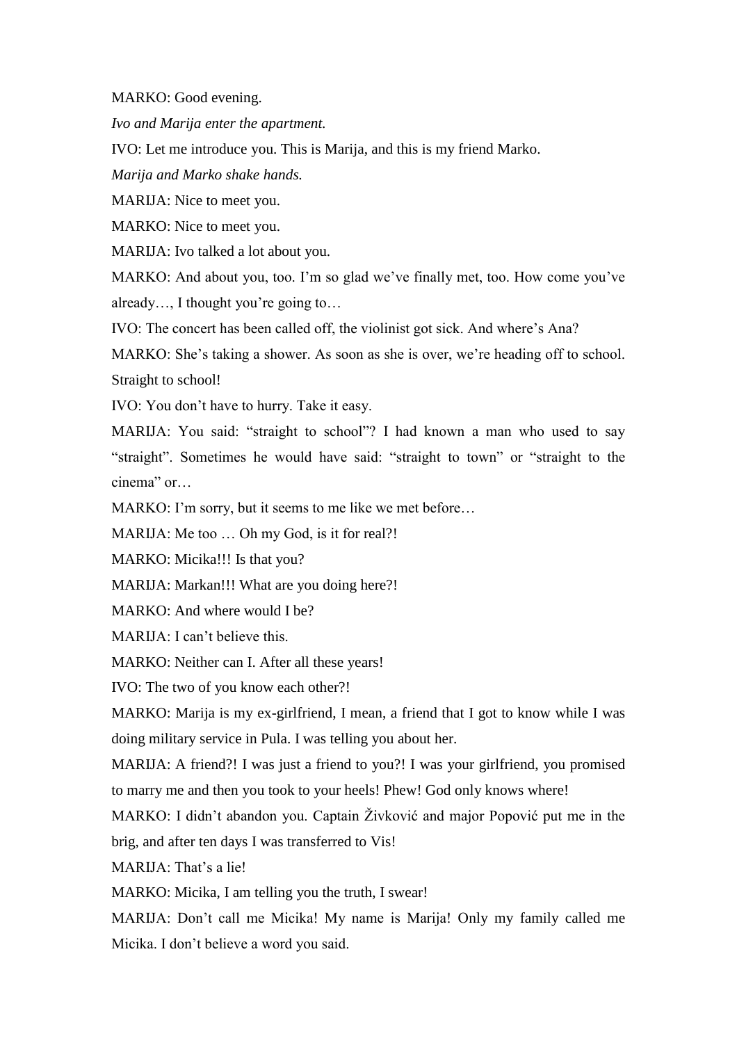MARKO: Good evening.

*Ivo and Marija enter the apartment.*

IVO: Let me introduce you. This is Marija, and this is my friend Marko.

*Marija and Marko shake hands.*

MARIJA: Nice to meet you.

MARKO: Nice to meet you.

MARIJA: Ivo talked a lot about you.

MARKO: And about you, too. I'm so glad we've finally met, too. How come you've already…, I thought you're going to…

IVO: The concert has been called off, the violinist got sick. And where's Ana?

MARKO: She's taking a shower. As soon as she is over, we're heading off to school. Straight to school!

IVO: You don't have to hurry. Take it easy.

MARIJA: You said: "straight to school"? I had known a man who used to say "straight". Sometimes he would have said: "straight to town" or "straight to the cinema" or…

MARKO: I'm sorry, but it seems to me like we met before…

MARIJA: Me too … Oh my God, is it for real?!

MARKO: Micika!!! Is that you?

MARIJA: Markan!!! What are you doing here?!

MARKO: And where would I be?

MARIJA: I can't believe this.

MARKO: Neither can I. After all these years!

IVO: The two of you know each other?!

MARKO: Marija is my ex-girlfriend, I mean, a friend that I got to know while I was doing military service in Pula. I was telling you about her.

MARIJA: A friend?! I was just a friend to you?! I was your girlfriend, you promised to marry me and then you took to your heels! Phew! God only knows where!

MARKO: I didn't abandon you. Captain Živković and major Popović put me in the brig, and after ten days I was transferred to Vis!

MARIJA: That's a lie!

MARKO: Micika, I am telling you the truth, I swear!

MARIJA: Don't call me Micika! My name is Marija! Only my family called me Micika. I don't believe a word you said.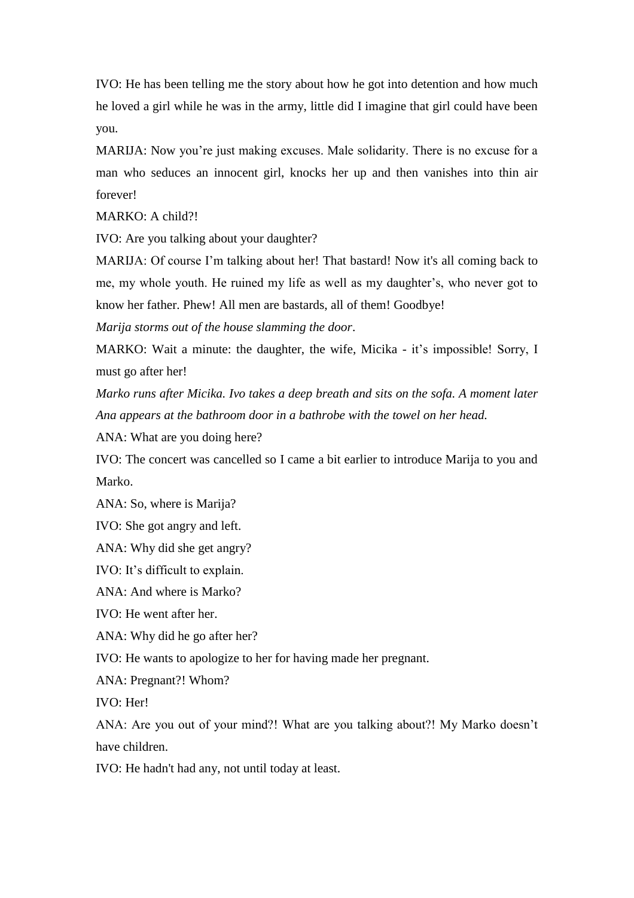IVO: He has been telling me the story about how he got into detention and how much he loved a girl while he was in the army, little did I imagine that girl could have been you.

MARIJA: Now you're just making excuses. Male solidarity. There is no excuse for a man who seduces an innocent girl, knocks her up and then vanishes into thin air forever!

MARKO: A child?!

IVO: Are you talking about your daughter?

MARIJA: Of course I'm talking about her! That bastard! Now it's all coming back to me, my whole youth. He ruined my life as well as my daughter's, who never got to know her father. Phew! All men are bastards, all of them! Goodbye!

*Marija storms out of the house slamming the door.*

MARKO: Wait a minute: the daughter, the wife, Micika - it's impossible! Sorry, I must go after her!

*Marko runs after Micika. Ivo takes a deep breath and sits on the sofa. A moment later Ana appears at the bathroom door in a bathrobe with the towel on her head.*

ANA: What are you doing here?

IVO: The concert was cancelled so I came a bit earlier to introduce Marija to you and Marko.

ANA: So, where is Marija?

IVO: She got angry and left.

ANA: Why did she get angry?

IVO: It's difficult to explain.

ANA: And where is Marko?

IVO: He went after her.

ANA: Why did he go after her?

IVO: He wants to apologize to her for having made her pregnant.

ANA: Pregnant?! Whom?

IVO: Her!

ANA: Are you out of your mind?! What are you talking about?! My Marko doesn't have children.

IVO: He hadn't had any, not until today at least.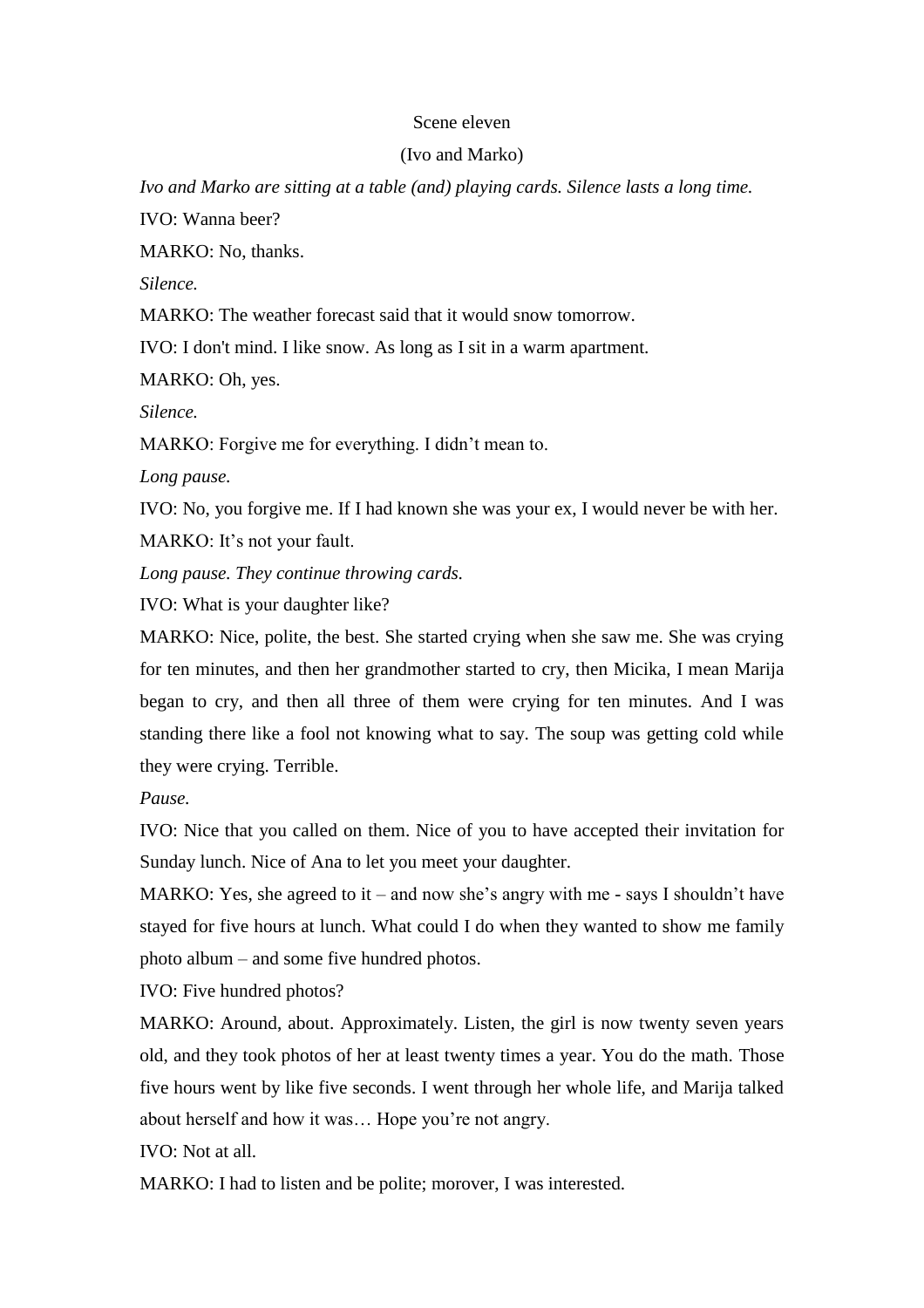Scene eleven

(Ivo and Marko)

*Ivo and Marko are sitting at a table (and) playing cards. Silence lasts a long time.*

IVO: Wanna beer?

MARKO: No, thanks.

*Silence.*

MARKO: The weather forecast said that it would snow tomorrow.

IVO: I don't mind. I like snow. As long as I sit in a warm apartment.

MARKO: Oh, yes.

*Silence.*

MARKO: Forgive me for everything. I didn’t mean to.

*Long pause.*

IVO: No, you forgive me. If I had known she was your ex, I would never be with her.

MARKO: It’s not your fault.

*Long pause. They continue throwing cards.*

IVO: What is your daughter like?

MARKO: Nice, polite, the best. She started crying when she saw me. She was crying for ten minutes, and then her grandmother started to cry, then Micika, I mean Marija began to cry, and then all three of them were crying for ten minutes. And I was standing there like a fool not knowing what to say. The soup was getting cold while they were crying. Terrible.

*Pause.*

IVO: Nice that you called on them. Nice of you to have accepted their invitation for Sunday lunch. Nice of Ana to let you meet your daughter.

MARKO: Yes, she agreed to it – and now she’s angry with me - says I shouldn’t have stayed for five hours at lunch. What could I do when they wanted to show me family photo album – and some five hundred photos.

IVO: Five hundred photos?

MARKO: Around, about. Approximately. Listen, the girl is now twenty seven years old, and they took photos of her at least twenty times a year. You do the math. Those five hours went by like five seconds. I went through her whole life, and Marija talked about herself and how it was… Hope you’re not angry.

IVO: Not at all.

MARKO: I had to listen and be polite; morover, I was interested.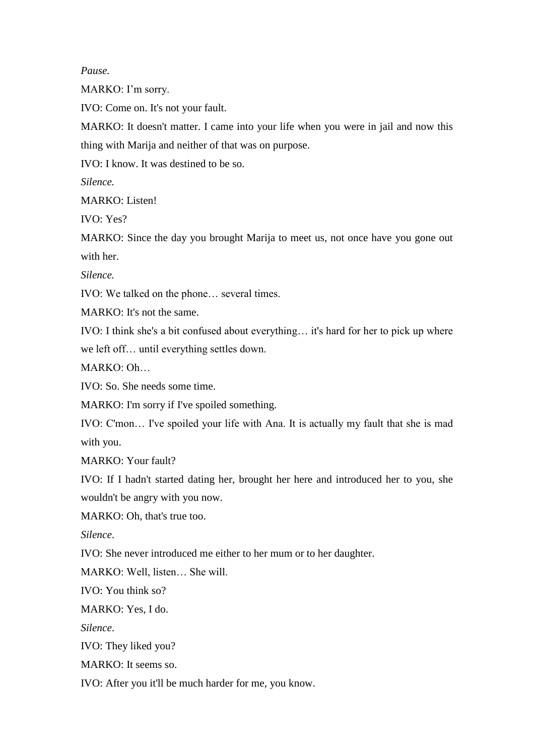*Pause.*

MARKO: I’m sorry.

IVO: Come on. It's not your fault.

MARKO: It doesn't matter. I came into your life when you were in jail and now this thing with Marija and neither of that was on purpose.

IVO: I know. It was destined to be so.

*Silence.*

MARKO: Listen!

IVO: Yes?

MARKO: Since the day you brought Marija to meet us, not once have you gone out with her.

*Silence.*

IVO: We talked on the phone… several times.

MARKO: It's not the same.

IVO: I think she's a bit confused about everything… it's hard for her to pick up where we left off… until everything settles down.

MARKO: Oh…

IVO: So. She needs some time.

MARKO: I'm sorry if I've spoiled something.

IVO: C'mon… I've spoiled your life with Ana. It is actually my fault that she is mad with you.

MARKO: Your fault?

IVO: If I hadn't started dating her, brought her here and introduced her to you, she wouldn't be angry with you now.

MARKO: Oh, that's true too.

*Silence*.

IVO: She never introduced me either to her mum or to her daughter.

MARKO: Well, listen… She will.

IVO: You think so?

MARKO: Yes, I do.

*Silence*.

IVO: They liked you?

MARKO: It seems so.

IVO: After you it'll be much harder for me, you know.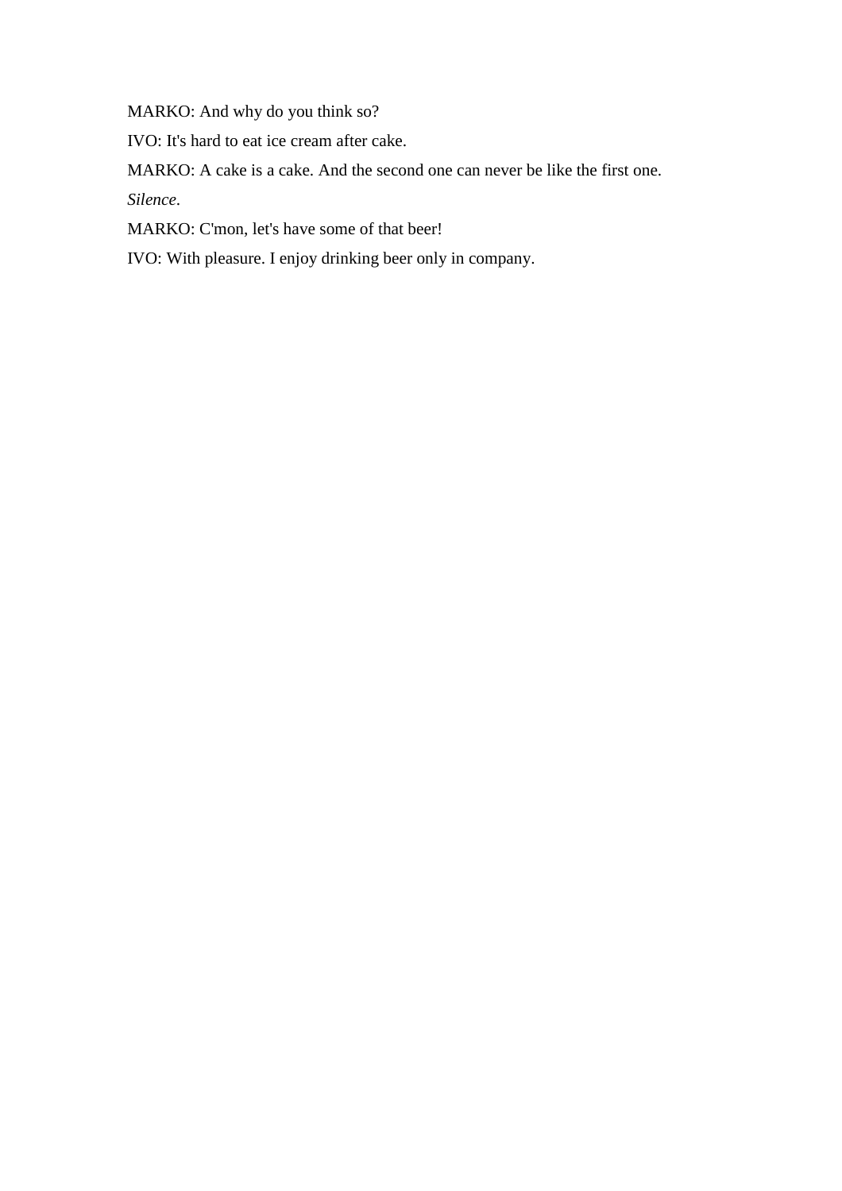MARKO: And why do you think so?

IVO: It's hard to eat ice cream after cake.

MARKO: A cake is a cake. And the second one can never be like the first one.

*Silence*.

MARKO: C'mon, let's have some of that beer!

IVO: With pleasure. I enjoy drinking beer only in company.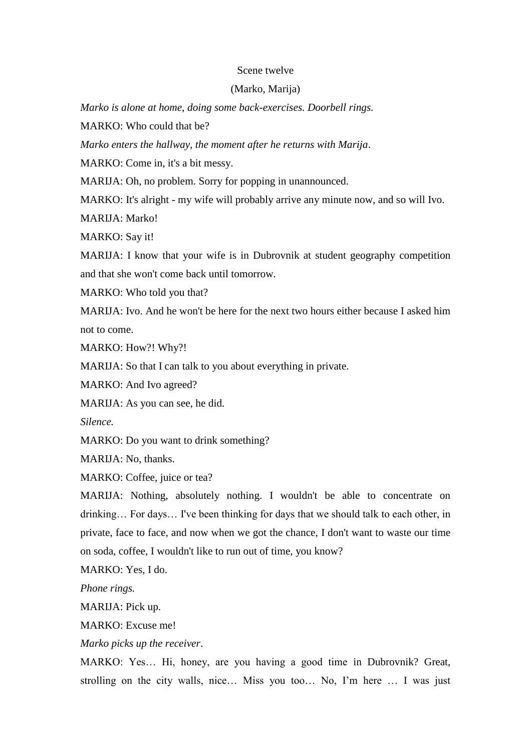Scene twelve

(Marko, Marija)

*Marko is alone at home, doing some back-exercises. Doorbell rings.*

MARKO: Who could that be?

*Marko enters the hallway, the moment after he returns with Marija*.

MARKO: Come in, it's a bit messy.

MARIJA: Oh, no problem. Sorry for popping in unannounced.

MARKO: It's alright - my wife will probably arrive any minute now, and so will Ivo.

MARIJA: Marko!

MARKO: Say it!

MARIJA: I know that your wife is in Dubrovnik at student geography competition and that she won't come back until tomorrow.

MARKO: Who told you that?

MARIJA: Ivo. And he won't be here for the next two hours either because I asked him not to come.

MARKO: How?! Why?!

MARIJA: So that I can talk to you about everything in private.

MARKO: And Ivo agreed?

MARIJA: As you can see, he did.

*Silence.*

MARKO: Do you want to drink something?

MARIJA: No, thanks.

MARKO: Coffee, juice or tea?

MARIJA: Nothing, absolutely nothing. I wouldn't be able to concentrate on drinking… For days… I've been thinking for days that we should talk to each other, in private, face to face, and now when we got the chance, I don't want to waste our time on soda, coffee, I wouldn't like to run out of time, you know?

MARKO: Yes, I do.

*Phone rings.*

MARIJA: Pick up.

MARKO: Excuse me!

*Marko picks up the receiver*.

MARKO: Yes… Hi, honey, are you having a good time in Dubrovnik? Great, strolling on the city walls, nice… Miss you too… No, I'm here … I was just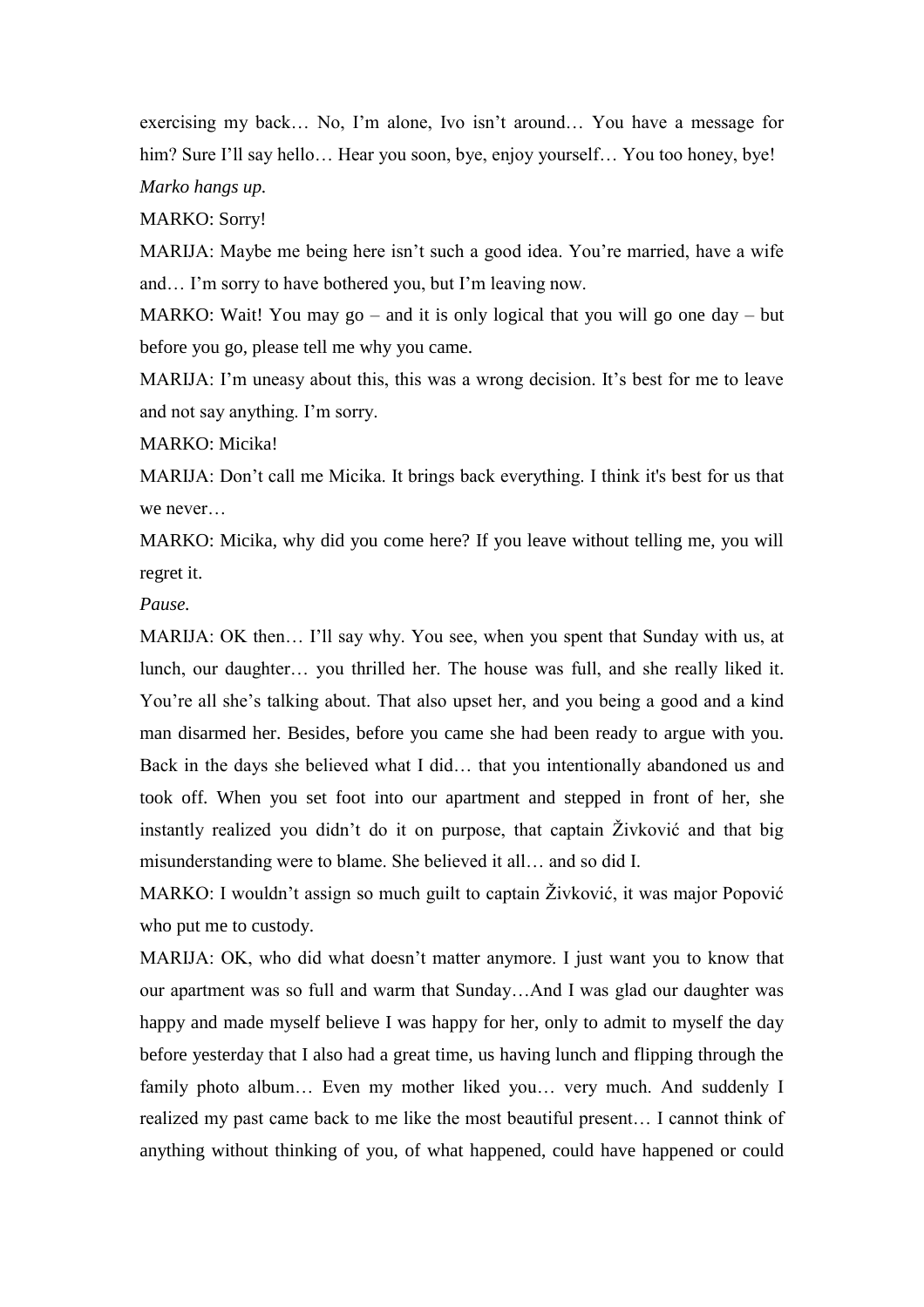exercising my back… No, I'm alone, Ivo isn't around… You have a message for him? Sure I'll say hello… Hear you soon, bye, enjoy yourself… You too honey, bye!

*Marko hangs up.*

MARKO: Sorry!

MARIJA: Maybe me being here isn't such a good idea. You're married, have a wife and… I'm sorry to have bothered you, but I'm leaving now.

MARKO: Wait! You may go – and it is only logical that you will go one day – but before you go, please tell me why you came.

MARIJA: I'm uneasy about this, this was a wrong decision. It's best for me to leave and not say anything. I'm sorry.

MARKO: Micika!

MARIJA: Don't call me Micika. It brings back everything. I think it's best for us that we never…

MARKO: Micika, why did you come here? If you leave without telling me, you will regret it.

*Pause.*

MARIJA: OK then… I'll say why. You see, when you spent that Sunday with us, at lunch, our daughter… you thrilled her. The house was full, and she really liked it. You're all she's talking about. That also upset her, and you being a good and a kind man disarmed her. Besides, before you came she had been ready to argue with you. Back in the days she believed what I did… that you intentionally abandoned us and took off. When you set foot into our apartment and stepped in front of her, she instantly realized you didn't do it on purpose, that captain Živković and that big misunderstanding were to blame. She believed it all… and so did I.

MARKO: I wouldn't assign so much guilt to captain Živković, it was major Popović who put me to custody.

MARIJA: OK, who did what doesn't matter anymore. I just want you to know that our apartment was so full and warm that Sunday…And I was glad our daughter was happy and made myself believe I was happy for her, only to admit to myself the day before yesterday that I also had a great time, us having lunch and flipping through the family photo album… Even my mother liked you… very much. And suddenly I realized my past came back to me like the most beautiful present… I cannot think of anything without thinking of you, of what happened, could have happened or could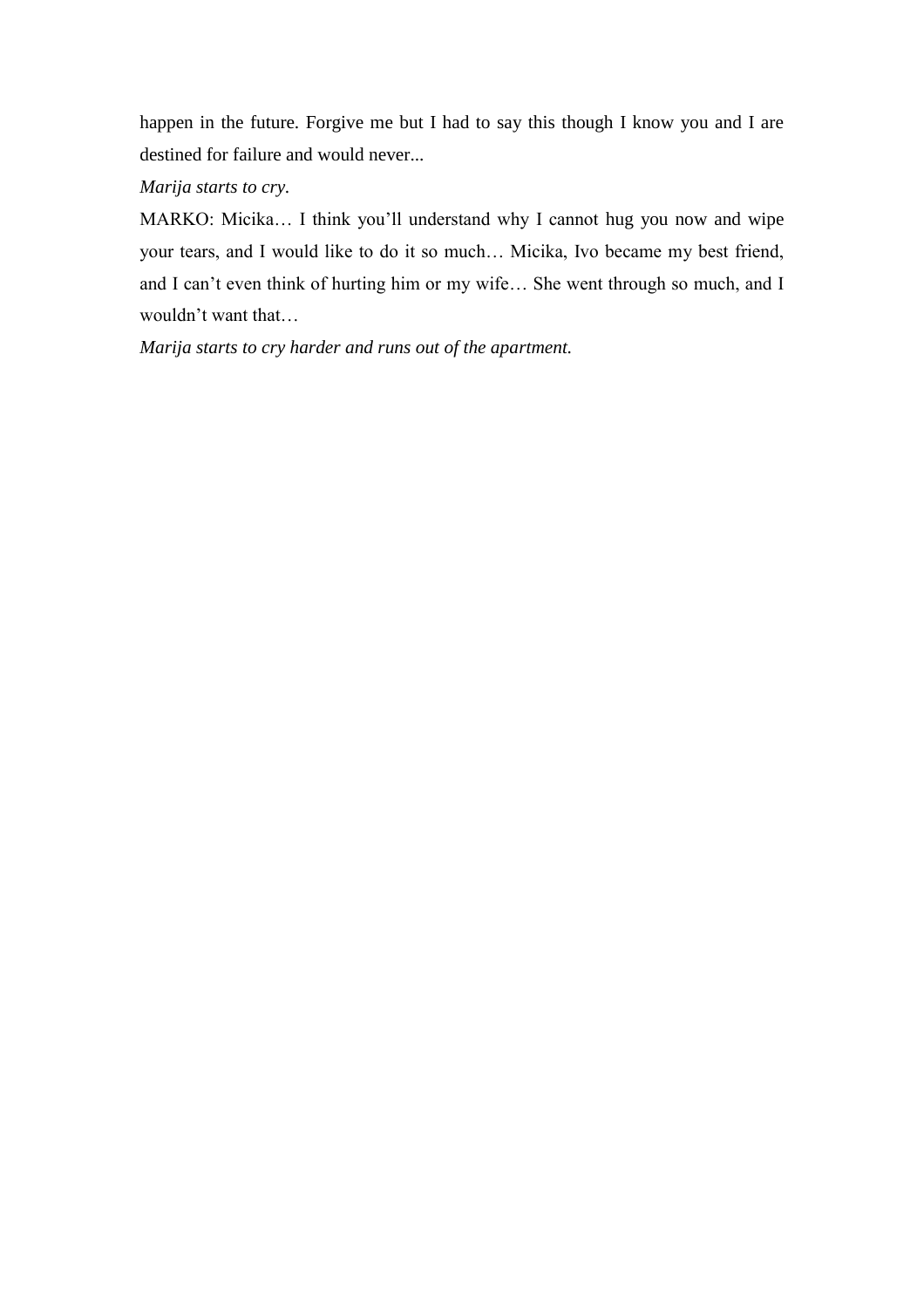happen in the future. Forgive me but I had to say this though I know you and I are destined for failure and would never...

*Marija starts to cry.*

MARKO: Micika… I think you'll understand why I cannot hug you now and wipe your tears, and I would like to do it so much… Micika, Ivo became my best friend, and I can't even think of hurting him or my wife… She went through so much, and I wouldn't want that…

*Marija starts to cry harder and runs out of the apartment.*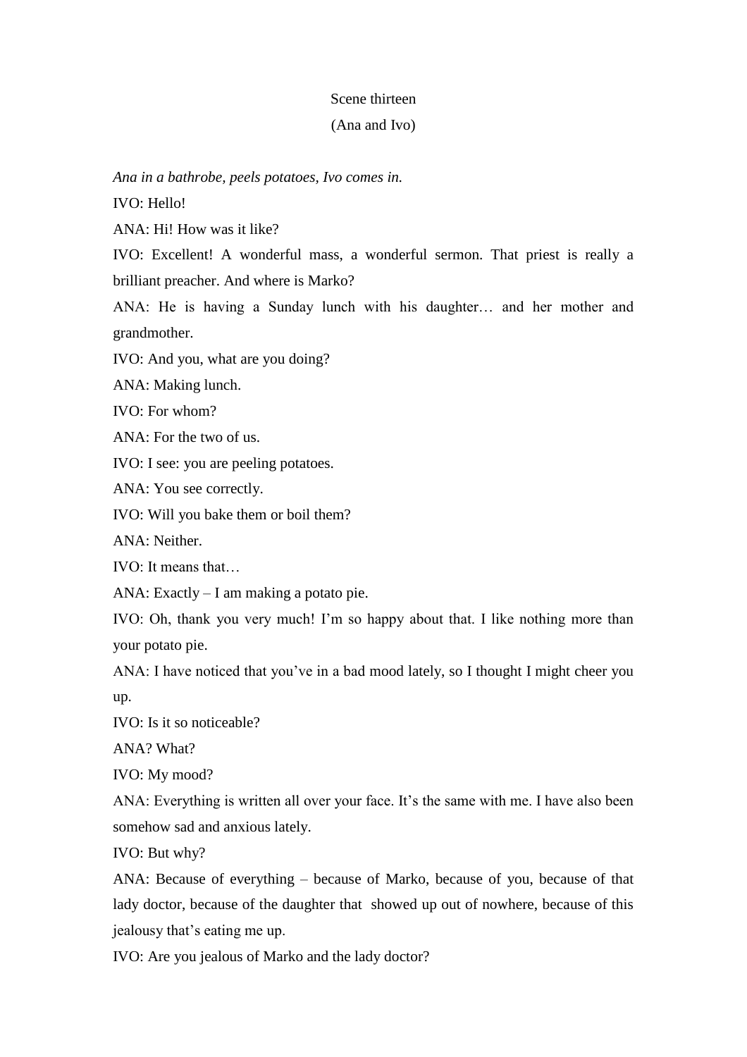Scene thirteen

(Ana and Ivo)

*Ana in a bathrobe, peels potatoes, Ivo comes in.*

IVO: Hello!

ANA: Hi! How was it like?

IVO: Excellent! A wonderful mass, a wonderful sermon. That priest is really a brilliant preacher. And where is Marko?

ANA: He is having a Sunday lunch with his daughter… and her mother and grandmother.

IVO: And you, what are you doing?

ANA: Making lunch.

IVO: For whom?

ANA: For the two of us.

IVO: I see: you are peeling potatoes.

ANA: You see correctly.

IVO: Will you bake them or boil them?

ANA: Neither.

IVO: It means that…

ANA: Exactly – I am making a potato pie.

IVO: Oh, thank you very much! I'm so happy about that. I like nothing more than your potato pie.

ANA: I have noticed that you've in a bad mood lately, so I thought I might cheer you up.

IVO: Is it so noticeable?

ANA? What?

IVO: My mood?

ANA: Everything is written all over your face. It's the same with me. I have also been somehow sad and anxious lately.

IVO: But why?

ANA: Because of everything – because of Marko, because of you, because of that lady doctor, because of the daughter that showed up out of nowhere, because of this jealousy that's eating me up.

IVO: Are you jealous of Marko and the lady doctor?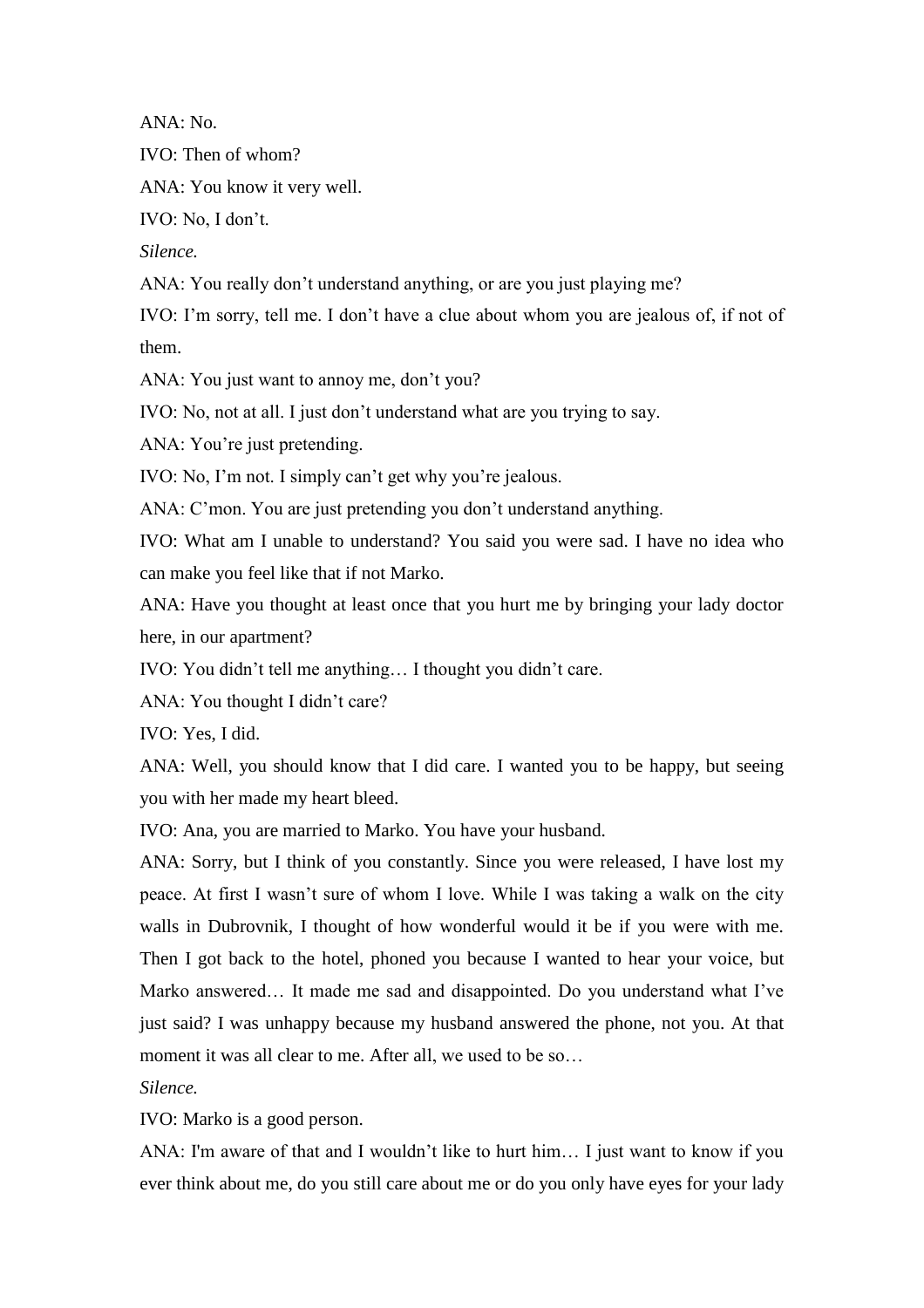ANA: No.

IVO: Then of whom?

ANA: You know it very well.

IVO: No, I don't.

*Silence.*

ANA: You really don't understand anything, or are you just playing me?

IVO: I'm sorry, tell me. I don't have a clue about whom you are jealous of, if not of them.

ANA: You just want to annoy me, don't you?

IVO: No, not at all. I just don't understand what are you trying to say.

ANA: You're just pretending.

IVO: No, I'm not. I simply can't get why you're jealous.

ANA: C'mon. You are just pretending you don't understand anything.

IVO: What am I unable to understand? You said you were sad. I have no idea who can make you feel like that if not Marko.

ANA: Have you thought at least once that you hurt me by bringing your lady doctor here, in our apartment?

IVO: You didn't tell me anything… I thought you didn't care.

ANA: You thought I didn't care?

IVO: Yes, I did.

ANA: Well, you should know that I did care. I wanted you to be happy, but seeing you with her made my heart bleed.

IVO: Ana, you are married to Marko. You have your husband.

ANA: Sorry, but I think of you constantly. Since you were released, I have lost my peace. At first I wasn't sure of whom I love. While I was taking a walk on the city walls in Dubrovnik, I thought of how wonderful would it be if you were with me. Then I got back to the hotel, phoned you because I wanted to hear your voice, but Marko answered… It made me sad and disappointed. Do you understand what I've just said? I was unhappy because my husband answered the phone, not you. At that moment it was all clear to me. After all, we used to be so…

*Silence.*

IVO: Marko is a good person.

ANA: I'm aware of that and I wouldn't like to hurt him… I just want to know if you ever think about me, do you still care about me or do you only have eyes for your lady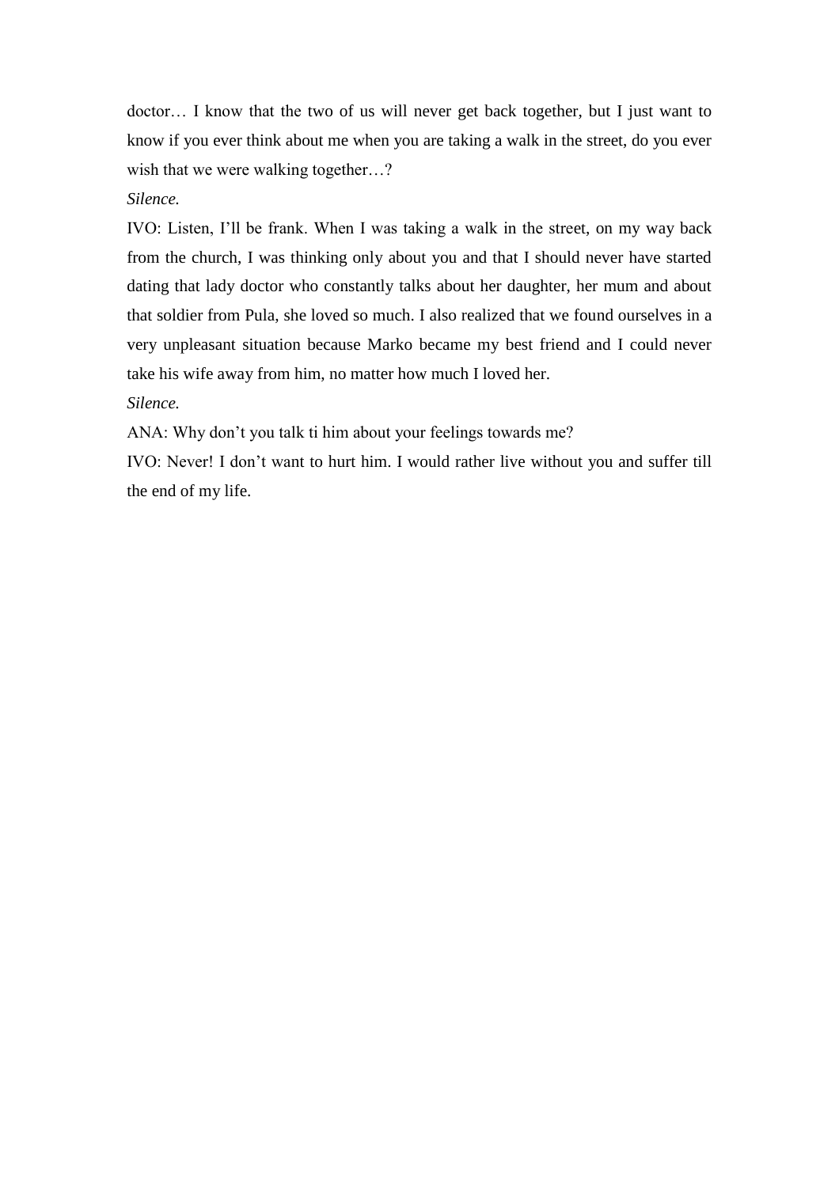doctor… I know that the two of us will never get back together, but I just want to know if you ever think about me when you are taking a walk in the street, do you ever wish that we were walking together…?

*Silence.*

IVO: Listen, I'll be frank. When I was taking a walk in the street, on my way back from the church, I was thinking only about you and that I should never have started dating that lady doctor who constantly talks about her daughter, her mum and about that soldier from Pula, she loved so much. I also realized that we found ourselves in a very unpleasant situation because Marko became my best friend and I could never take his wife away from him, no matter how much I loved her.

*Silence.*

ANA: Why don't you talk ti him about your feelings towards me?

IVO: Never! I don't want to hurt him. I would rather live without you and suffer till the end of my life.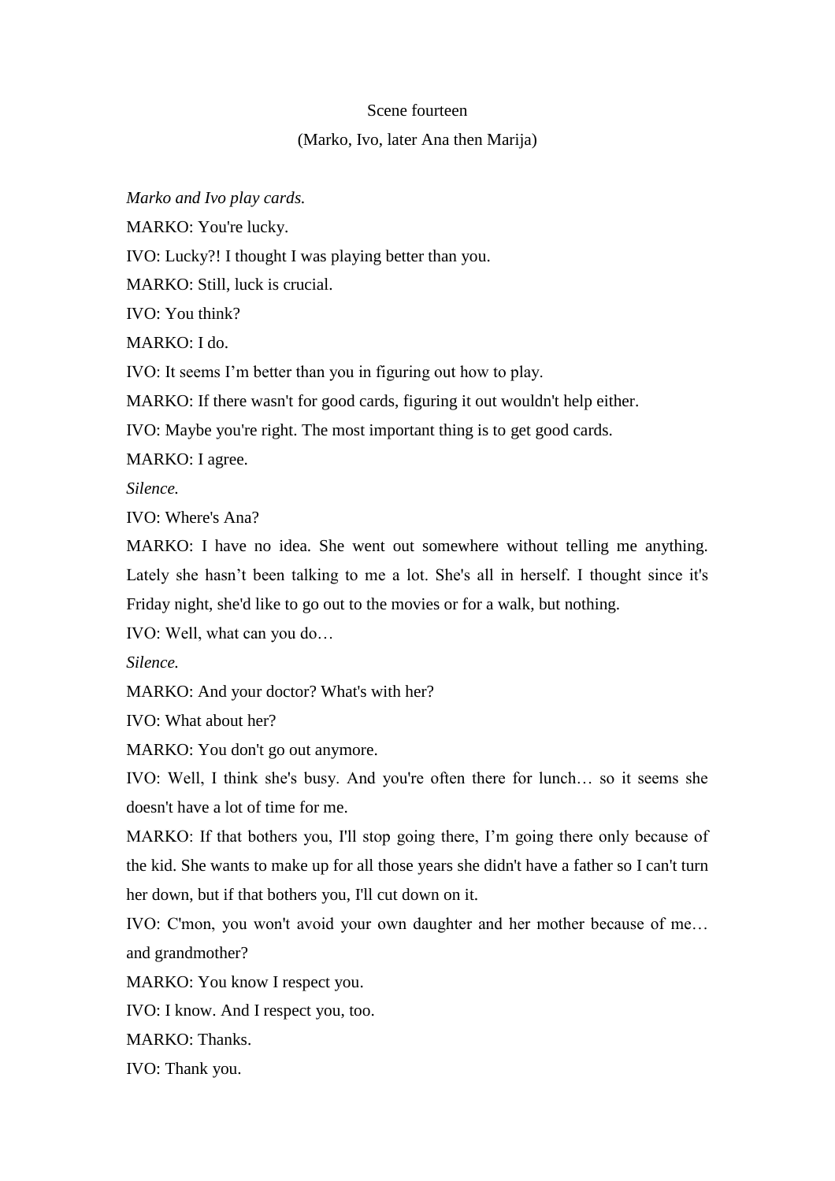Scene fourteen

(Marko, Ivo, later Ana then Marija)

*Marko and Ivo play cards.*

MARKO: You're lucky.

IVO: Lucky?! I thought I was playing better than you.

MARKO: Still, luck is crucial.

IVO: You think?

MARKO: I do.

IVO: It seems I’m better than you in figuring out how to play.

MARKO: If there wasn't for good cards, figuring it out wouldn't help either.

IVO: Maybe you're right. The most important thing is to get good cards.

MARKO: I agree.

*Silence.*

IVO: Where's Ana?

MARKO: I have no idea. She went out somewhere without telling me anything. Lately she hasn’t been talking to me a lot. She's all in herself. I thought since it's Friday night, she'd like to go out to the movies or for a walk, but nothing.

IVO: Well, what can you do…

*Silence.*

MARKO: And your doctor? What's with her?

IVO: What about her?

MARKO: You don't go out anymore.

IVO: Well, I think she's busy. And you're often there for lunch… so it seems she doesn't have a lot of time for me.

MARKO: If that bothers you, I'll stop going there, I’m going there only because of the kid. She wants to make up for all those years she didn't have a father so I can't turn her down, but if that bothers you, I'll cut down on it.

IVO: C'mon, you won't avoid your own daughter and her mother because of me… and grandmother?

MARKO: You know I respect you.

IVO: I know. And I respect you, too.

MARKO: Thanks.

IVO: Thank you.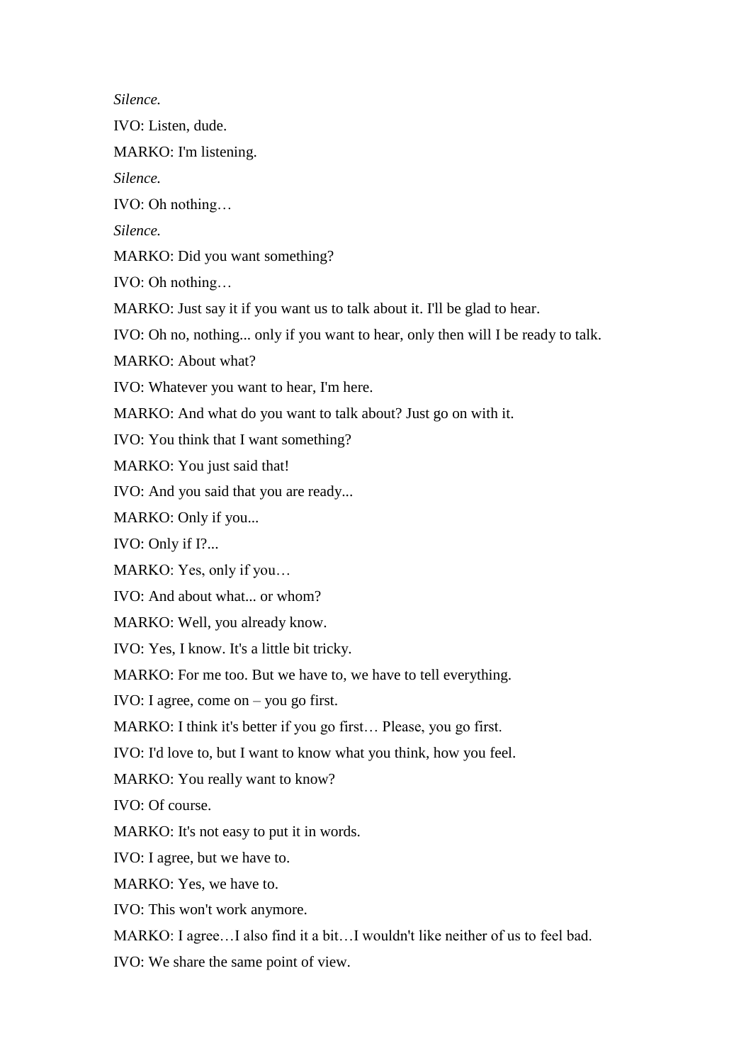*Silence.*

IVO: Listen, dude.

MARKO: I'm listening.

*Silence.*

IVO: Oh nothing…

*Silence.*

MARKO: Did you want something?

IVO: Oh nothing…

MARKO: Just say it if you want us to talk about it. I'll be glad to hear.

IVO: Oh no, nothing... only if you want to hear, only then will I be ready to talk.

MARKO: About what?

IVO: Whatever you want to hear, I'm here.

MARKO: And what do you want to talk about? Just go on with it.

IVO: You think that I want something?

MARKO: You just said that!

IVO: And you said that you are ready...

MARKO: Only if you...

IVO: Only if I?...

MARKO: Yes, only if you…

IVO: And about what... or whom?

MARKO: Well, you already know.

IVO: Yes, I know. It's a little bit tricky.

MARKO: For me too. But we have to, we have to tell everything.

IVO: I agree, come on – you go first.

MARKO: I think it's better if you go first… Please, you go first.

IVO: I'd love to, but I want to know what you think, how you feel.

MARKO: You really want to know?

IVO: Of course.

MARKO: It's not easy to put it in words.

IVO: I agree, but we have to.

MARKO: Yes, we have to.

IVO: This won't work anymore.

MARKO: I agree…I also find it a bit…I wouldn't like neither of us to feel bad.

IVO: We share the same point of view.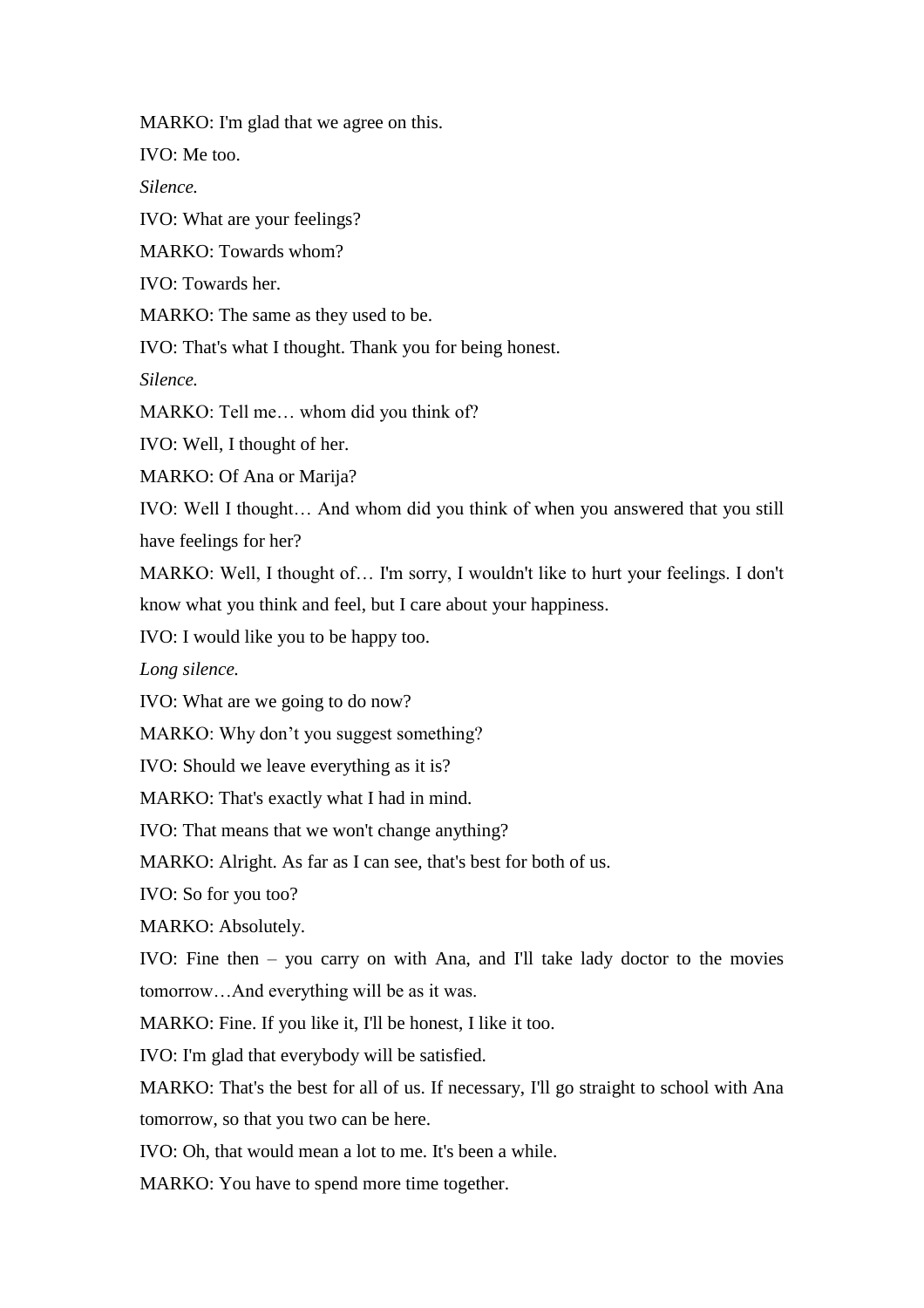MARKO: I'm glad that we agree on this.

IVO: Me too.

*Silence.*

IVO: What are your feelings?

MARKO: Towards whom?

IVO: Towards her.

MARKO: The same as they used to be.

IVO: That's what I thought. Thank you for being honest.

*Silence.*

MARKO: Tell me… whom did you think of?

IVO: Well, I thought of her.

MARKO: Of Ana or Marija?

IVO: Well I thought… And whom did you think of when you answered that you still have feelings for her?

MARKO: Well, I thought of… I'm sorry, I wouldn't like to hurt your feelings. I don't know what you think and feel, but I care about your happiness.

IVO: I would like you to be happy too.

*Long silence.*

IVO: What are we going to do now?

MARKO: Why don't you suggest something?

IVO: Should we leave everything as it is?

MARKO: That's exactly what I had in mind.

IVO: That means that we won't change anything?

MARKO: Alright. As far as I can see, that's best for both of us.

IVO: So for you too?

MARKO: Absolutely.

IVO: Fine then – you carry on with Ana, and I'll take lady doctor to the movies tomorrow…And everything will be as it was.

MARKO: Fine. If you like it, I'll be honest, I like it too.

IVO: I'm glad that everybody will be satisfied.

MARKO: That's the best for all of us. If necessary, I'll go straight to school with Ana tomorrow, so that you two can be here.

IVO: Oh, that would mean a lot to me. It's been a while.

MARKO: You have to spend more time together.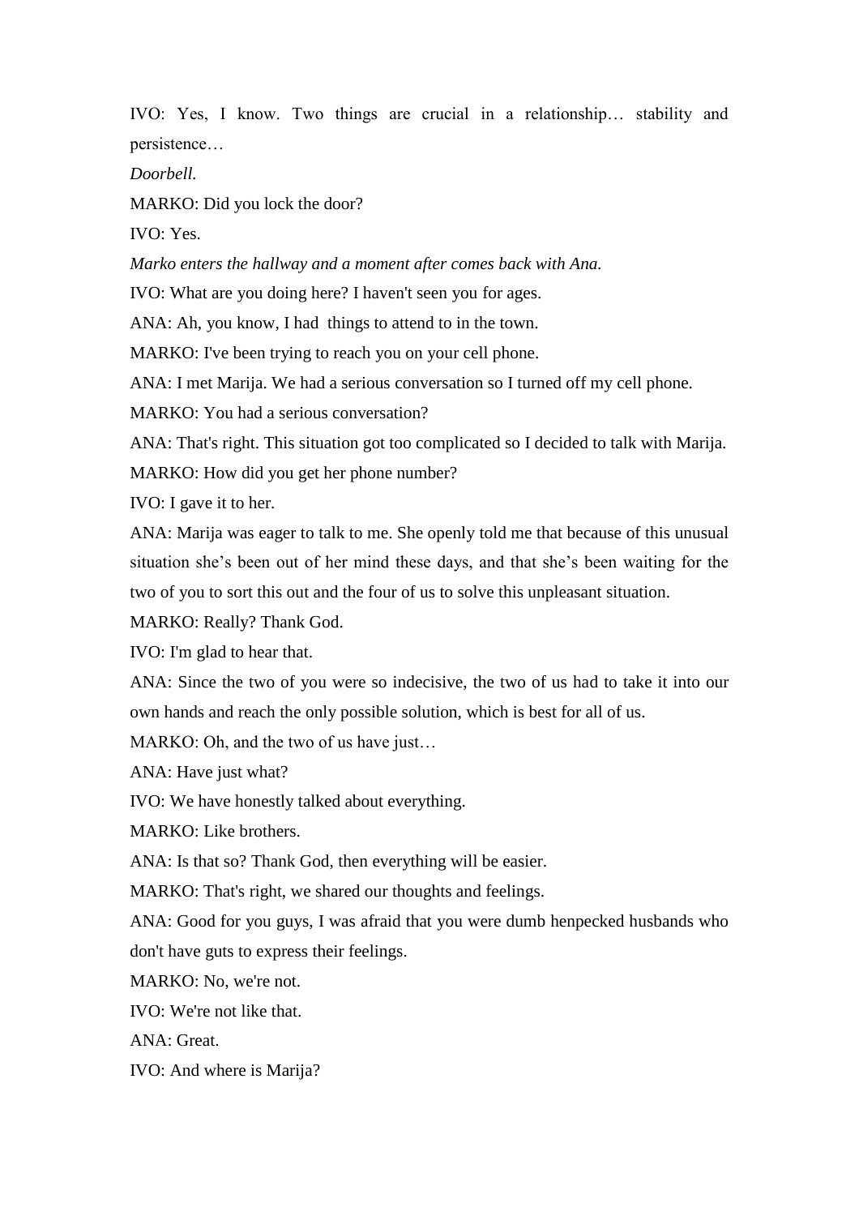IVO: Yes, I know. Two things are crucial in a relationship… stability and persistence…

*Doorbell.*

MARKO: Did you lock the door?

IVO: Yes.

*Marko enters the hallway and a moment after comes back with Ana.*

IVO: What are you doing here? I haven't seen you for ages.

ANA: Ah, you know, I had  things to attend to in the town.

MARKO: I've been trying to reach you on your cell phone.

ANA: I met Marija. We had a serious conversation so I turned off my cell phone.

MARKO: You had a serious conversation?

ANA: That's right. This situation got too complicated so I decided to talk with Marija.

MARKO: How did you get her phone number?

IVO: I gave it to her.

ANA: Marija was eager to talk to me. She openly told me that because of this unusual situation she's been out of her mind these days, and that she's been waiting for the two of you to sort this out and the four of us to solve this unpleasant situation.

MARKO: Really? Thank God.

IVO: I'm glad to hear that.

ANA: Since the two of you were so indecisive, the two of us had to take it into our own hands and reach the only possible solution, which is best for all of us.

MARKO: Oh, and the two of us have just…

ANA: Have just what?

IVO: We have honestly talked about everything.

MARKO: Like brothers.

ANA: Is that so? Thank God, then everything will be easier.

MARKO: That's right, we shared our thoughts and feelings.

ANA: Good for you guys, I was afraid that you were dumb henpecked husbands who don't have guts to express their feelings.

MARKO: No, we're not.

IVO: We're not like that.

ANA: Great.

IVO: And where is Marija?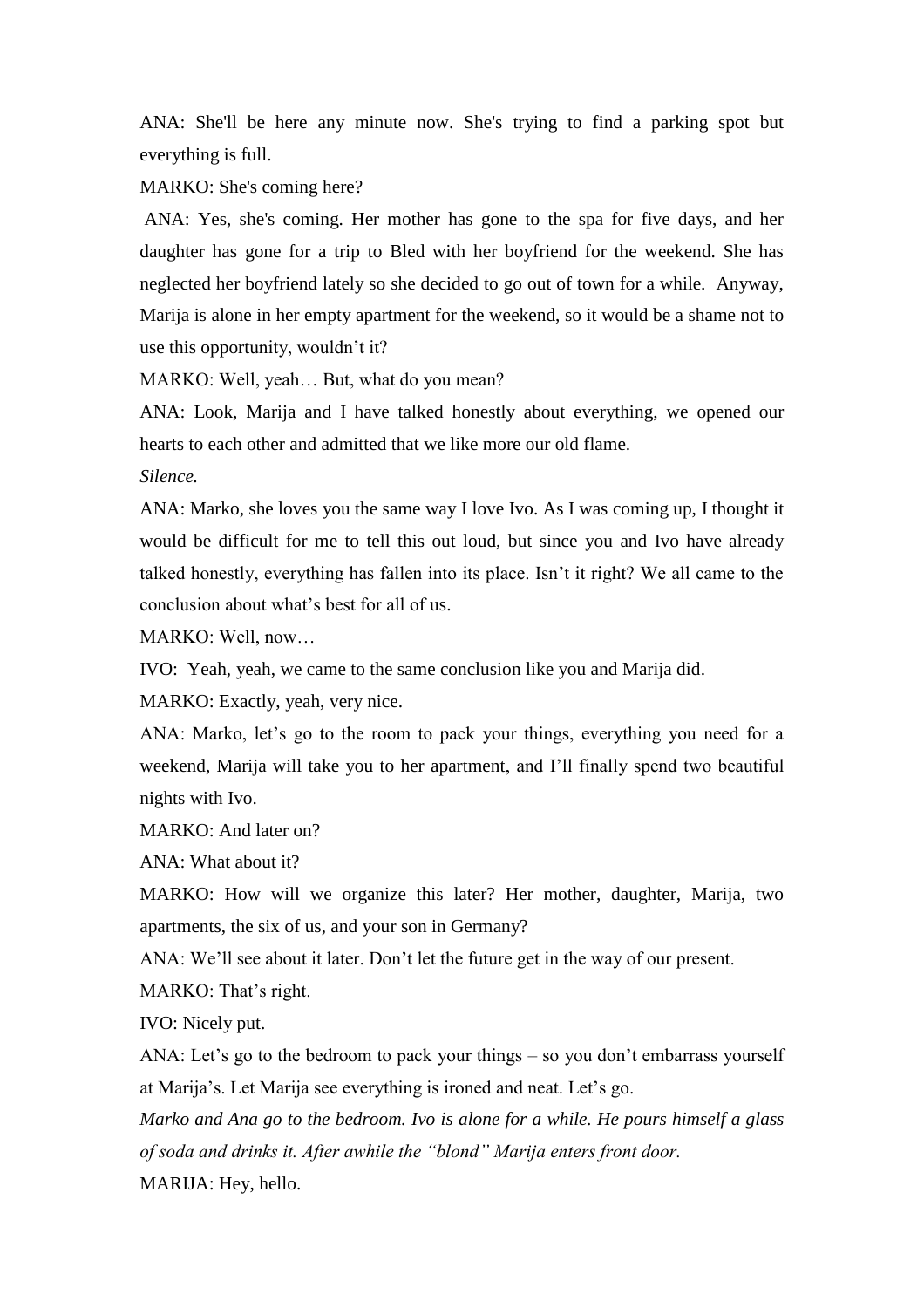ANA: She'll be here any minute now. She's trying to find a parking spot but everything is full.

MARKO: She's coming here?

ANA: Yes, she's coming. Her mother has gone to the spa for five days, and her daughter has gone for a trip to Bled with her boyfriend for the weekend. She has neglected her boyfriend lately so she decided to go out of town for a while. Anyway, Marija is alone in her empty apartment for the weekend, so it would be a shame not to use this opportunity, wouldn't it?

MARKO: Well, yeah… But, what do you mean?

ANA: Look, Marija and I have talked honestly about everything, we opened our hearts to each other and admitted that we like more our old flame.

*Silence.*

ANA: Marko, she loves you the same way I love Ivo. As I was coming up, I thought it would be difficult for me to tell this out loud, but since you and Ivo have already talked honestly, everything has fallen into its place. Isn't it right? We all came to the conclusion about what's best for all of us.

MARKO: Well, now…

IVO: Yeah, yeah, we came to the same conclusion like you and Marija did.

MARKO: Exactly, yeah, very nice.

ANA: Marko, let's go to the room to pack your things, everything you need for a weekend, Marija will take you to her apartment, and I'll finally spend two beautiful nights with Ivo.

MARKO: And later on?

ANA: What about it?

MARKO: How will we organize this later? Her mother, daughter, Marija, two apartments, the six of us, and your son in Germany?

ANA: We'll see about it later. Don't let the future get in the way of our present.

MARKO: That's right.

IVO: Nicely put.

ANA: Let's go to the bedroom to pack your things – so you don't embarrass yourself at Marija's. Let Marija see everything is ironed and neat. Let's go.

*Marko and Ana go to the bedroom. Ivo is alone for a while. He pours himself a glass of soda and drinks it. After awhile the "blond" Marija enters front door.*

MARIJA: Hey, hello.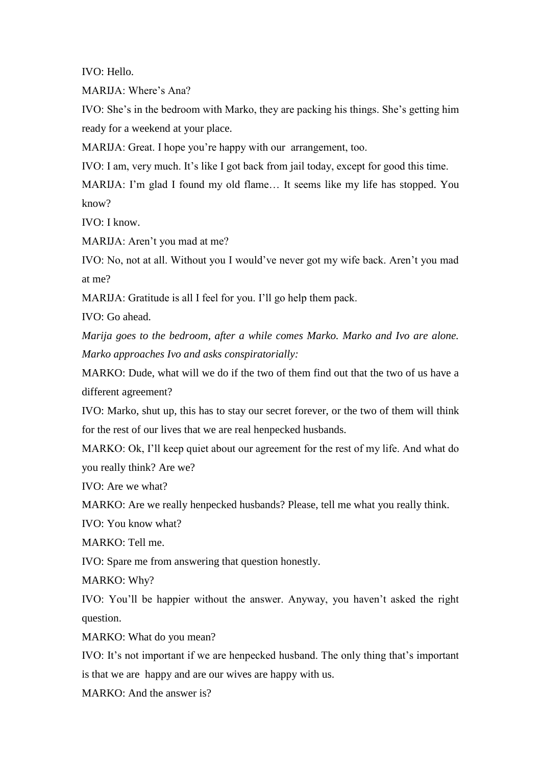IVO: Hello.

MARIJA: Where's Ana?

IVO: She's in the bedroom with Marko, they are packing his things. She's getting him ready for a weekend at your place.

MARIJA: Great. I hope you're happy with our  arrangement, too.

IVO: I am, very much. It's like I got back from jail today, except for good this time.

MARIJA: I'm glad I found my old flame… It seems like my life has stopped. You know?

IVO: I know.

MARIJA: Aren't you mad at me?

IVO: No, not at all. Without you I would've never got my wife back. Aren't you mad at me?

MARIJA: Gratitude is all I feel for you. I'll go help them pack.

IVO: Go ahead.

*Marija goes to the bedroom, after a while comes Marko. Marko and Ivo are alone. Marko approaches Ivo and asks conspiratorially:*

MARKO: Dude, what will we do if the two of them find out that the two of us have a different agreement?

IVO: Marko, shut up, this has to stay our secret forever, or the two of them will think for the rest of our lives that we are real henpecked husbands.

MARKO: Ok, I'll keep quiet about our agreement for the rest of my life. And what do you really think? Are we?

IVO: Are we what?

MARKO: Are we really henpecked husbands? Please, tell me what you really think.

IVO: You know what?

MARKO: Tell me.

IVO: Spare me from answering that question honestly.

MARKO: Why?

IVO: You'll be happier without the answer. Anyway, you haven't asked the right question.

MARKO: What do you mean?

IVO: It's not important if we are henpecked husband. The only thing that's important is that we are  happy and are our wives are happy with us.

MARKO: And the answer is?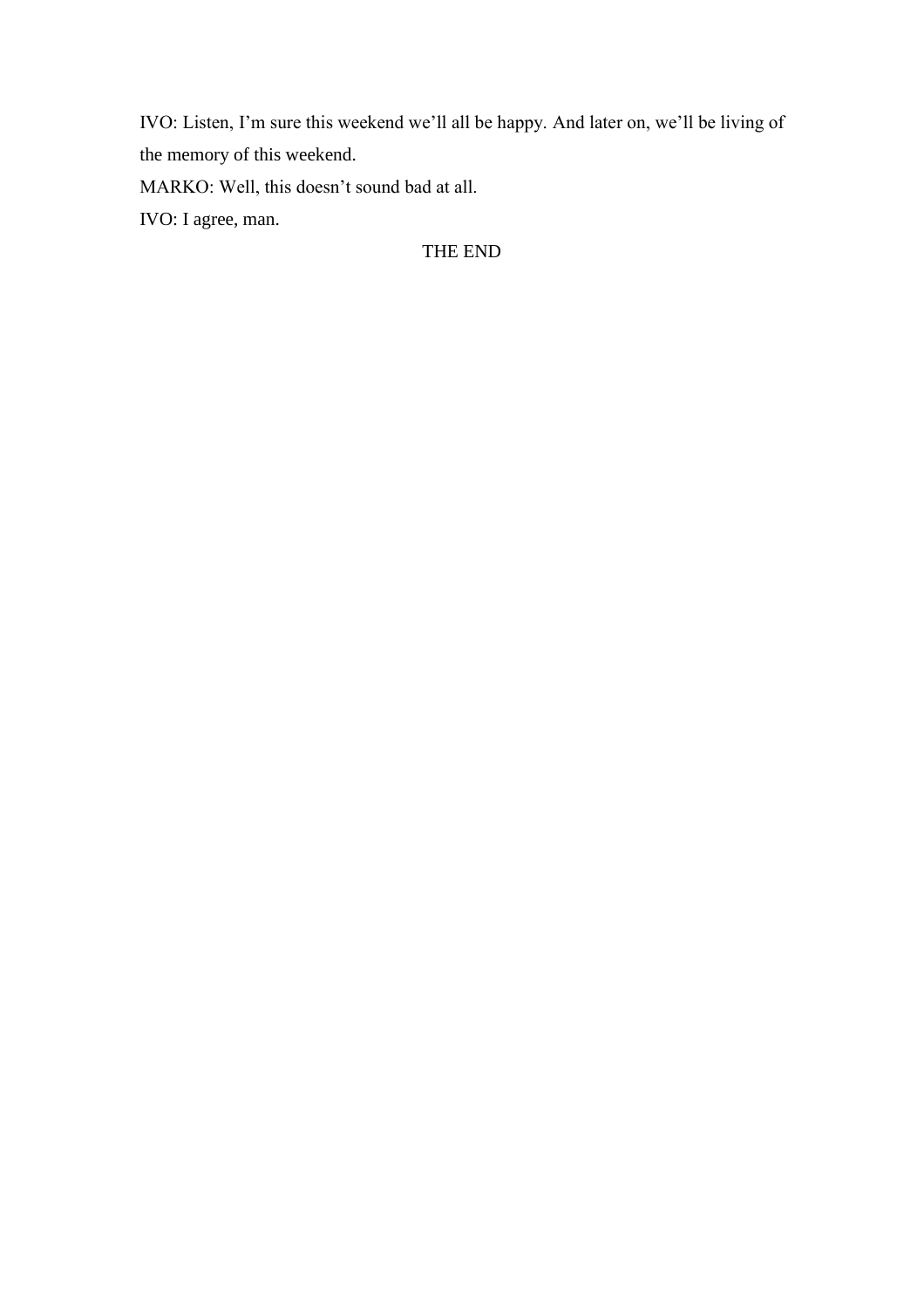IVO: Listen, I'm sure this weekend we'll all be happy. And later on, we'll be living of the memory of this weekend.

MARKO: Well, this doesn't sound bad at all.

IVO: I agree, man.

THE END